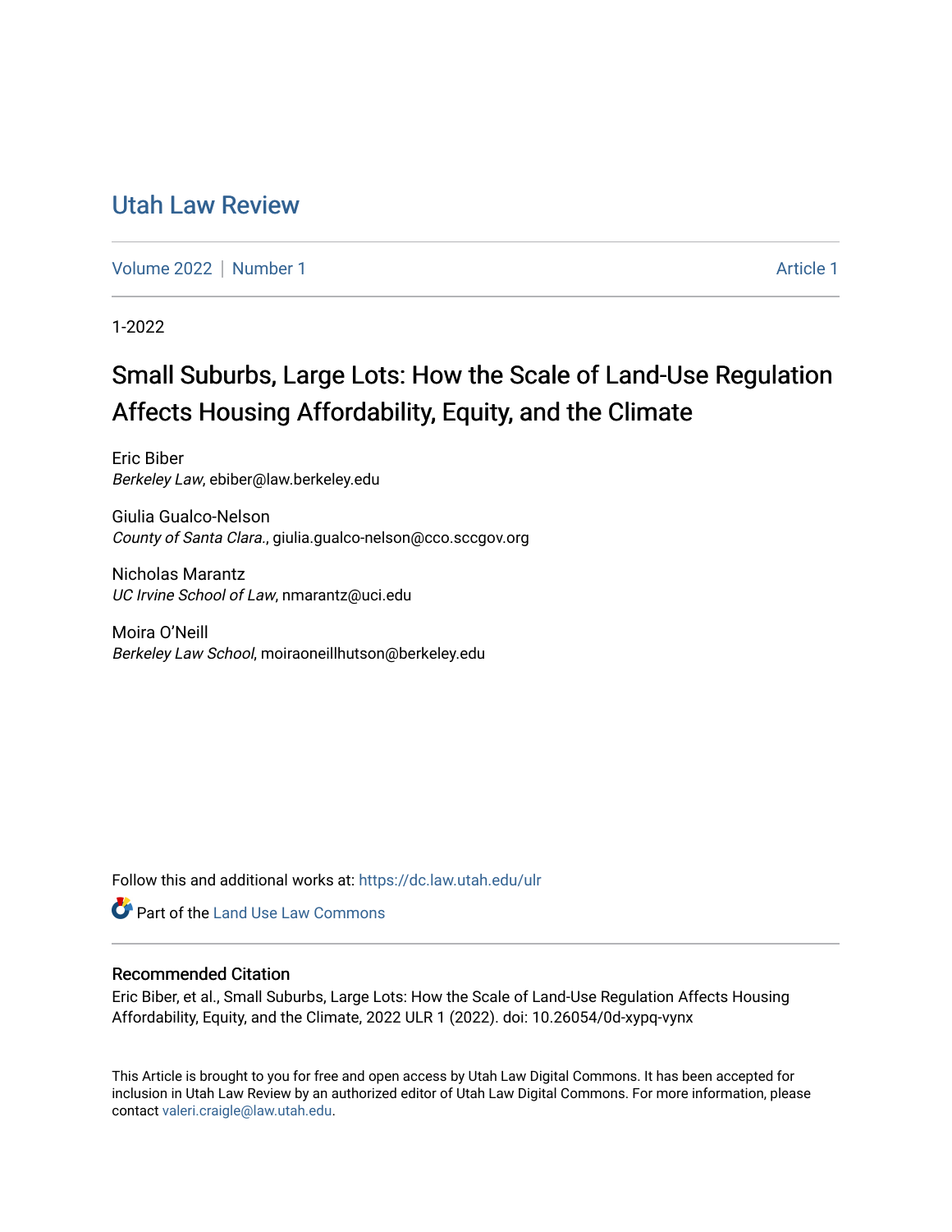Utah Law Review

Volume 2022 | Number 1 | Article 1

1-2022

# Small Suburbs, Large Lots: How the Scale of Land-Use Regulation Affects Housing Affordability, Equity, and the Climate

Eric Biber
*Berkeley Law*, ebiber@law.berkeley.edu

Giulia Gualco-Nelson
*County of Santa Clara.*, giulia.gualco-nelson@cco.sccgov.org

Nicholas Marantz
*UC Irvine School of Law*, nmarantz@uci.edu

Moira O'Neill
*Berkeley Law School*, moiraoneillhutson@berkeley.edu

Follow this and additional works at: https://dc.law.utah.edu/ulr

Part of the Land Use Law Commons

## Recommended Citation

Eric Biber, et al., Small Suburbs, Large Lots: How the Scale of Land-Use Regulation Affects Housing Affordability, Equity, and the Climate, 2022 ULR 1 (2022). doi: 10.26054/0d-xypq-vynx

This Article is brought to you for free and open access by Utah Law Digital Commons. It has been accepted for inclusion in Utah Law Review by an authorized editor of Utah Law Digital Commons. For more information, please contact valeri.craigle@law.utah.edu.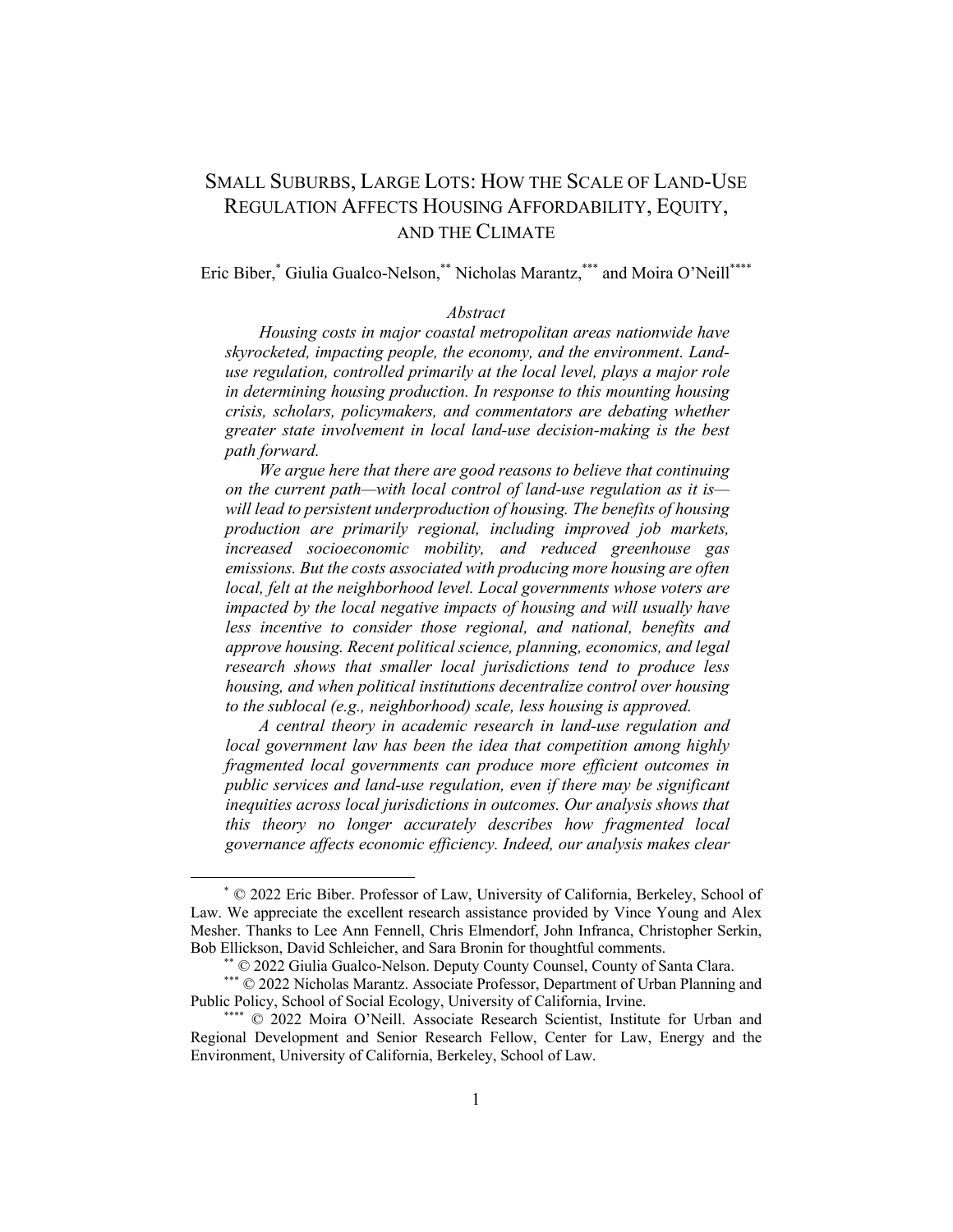# SMALL SUBURBS, LARGE LOTS: HOW THE SCALE OF LAND-USE REGULATION AFFECTS HOUSING AFFORDABILITY, EQUITY, AND THE CLIMATE

Eric Biber,[*] Giulia Gualco-Nelson,[**] Nicholas Marantz,[***] and Moira O'Neill[****]

*Abstract*

*Housing costs in major coastal metropolitan areas nationwide have skyrocketed, impacting people, the economy, and the environment. Land-use regulation, controlled primarily at the local level, plays a major role in determining housing production. In response to this mounting housing crisis, scholars, policymakers, and commentators are debating whether greater state involvement in local land-use decision-making is the best path forward.*

*We argue here that there are good reasons to believe that continuing on the current path—with local control of land-use regulation as it is—will lead to persistent underproduction of housing. The benefits of housing production are primarily regional, including improved job markets, increased socioeconomic mobility, and reduced greenhouse gas emissions. But the costs associated with producing more housing are often local, felt at the neighborhood level. Local governments whose voters are impacted by the local negative impacts of housing and will usually have less incentive to consider those regional, and national, benefits and approve housing. Recent political science, planning, economics, and legal research shows that smaller local jurisdictions tend to produce less housing, and when political institutions decentralize control over housing to the sublocal (e.g., neighborhood) scale, less housing is approved.*

*A central theory in academic research in land-use regulation and local government law has been the idea that competition among highly fragmented local governments can produce more efficient outcomes in public services and land-use regulation, even if there may be significant inequities across local jurisdictions in outcomes. Our analysis shows that this theory no longer accurately describes how fragmented local governance affects economic efficiency. Indeed, our analysis makes clear*

---

[*] © 2022 Eric Biber. Professor of Law, University of California, Berkeley, School of Law. We appreciate the excellent research assistance provided by Vince Young and Alex Mesher. Thanks to Lee Ann Fennell, Chris Elmendorf, John Infranca, Christopher Serkin, Bob Ellickson, David Schleicher, and Sara Bronin for thoughtful comments.

[**] © 2022 Giulia Gualco-Nelson. Deputy County Counsel, County of Santa Clara.

[***] © 2022 Nicholas Marantz. Associate Professor, Department of Urban Planning and Public Policy, School of Social Ecology, University of California, Irvine.

[****] © 2022 Moira O'Neill. Associate Research Scientist, Institute for Urban and Regional Development and Senior Research Fellow, Center for Law, Energy and the Environment, University of California, Berkeley, School of Law.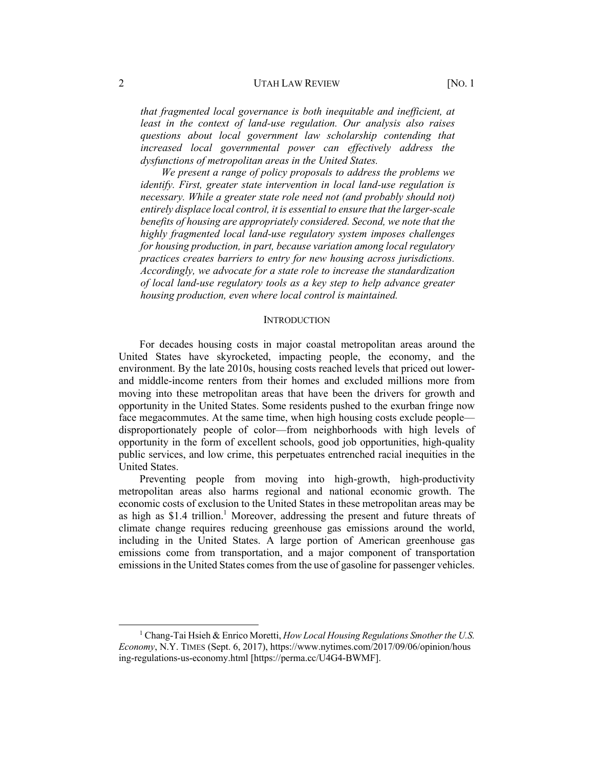*that fragmented local governance is both inequitable and inefficient, at least in the context of land-use regulation. Our analysis also raises questions about local government law scholarship contending that increased local governmental power can effectively address the dysfunctions of metropolitan areas in the United States.*

*We present a range of policy proposals to address the problems we identify. First, greater state intervention in local land-use regulation is necessary. While a greater state role need not (and probably should not) entirely displace local control, it is essential to ensure that the larger-scale benefits of housing are appropriately considered. Second, we note that the highly fragmented local land-use regulatory system imposes challenges for housing production, in part, because variation among local regulatory practices creates barriers to entry for new housing across jurisdictions. Accordingly, we advocate for a state role to increase the standardization of local land-use regulatory tools as a key step to help advance greater housing production, even where local control is maintained.*

## INTRODUCTION

For decades housing costs in major coastal metropolitan areas around the United States have skyrocketed, impacting people, the economy, and the environment. By the late 2010s, housing costs reached levels that priced out lower- and middle-income renters from their homes and excluded millions more from moving into these metropolitan areas that have been the drivers for growth and opportunity in the United States. Some residents pushed to the exurban fringe now face megacommutes. At the same time, when high housing costs exclude people—disproportionately people of color—from neighborhoods with high levels of opportunity in the form of excellent schools, good job opportunities, high-quality public services, and low crime, this perpetuates entrenched racial inequities in the United States.

Preventing people from moving into high-growth, high-productivity metropolitan areas also harms regional and national economic growth. The economic costs of exclusion to the United States in these metropolitan areas may be as high as $1.4 trillion.[1] Moreover, addressing the present and future threats of climate change requires reducing greenhouse gas emissions around the world, including in the United States. A large portion of American greenhouse gas emissions come from transportation, and a major component of transportation emissions in the United States comes from the use of gasoline for passenger vehicles.

---

[1] Chang-Tai Hsieh & Enrico Moretti, *How Local Housing Regulations Smother the U.S. Economy*, N.Y. TIMES (Sept. 6, 2017), https://www.nytimes.com/2017/09/06/opinion/housing-regulations-us-economy.html [https://perma.cc/U4G4-BWMF].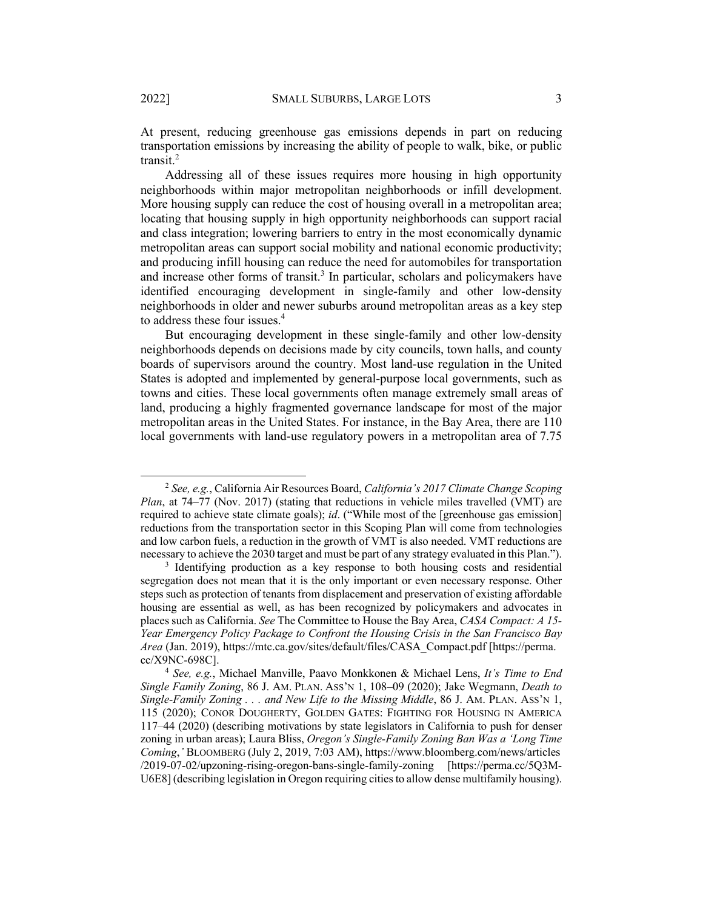At present, reducing greenhouse gas emissions depends in part on reducing transportation emissions by increasing the ability of people to walk, bike, or public transit.[2]

Addressing all of these issues requires more housing in high opportunity neighborhoods within major metropolitan neighborhoods or infill development. More housing supply can reduce the cost of housing overall in a metropolitan area; locating that housing supply in high opportunity neighborhoods can support racial and class integration; lowering barriers to entry in the most economically dynamic metropolitan areas can support social mobility and national economic productivity; and producing infill housing can reduce the need for automobiles for transportation and increase other forms of transit.[3] In particular, scholars and policymakers have identified encouraging development in single-family and other low-density neighborhoods in older and newer suburbs around metropolitan areas as a key step to address these four issues.[4]

But encouraging development in these single-family and other low-density neighborhoods depends on decisions made by city councils, town halls, and county boards of supervisors around the country. Most land-use regulation in the United States is adopted and implemented by general-purpose local governments, such as towns and cities. These local governments often manage extremely small areas of land, producing a highly fragmented governance landscape for most of the major metropolitan areas in the United States. For instance, in the Bay Area, there are 110 local governments with land-use regulatory powers in a metropolitan area of 7.75

---

[2] *See, e.g.*, California Air Resources Board, *California's 2017 Climate Change Scoping Plan*, at 74–77 (Nov. 2017) (stating that reductions in vehicle miles travelled (VMT) are required to achieve state climate goals); *id*. ("While most of the [greenhouse gas emission] reductions from the transportation sector in this Scoping Plan will come from technologies and low carbon fuels, a reduction in the growth of VMT is also needed. VMT reductions are necessary to achieve the 2030 target and must be part of any strategy evaluated in this Plan.").

[3] Identifying production as a key response to both housing costs and residential segregation does not mean that it is the only important or even necessary response. Other steps such as protection of tenants from displacement and preservation of existing affordable housing are essential as well, as has been recognized by policymakers and advocates in places such as California. *See* The Committee to House the Bay Area, *CASA Compact: A 15-Year Emergency Policy Package to Confront the Housing Crisis in the San Francisco Bay Area* (Jan. 2019), https://mtc.ca.gov/sites/default/files/CASA_Compact.pdf [https://perma.cc/X9NC-698C].

[4] *See, e.g.*, Michael Manville, Paavo Monkkonen & Michael Lens, *It's Time to End Single Family Zoning*, 86 J. AM. PLAN. ASS'N 1, 108–09 (2020); Jake Wegmann, *Death to Single-Family Zoning . . . and New Life to the Missing Middle*, 86 J. AM. PLAN. ASS'N 1, 115 (2020); CONOR DOUGHERTY, GOLDEN GATES: FIGHTING FOR HOUSING IN AMERICA 117–44 (2020) (describing motivations by state legislators in California to push for denser zoning in urban areas); Laura Bliss, *Oregon's Single-Family Zoning Ban Was a 'Long Time Coming*,*'* BLOOMBERG (July 2, 2019, 7:03 AM), https://www.bloomberg.com/news/articles/2019-07-02/upzoning-rising-oregon-bans-single-family-zoning [https://perma.cc/5Q3M-U6E8] (describing legislation in Oregon requiring cities to allow dense multifamily housing).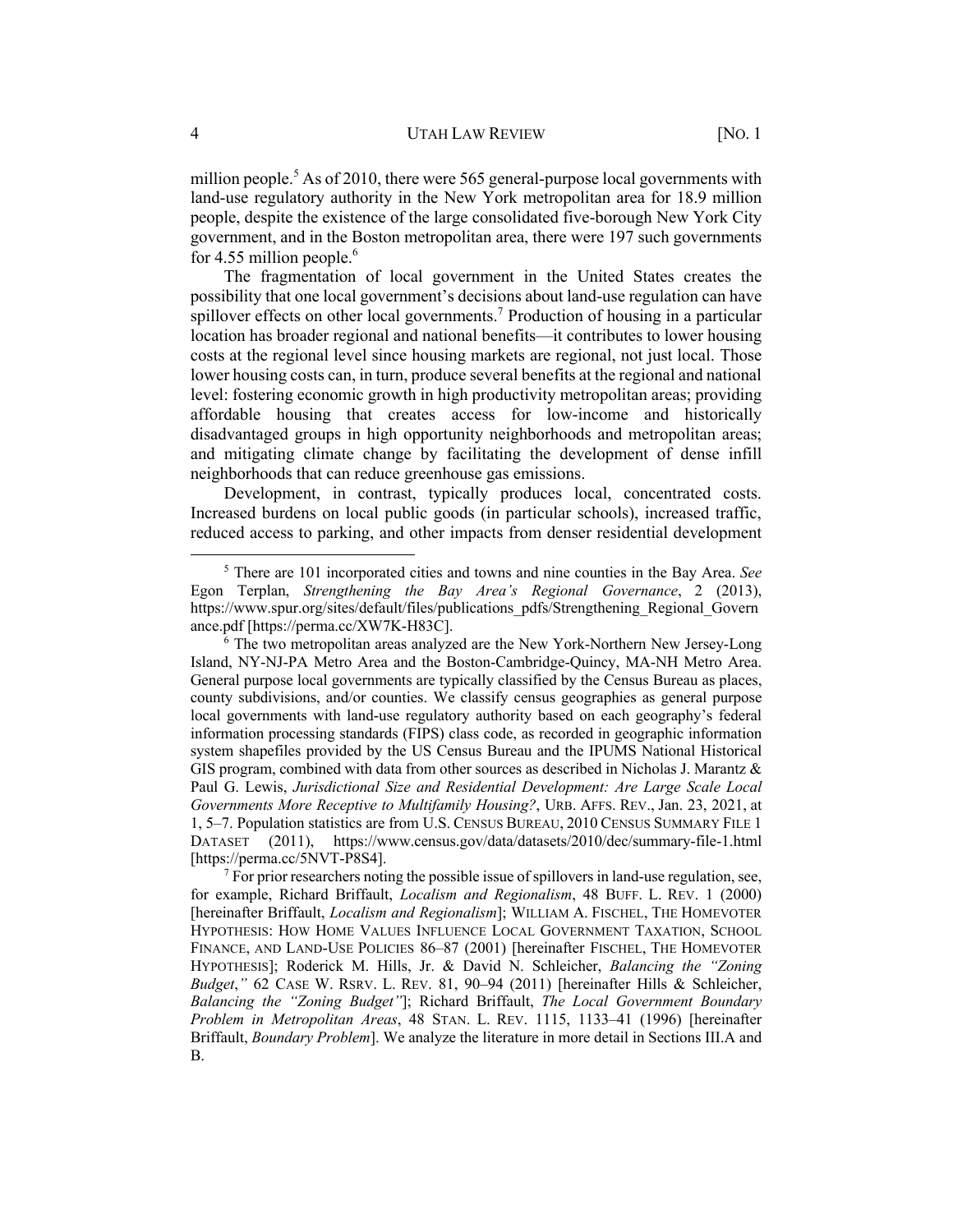million people.[5] As of 2010, there were 565 general-purpose local governments with land-use regulatory authority in the New York metropolitan area for 18.9 million people, despite the existence of the large consolidated five-borough New York City government, and in the Boston metropolitan area, there were 197 such governments for 4.55 million people.[6]

The fragmentation of local government in the United States creates the possibility that one local government's decisions about land-use regulation can have spillover effects on other local governments.[7] Production of housing in a particular location has broader regional and national benefits—it contributes to lower housing costs at the regional level since housing markets are regional, not just local. Those lower housing costs can, in turn, produce several benefits at the regional and national level: fostering economic growth in high productivity metropolitan areas; providing affordable housing that creates access for low-income and historically disadvantaged groups in high opportunity neighborhoods and metropolitan areas; and mitigating climate change by facilitating the development of dense infill neighborhoods that can reduce greenhouse gas emissions.

Development, in contrast, typically produces local, concentrated costs. Increased burdens on local public goods (in particular schools), increased traffic, reduced access to parking, and other impacts from denser residential development

---

[5] There are 101 incorporated cities and towns and nine counties in the Bay Area. *See* Egon Terplan, *Strengthening the Bay Area's Regional Governance*, 2 (2013), https://www.spur.org/sites/default/files/publications_pdfs/Strengthening_Regional_Governance.pdf [https://perma.cc/XW7K-H83C].

[6] The two metropolitan areas analyzed are the New York-Northern New Jersey-Long Island, NY-NJ-PA Metro Area and the Boston-Cambridge-Quincy, MA-NH Metro Area. General purpose local governments are typically classified by the Census Bureau as places, county subdivisions, and/or counties. We classify census geographies as general purpose local governments with land-use regulatory authority based on each geography's federal information processing standards (FIPS) class code, as recorded in geographic information system shapefiles provided by the US Census Bureau and the IPUMS National Historical GIS program, combined with data from other sources as described in Nicholas J. Marantz & Paul G. Lewis, *Jurisdictional Size and Residential Development: Are Large Scale Local Governments More Receptive to Multifamily Housing?*, URB. AFFS. REV., Jan. 23, 2021, at 1, 5–7. Population statistics are from U.S. CENSUS BUREAU, 2010 CENSUS SUMMARY FILE 1 DATASET (2011), https://www.census.gov/data/datasets/2010/dec/summary-file-1.html [https://perma.cc/5NVT-P8S4].

[7] For prior researchers noting the possible issue of spillovers in land-use regulation, see, for example, Richard Briffault, *Localism and Regionalism*, 48 BUFF. L. REV. 1 (2000) [hereinafter Briffault, *Localism and Regionalism*]; WILLIAM A. FISCHEL, THE HOMEVOTER HYPOTHESIS: HOW HOME VALUES INFLUENCE LOCAL GOVERNMENT TAXATION, SCHOOL FINANCE, AND LAND-USE POLICIES 86–87 (2001) [hereinafter FISCHEL, THE HOMEVOTER HYPOTHESIS]; Roderick M. Hills, Jr. & David N. Schleicher, *Balancing the "Zoning Budget*,*"* 62 CASE W. RSRV. L. REV. 81, 90–94 (2011) [hereinafter Hills & Schleicher, *Balancing the "Zoning Budget"*]; Richard Briffault, *The Local Government Boundary Problem in Metropolitan Areas*, 48 STAN. L. REV. 1115, 1133–41 (1996) [hereinafter Briffault, *Boundary Problem*]. We analyze the literature in more detail in Sections III.A and B.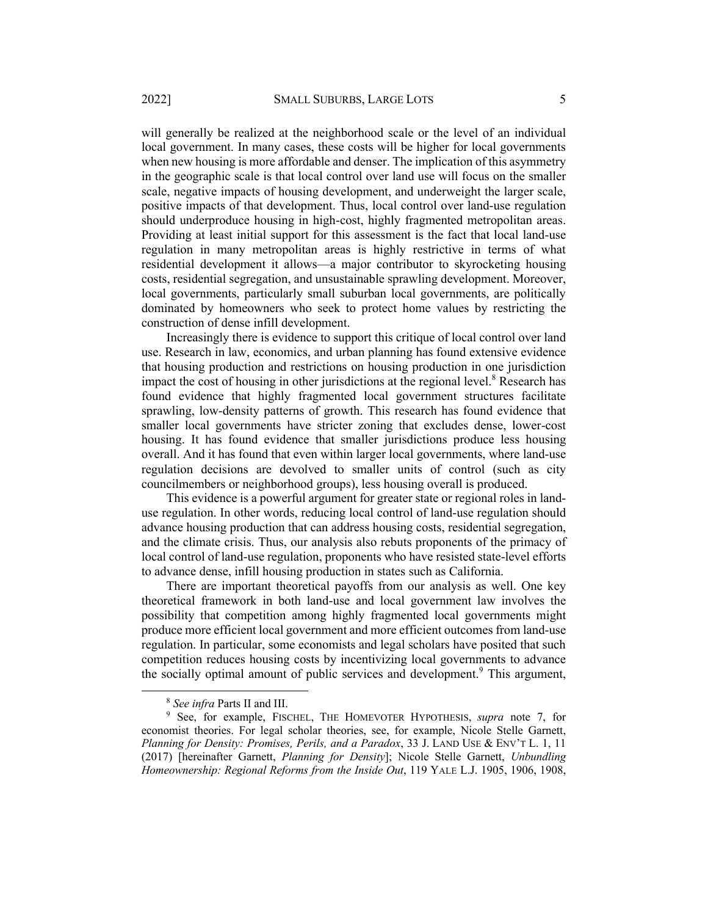will generally be realized at the neighborhood scale or the level of an individual local government. In many cases, these costs will be higher for local governments when new housing is more affordable and denser. The implication of this asymmetry in the geographic scale is that local control over land use will focus on the smaller scale, negative impacts of housing development, and underweight the larger scale, positive impacts of that development. Thus, local control over land-use regulation should underproduce housing in high-cost, highly fragmented metropolitan areas. Providing at least initial support for this assessment is the fact that local land-use regulation in many metropolitan areas is highly restrictive in terms of what residential development it allows—a major contributor to skyrocketing housing costs, residential segregation, and unsustainable sprawling development. Moreover, local governments, particularly small suburban local governments, are politically dominated by homeowners who seek to protect home values by restricting the construction of dense infill development.

Increasingly there is evidence to support this critique of local control over land use. Research in law, economics, and urban planning has found extensive evidence that housing production and restrictions on housing production in one jurisdiction impact the cost of housing in other jurisdictions at the regional level.[8] Research has found evidence that highly fragmented local government structures facilitate sprawling, low-density patterns of growth. This research has found evidence that smaller local governments have stricter zoning that excludes dense, lower-cost housing. It has found evidence that smaller jurisdictions produce less housing overall. And it has found that even within larger local governments, where land-use regulation decisions are devolved to smaller units of control (such as city councilmembers or neighborhood groups), less housing overall is produced.

This evidence is a powerful argument for greater state or regional roles in land-use regulation. In other words, reducing local control of land-use regulation should advance housing production that can address housing costs, residential segregation, and the climate crisis. Thus, our analysis also rebuts proponents of the primacy of local control of land-use regulation, proponents who have resisted state-level efforts to advance dense, infill housing production in states such as California.

There are important theoretical payoffs from our analysis as well. One key theoretical framework in both land-use and local government law involves the possibility that competition among highly fragmented local governments might produce more efficient local government and more efficient outcomes from land-use regulation. In particular, some economists and legal scholars have posited that such competition reduces housing costs by incentivizing local governments to advance the socially optimal amount of public services and development.[9] This argument,

---

[8] *See infra* Parts II and III.

[9] See, for example, FISCHEL, THE HOMEVOTER HYPOTHESIS, *supra* note 7, for economist theories. For legal scholar theories, see, for example, Nicole Stelle Garnett, *Planning for Density: Promises, Perils, and a Paradox*, 33 J. LAND USE & ENV'T L. 1, 11 (2017) [hereinafter Garnett, *Planning for Density*]; Nicole Stelle Garnett, *Unbundling Homeownership: Regional Reforms from the Inside Out*, 119 YALE L.J. 1905, 1906, 1908,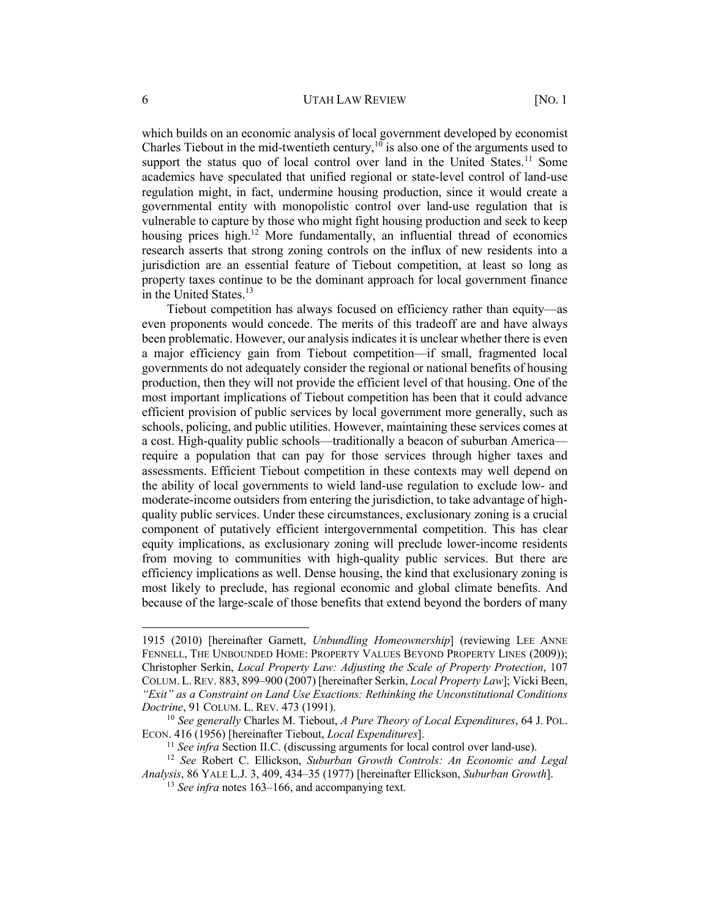which builds on an economic analysis of local government developed by economist Charles Tiebout in the mid-twentieth century,[10] is also one of the arguments used to support the status quo of local control over land in the United States.[11] Some academics have speculated that unified regional or state-level control of land-use regulation might, in fact, undermine housing production, since it would create a governmental entity with monopolistic control over land-use regulation that is vulnerable to capture by those who might fight housing production and seek to keep housing prices high.[12] More fundamentally, an influential thread of economics research asserts that strong zoning controls on the influx of new residents into a jurisdiction are an essential feature of Tiebout competition, at least so long as property taxes continue to be the dominant approach for local government finance in the United States.[13]

Tiebout competition has always focused on efficiency rather than equity—as even proponents would concede. The merits of this tradeoff are and have always been problematic. However, our analysis indicates it is unclear whether there is even a major efficiency gain from Tiebout competition—if small, fragmented local governments do not adequately consider the regional or national benefits of housing production, then they will not provide the efficient level of that housing. One of the most important implications of Tiebout competition has been that it could advance efficient provision of public services by local government more generally, such as schools, policing, and public utilities. However, maintaining these services comes at a cost. High-quality public schools—traditionally a beacon of suburban America—require a population that can pay for those services through higher taxes and assessments. Efficient Tiebout competition in these contexts may well depend on the ability of local governments to wield land-use regulation to exclude low- and moderate-income outsiders from entering the jurisdiction, to take advantage of high-quality public services. Under these circumstances, exclusionary zoning is a crucial component of putatively efficient intergovernmental competition. This has clear equity implications, as exclusionary zoning will preclude lower-income residents from moving to communities with high-quality public services. But there are efficiency implications as well. Dense housing, the kind that exclusionary zoning is most likely to preclude, has regional economic and global climate benefits. And because of the large-scale of those benefits that extend beyond the borders of many

---

1915 (2010) [hereinafter Garnett, *Unbundling Homeownership*] (reviewing LEE ANNE FENNELL, THE UNBOUNDED HOME: PROPERTY VALUES BEYOND PROPERTY LINES (2009)); Christopher Serkin, *Local Property Law: Adjusting the Scale of Property Protection*, 107 COLUM. L. REV. 883, 899–900 (2007) [hereinafter Serkin, *Local Property Law*]; Vicki Been, *"Exit" as a Constraint on Land Use Exactions: Rethinking the Unconstitutional Conditions Doctrine*, 91 COLUM. L. REV. 473 (1991).

[10] *See generally* Charles M. Tiebout, *A Pure Theory of Local Expenditures*, 64 J. POL. ECON. 416 (1956) [hereinafter Tiebout, *Local Expenditures*].

[11] *See infra* Section II.C. (discussing arguments for local control over land-use).

[12] *See* Robert C. Ellickson, *Suburban Growth Controls: An Economic and Legal Analysis*, 86 YALE L.J. 3, 409, 434–35 (1977) [hereinafter Ellickson, *Suburban Growth*].

[13] *See infra* notes 163–166, and accompanying text.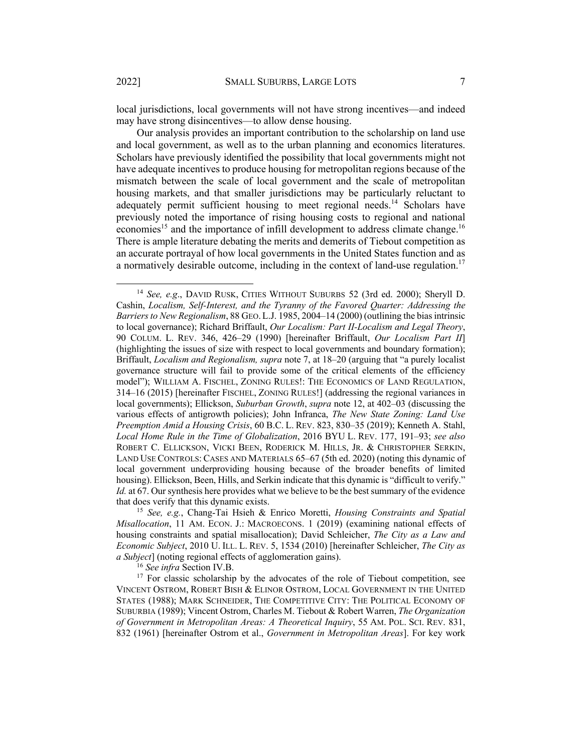local jurisdictions, local governments will not have strong incentives—and indeed may have strong disincentives—to allow dense housing.

Our analysis provides an important contribution to the scholarship on land use and local government, as well as to the urban planning and economics literatures. Scholars have previously identified the possibility that local governments might not have adequate incentives to produce housing for metropolitan regions because of the mismatch between the scale of local government and the scale of metropolitan housing markets, and that smaller jurisdictions may be particularly reluctant to adequately permit sufficient housing to meet regional needs.[14] Scholars have previously noted the importance of rising housing costs to regional and national economies[15] and the importance of infill development to address climate change.[16] There is ample literature debating the merits and demerits of Tiebout competition as an accurate portrayal of how local governments in the United States function and as a normatively desirable outcome, including in the context of land-use regulation.[17]

---

[14] *See, e.g.*, DAVID RUSK, CITIES WITHOUT SUBURBS 52 (3rd ed. 2000); Sheryll D. Cashin, *Localism, Self-Interest, and the Tyranny of the Favored Quarter: Addressing the Barriers to New Regionalism*, 88 GEO. L.J. 1985, 2004–14 (2000) (outlining the bias intrinsic to local governance); Richard Briffault, *Our Localism: Part II-Localism and Legal Theory*, 90 COLUM. L. REV. 346, 426–29 (1990) [hereinafter Briffault, *Our Localism Part II*] (highlighting the issues of size with respect to local governments and boundary formation); Briffault, *Localism and Regionalism, supra* note 7, at 18–20 (arguing that "a purely localist governance structure will fail to provide some of the critical elements of the efficiency model"); WILLIAM A. FISCHEL, ZONING RULES!: THE ECONOMICS OF LAND REGULATION, 314–16 (2015) [hereinafter FISCHEL, ZONING RULES!] (addressing the regional variances in local governments); Ellickson, *Suburban Growth*, *supra* note 12, at 402–03 (discussing the various effects of antigrowth policies); John Infranca, *The New State Zoning: Land Use Preemption Amid a Housing Crisis*, 60 B.C. L. REV. 823, 830–35 (2019); Kenneth A. Stahl, *Local Home Rule in the Time of Globalization*, 2016 BYU L. REV. 177, 191–93; *see also* ROBERT C. ELLICKSON, VICKI BEEN, RODERICK M. HILLS, JR. & CHRISTOPHER SERKIN, LAND USE CONTROLS: CASES AND MATERIALS 65–67 (5th ed. 2020) (noting this dynamic of local government underproviding housing because of the broader benefits of limited housing). Ellickson, Been, Hills, and Serkin indicate that this dynamic is "difficult to verify." *Id.* at 67. Our synthesis here provides what we believe to be the best summary of the evidence that does verify that this dynamic exists.

[15] *See, e.g.*, Chang-Tai Hsieh & Enrico Moretti, *Housing Constraints and Spatial Misallocation*, 11 AM. ECON. J.: MACROECONS. 1 (2019) (examining national effects of housing constraints and spatial misallocation); David Schleicher, *The City as a Law and Economic Subject*, 2010 U. ILL. L. REV. 5, 1534 (2010) [hereinafter Schleicher, *The City as a Subject*] (noting regional effects of agglomeration gains).

[16] *See infra* Section IV.B.

[17] For classic scholarship by the advocates of the role of Tiebout competition, see VINCENT OSTROM, ROBERT BISH & ELINOR OSTROM, LOCAL GOVERNMENT IN THE UNITED STATES (1988); MARK SCHNEIDER, THE COMPETITIVE CITY: THE POLITICAL ECONOMY OF SUBURBIA (1989); Vincent Ostrom, Charles M. Tiebout & Robert Warren, *The Organization of Government in Metropolitan Areas: A Theoretical Inquiry*, 55 AM. POL. SCI. REV. 831, 832 (1961) [hereinafter Ostrom et al., *Government in Metropolitan Areas*]. For key work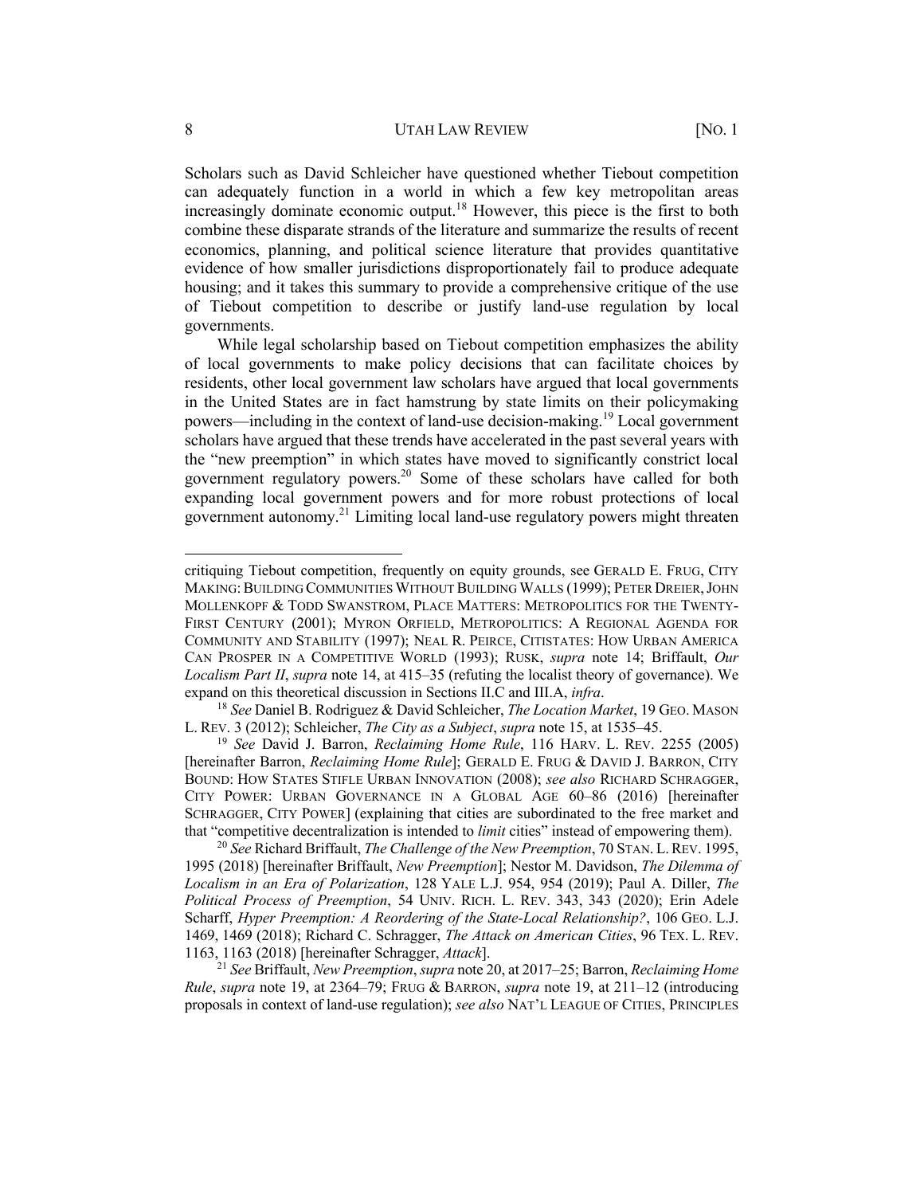Scholars such as David Schleicher have questioned whether Tiebout competition can adequately function in a world in which a few key metropolitan areas increasingly dominate economic output.[18] However, this piece is the first to both combine these disparate strands of the literature and summarize the results of recent economics, planning, and political science literature that provides quantitative evidence of how smaller jurisdictions disproportionately fail to produce adequate housing; and it takes this summary to provide a comprehensive critique of the use of Tiebout competition to describe or justify land-use regulation by local governments.

While legal scholarship based on Tiebout competition emphasizes the ability of local governments to make policy decisions that can facilitate choices by residents, other local government law scholars have argued that local governments in the United States are in fact hamstrung by state limits on their policymaking powers—including in the context of land-use decision-making.[19] Local government scholars have argued that these trends have accelerated in the past several years with the "new preemption" in which states have moved to significantly constrict local government regulatory powers.[20] Some of these scholars have called for both expanding local government powers and for more robust protections of local government autonomy.[21] Limiting local land-use regulatory powers might threaten

---

critiquing Tiebout competition, frequently on equity grounds, see GERALD E. FRUG, CITY MAKING: BUILDING COMMUNITIES WITHOUT BUILDING WALLS (1999); PETER DREIER, JOHN MOLLENKOPF & TODD SWANSTROM, PLACE MATTERS: METROPOLITICS FOR THE TWENTY-FIRST CENTURY (2001); MYRON ORFIELD, METROPOLITICS: A REGIONAL AGENDA FOR COMMUNITY AND STABILITY (1997); NEAL R. PEIRCE, CITISTATES: HOW URBAN AMERICA CAN PROSPER IN A COMPETITIVE WORLD (1993); RUSK, *supra* note 14; Briffault, *Our Localism Part II*, *supra* note 14, at 415–35 (refuting the localist theory of governance). We expand on this theoretical discussion in Sections II.C and III.A, *infra*.

[18] *See* Daniel B. Rodriguez & David Schleicher, *The Location Market*, 19 GEO. MASON L. REV. 3 (2012); Schleicher, *The City as a Subject*, *supra* note 15, at 1535–45.

[19] *See* David J. Barron, *Reclaiming Home Rule*, 116 HARV. L. REV. 2255 (2005) [hereinafter Barron, *Reclaiming Home Rule*]; GERALD E. FRUG & DAVID J. BARRON, CITY BOUND: HOW STATES STIFLE URBAN INNOVATION (2008); *see also* RICHARD SCHRAGGER, CITY POWER: URBAN GOVERNANCE IN A GLOBAL AGE 60–86 (2016) [hereinafter SCHRAGGER, CITY POWER] (explaining that cities are subordinated to the free market and that "competitive decentralization is intended to *limit* cities" instead of empowering them).

[20] *See* Richard Briffault, *The Challenge of the New Preemption*, 70 STAN. L. REV. 1995, 1995 (2018) [hereinafter Briffault, *New Preemption*]; Nestor M. Davidson, *The Dilemma of Localism in an Era of Polarization*, 128 YALE L.J. 954, 954 (2019); Paul A. Diller, *The Political Process of Preemption*, 54 UNIV. RICH. L. REV. 343, 343 (2020); Erin Adele Scharff, *Hyper Preemption: A Reordering of the State-Local Relationship?*, 106 GEO. L.J. 1469, 1469 (2018); Richard C. Schragger, *The Attack on American Cities*, 96 TEX. L. REV. 1163, 1163 (2018) [hereinafter Schragger, *Attack*].

[21] *See* Briffault, *New Preemption*, *supra* note 20, at 2017–25; Barron, *Reclaiming Home Rule*, *supra* note 19, at 2364–79; FRUG & BARRON, *supra* note 19, at 211–12 (introducing proposals in context of land-use regulation); *see also* NAT'L LEAGUE OF CITIES, PRINCIPLES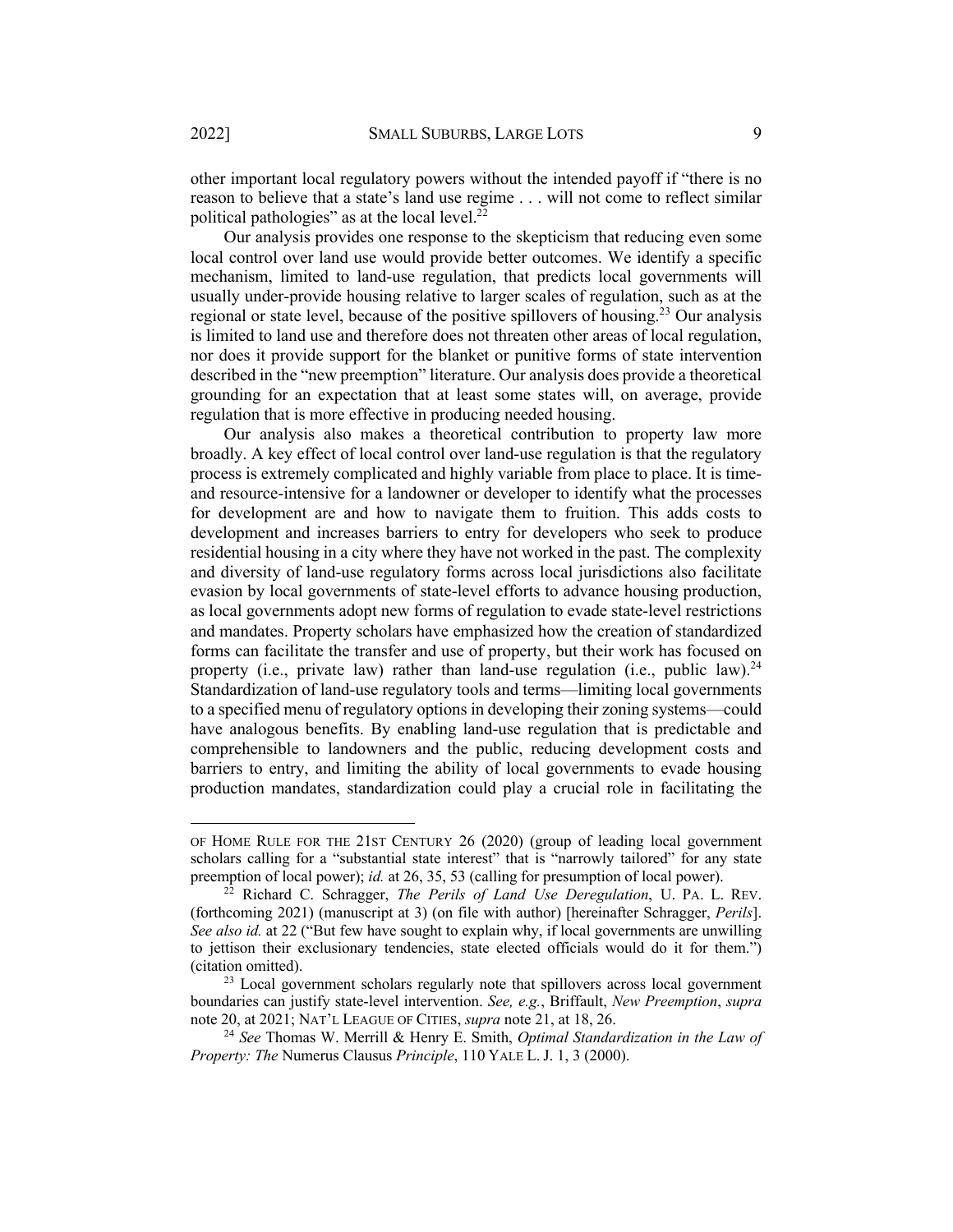other important local regulatory powers without the intended payoff if "there is no reason to believe that a state's land use regime . . . will not come to reflect similar political pathologies" as at the local level.[22]

Our analysis provides one response to the skepticism that reducing even some local control over land use would provide better outcomes. We identify a specific mechanism, limited to land-use regulation, that predicts local governments will usually under-provide housing relative to larger scales of regulation, such as at the regional or state level, because of the positive spillovers of housing.[23] Our analysis is limited to land use and therefore does not threaten other areas of local regulation, nor does it provide support for the blanket or punitive forms of state intervention described in the "new preemption" literature. Our analysis does provide a theoretical grounding for an expectation that at least some states will, on average, provide regulation that is more effective in producing needed housing.

Our analysis also makes a theoretical contribution to property law more broadly. A key effect of local control over land-use regulation is that the regulatory process is extremely complicated and highly variable from place to place. It is time- and resource-intensive for a landowner or developer to identify what the processes for development are and how to navigate them to fruition. This adds costs to development and increases barriers to entry for developers who seek to produce residential housing in a city where they have not worked in the past. The complexity and diversity of land-use regulatory forms across local jurisdictions also facilitate evasion by local governments of state-level efforts to advance housing production, as local governments adopt new forms of regulation to evade state-level restrictions and mandates. Property scholars have emphasized how the creation of standardized forms can facilitate the transfer and use of property, but their work has focused on property (i.e., private law) rather than land-use regulation (i.e., public law).[24] Standardization of land-use regulatory tools and terms—limiting local governments to a specified menu of regulatory options in developing their zoning systems—could have analogous benefits. By enabling land-use regulation that is predictable and comprehensible to landowners and the public, reducing development costs and barriers to entry, and limiting the ability of local governments to evade housing production mandates, standardization could play a crucial role in facilitating the

---

OF HOME RULE FOR THE 21ST CENTURY 26 (2020) (group of leading local government scholars calling for a "substantial state interest" that is "narrowly tailored" for any state preemption of local power); *id.* at 26, 35, 53 (calling for presumption of local power).

[22] Richard C. Schragger, *The Perils of Land Use Deregulation*, U. PA. L. REV. (forthcoming 2021) (manuscript at 3) (on file with author) [hereinafter Schragger, *Perils*]. *See also id.* at 22 ("But few have sought to explain why, if local governments are unwilling to jettison their exclusionary tendencies, state elected officials would do it for them.") (citation omitted).

[23] Local government scholars regularly note that spillovers across local government boundaries can justify state-level intervention. *See, e.g.*, Briffault, *New Preemption*, *supra* note 20, at 2021; NAT'L LEAGUE OF CITIES, *supra* note 21, at 18, 26.

[24] *See* Thomas W. Merrill & Henry E. Smith, *Optimal Standardization in the Law of Property: The* Numerus Clausus *Principle*, 110 YALE L. J. 1, 3 (2000).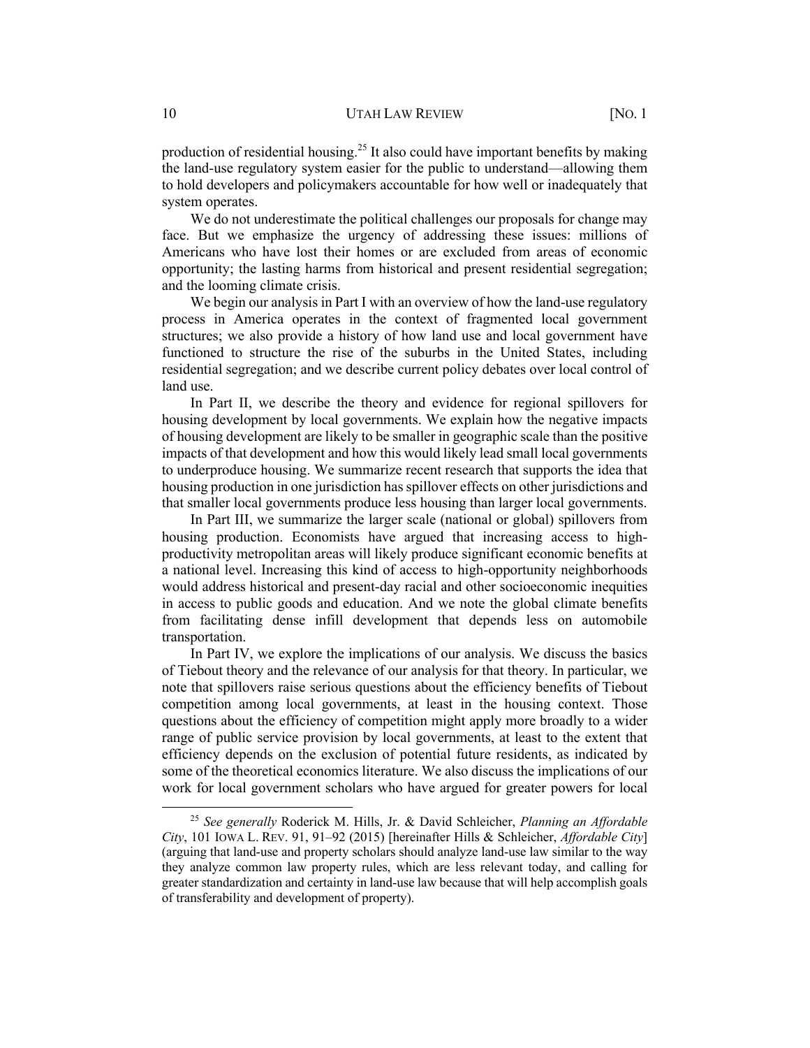production of residential housing.[25] It also could have important benefits by making the land-use regulatory system easier for the public to understand—allowing them to hold developers and policymakers accountable for how well or inadequately that system operates.

We do not underestimate the political challenges our proposals for change may face. But we emphasize the urgency of addressing these issues: millions of Americans who have lost their homes or are excluded from areas of economic opportunity; the lasting harms from historical and present residential segregation; and the looming climate crisis.

We begin our analysis in Part I with an overview of how the land-use regulatory process in America operates in the context of fragmented local government structures; we also provide a history of how land use and local government have functioned to structure the rise of the suburbs in the United States, including residential segregation; and we describe current policy debates over local control of land use.

In Part II, we describe the theory and evidence for regional spillovers for housing development by local governments. We explain how the negative impacts of housing development are likely to be smaller in geographic scale than the positive impacts of that development and how this would likely lead small local governments to underproduce housing. We summarize recent research that supports the idea that housing production in one jurisdiction has spillover effects on other jurisdictions and that smaller local governments produce less housing than larger local governments.

In Part III, we summarize the larger scale (national or global) spillovers from housing production. Economists have argued that increasing access to high-productivity metropolitan areas will likely produce significant economic benefits at a national level. Increasing this kind of access to high-opportunity neighborhoods would address historical and present-day racial and other socioeconomic inequities in access to public goods and education. And we note the global climate benefits from facilitating dense infill development that depends less on automobile transportation.

In Part IV, we explore the implications of our analysis. We discuss the basics of Tiebout theory and the relevance of our analysis for that theory. In particular, we note that spillovers raise serious questions about the efficiency benefits of Tiebout competition among local governments, at least in the housing context. Those questions about the efficiency of competition might apply more broadly to a wider range of public service provision by local governments, at least to the extent that efficiency depends on the exclusion of potential future residents, as indicated by some of the theoretical economics literature. We also discuss the implications of our work for local government scholars who have argued for greater powers for local

---

[25] *See generally* Roderick M. Hills, Jr. & David Schleicher, *Planning an Affordable City*, 101 IOWA L. REV. 91, 91–92 (2015) [hereinafter Hills & Schleicher, *Affordable City*] (arguing that land-use and property scholars should analyze land-use law similar to the way they analyze common law property rules, which are less relevant today, and calling for greater standardization and certainty in land-use law because that will help accomplish goals of transferability and development of property).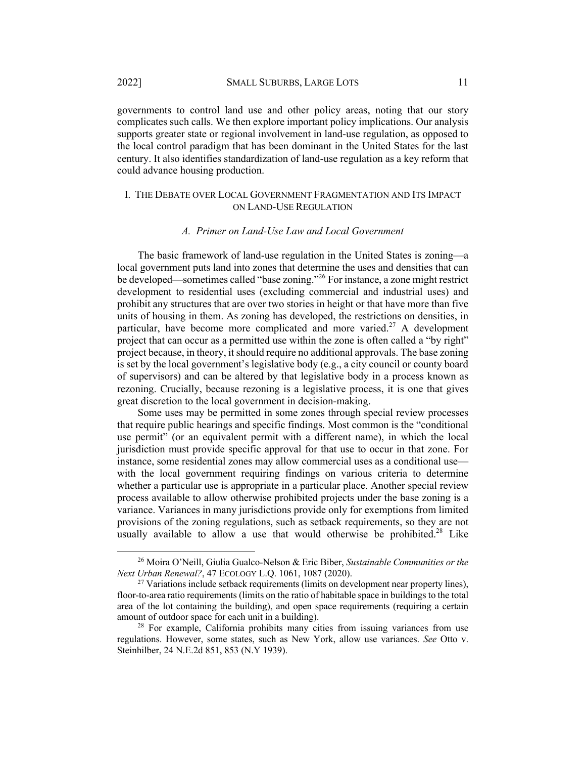governments to control land use and other policy areas, noting that our story complicates such calls. We then explore important policy implications. Our analysis supports greater state or regional involvement in land-use regulation, as opposed to the local control paradigm that has been dominant in the United States for the last century. It also identifies standardization of land-use regulation as a key reform that could advance housing production.

## I. THE DEBATE OVER LOCAL GOVERNMENT FRAGMENTATION AND ITS IMPACT ON LAND-USE REGULATION

### *A. Primer on Land-Use Law and Local Government*

The basic framework of land-use regulation in the United States is zoning—a local government puts land into zones that determine the uses and densities that can be developed—sometimes called "base zoning."[26] For instance, a zone might restrict development to residential uses (excluding commercial and industrial uses) and prohibit any structures that are over two stories in height or that have more than five units of housing in them. As zoning has developed, the restrictions on densities, in particular, have become more complicated and more varied.[27] A development project that can occur as a permitted use within the zone is often called a "by right" project because, in theory, it should require no additional approvals. The base zoning is set by the local government's legislative body (e.g., a city council or county board of supervisors) and can be altered by that legislative body in a process known as rezoning. Crucially, because rezoning is a legislative process, it is one that gives great discretion to the local government in decision-making.

Some uses may be permitted in some zones through special review processes that require public hearings and specific findings. Most common is the "conditional use permit" (or an equivalent permit with a different name), in which the local jurisdiction must provide specific approval for that use to occur in that zone. For instance, some residential zones may allow commercial uses as a conditional use—with the local government requiring findings on various criteria to determine whether a particular use is appropriate in a particular place. Another special review process available to allow otherwise prohibited projects under the base zoning is a variance. Variances in many jurisdictions provide only for exemptions from limited provisions of the zoning regulations, such as setback requirements, so they are not usually available to allow a use that would otherwise be prohibited.[28] Like

---

[26] Moira O'Neill, Giulia Gualco-Nelson & Eric Biber, *Sustainable Communities or the Next Urban Renewal?*, 47 ECOLOGY L.Q. 1061, 1087 (2020).

[27] Variations include setback requirements (limits on development near property lines), floor-to-area ratio requirements (limits on the ratio of habitable space in buildings to the total area of the lot containing the building), and open space requirements (requiring a certain amount of outdoor space for each unit in a building).

[28] For example, California prohibits many cities from issuing variances from use regulations. However, some states, such as New York, allow use variances. *See* Otto v. Steinhilber, 24 N.E.2d 851, 853 (N.Y 1939).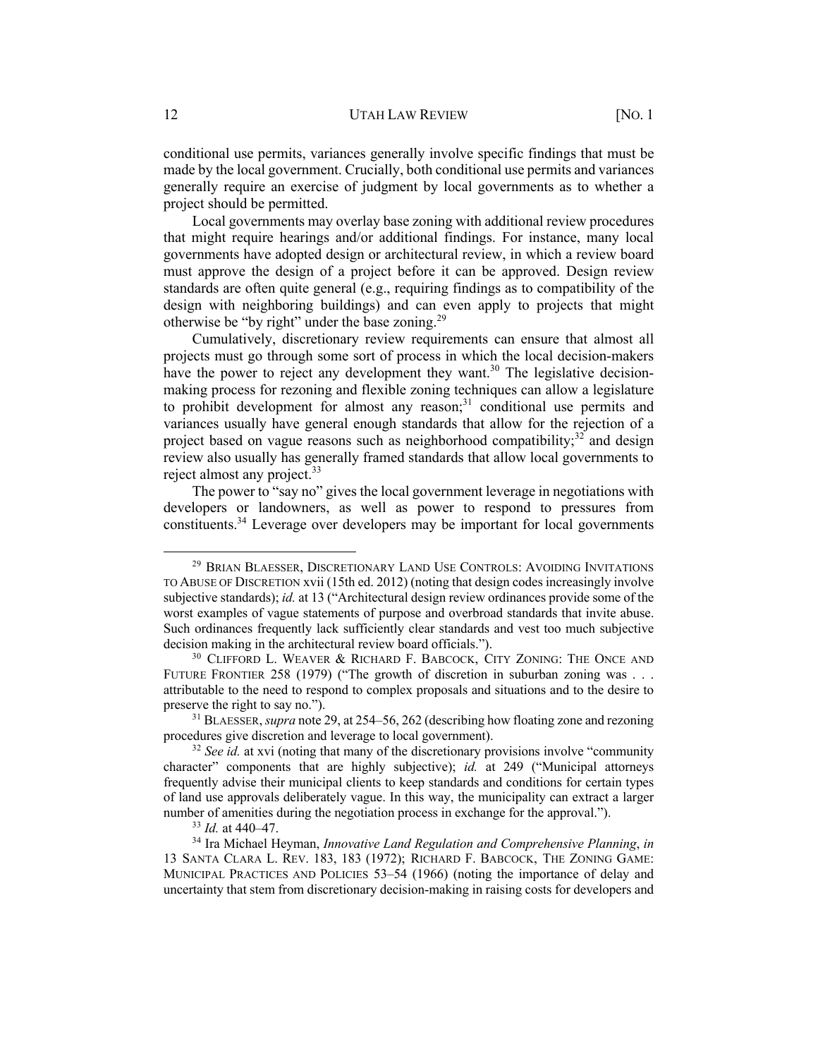conditional use permits, variances generally involve specific findings that must be made by the local government. Crucially, both conditional use permits and variances generally require an exercise of judgment by local governments as to whether a project should be permitted.

Local governments may overlay base zoning with additional review procedures that might require hearings and/or additional findings. For instance, many local governments have adopted design or architectural review, in which a review board must approve the design of a project before it can be approved. Design review standards are often quite general (e.g., requiring findings as to compatibility of the design with neighboring buildings) and can even apply to projects that might otherwise be "by right" under the base zoning.[29]

Cumulatively, discretionary review requirements can ensure that almost all projects must go through some sort of process in which the local decision-makers have the power to reject any development they want.[30] The legislative decision-making process for rezoning and flexible zoning techniques can allow a legislature to prohibit development for almost any reason;[31] conditional use permits and variances usually have general enough standards that allow for the rejection of a project based on vague reasons such as neighborhood compatibility;[32] and design review also usually has generally framed standards that allow local governments to reject almost any project.[33]

The power to "say no" gives the local government leverage in negotiations with developers or landowners, as well as power to respond to pressures from constituents.[34] Leverage over developers may be important for local governments

---

[29] BRIAN BLAESSER, DISCRETIONARY LAND USE CONTROLS: AVOIDING INVITATIONS TO ABUSE OF DISCRETION xvii (15th ed. 2012) (noting that design codes increasingly involve subjective standards); *id.* at 13 ("Architectural design review ordinances provide some of the worst examples of vague statements of purpose and overbroad standards that invite abuse. Such ordinances frequently lack sufficiently clear standards and vest too much subjective decision making in the architectural review board officials.").

[30] CLIFFORD L. WEAVER & RICHARD F. BABCOCK, CITY ZONING: THE ONCE AND FUTURE FRONTIER 258 (1979) ("The growth of discretion in suburban zoning was . . . attributable to the need to respond to complex proposals and situations and to the desire to preserve the right to say no.").

[31] BLAESSER, *supra* note 29, at 254–56, 262 (describing how floating zone and rezoning procedures give discretion and leverage to local government).

[32] *See id.* at xvi (noting that many of the discretionary provisions involve "community character" components that are highly subjective); *id.* at 249 ("Municipal attorneys frequently advise their municipal clients to keep standards and conditions for certain types of land use approvals deliberately vague. In this way, the municipality can extract a larger number of amenities during the negotiation process in exchange for the approval.").

[33] *Id.* at 440–47.

[34] Ira Michael Heyman, *Innovative Land Regulation and Comprehensive Planning*, *in* 13 SANTA CLARA L. REV. 183, 183 (1972); RICHARD F. BABCOCK, THE ZONING GAME: MUNICIPAL PRACTICES AND POLICIES 53–54 (1966) (noting the importance of delay and uncertainty that stem from discretionary decision-making in raising costs for developers and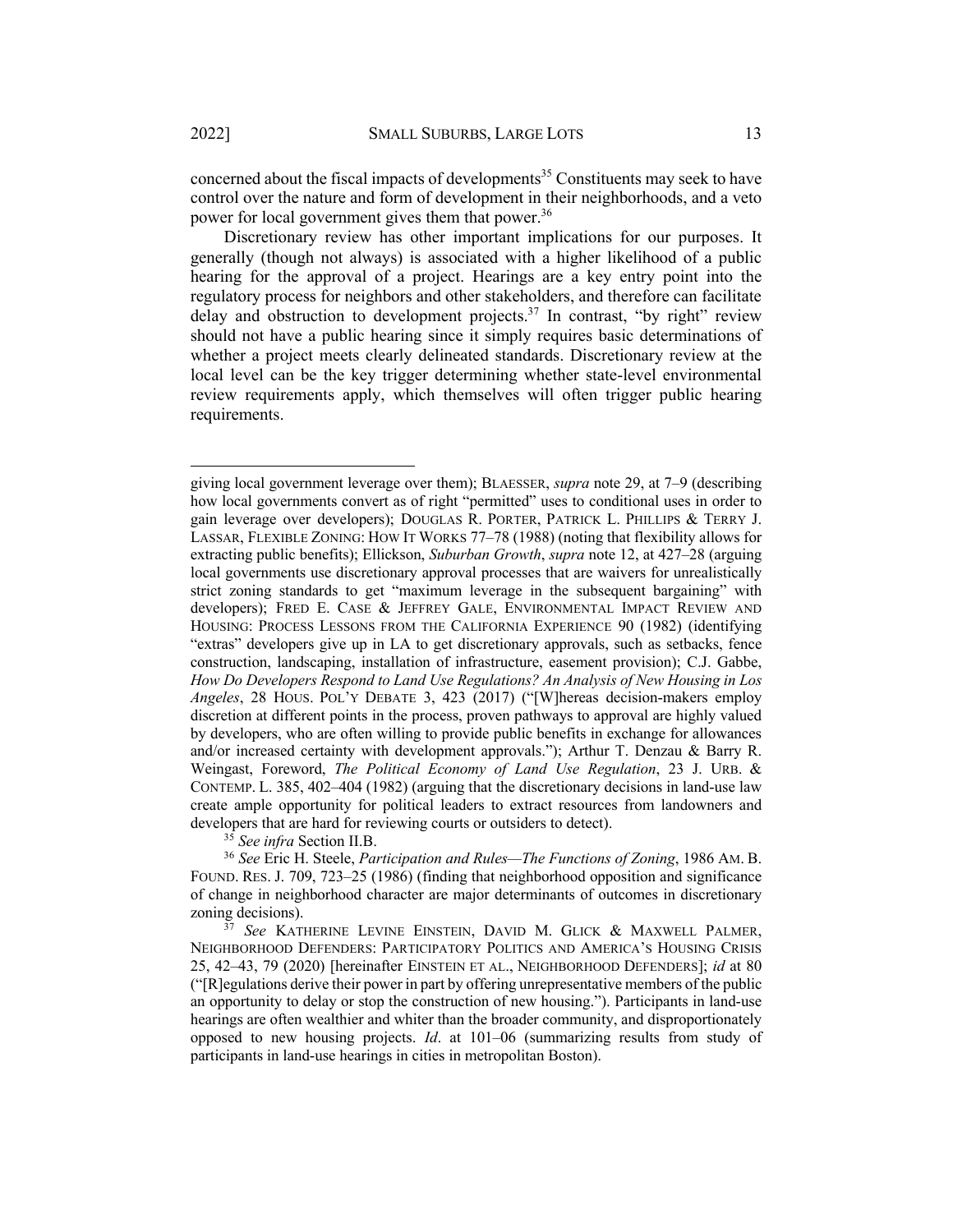concerned about the fiscal impacts of developments[35] Constituents may seek to have control over the nature and form of development in their neighborhoods, and a veto power for local government gives them that power.[36]

Discretionary review has other important implications for our purposes. It generally (though not always) is associated with a higher likelihood of a public hearing for the approval of a project. Hearings are a key entry point into the regulatory process for neighbors and other stakeholders, and therefore can facilitate delay and obstruction to development projects.[37] In contrast, "by right" review should not have a public hearing since it simply requires basic determinations of whether a project meets clearly delineated standards. Discretionary review at the local level can be the key trigger determining whether state-level environmental review requirements apply, which themselves will often trigger public hearing requirements.

---

giving local government leverage over them); BLAESSER, *supra* note 29, at 7–9 (describing how local governments convert as of right "permitted" uses to conditional uses in order to gain leverage over developers); DOUGLAS R. PORTER, PATRICK L. PHILLIPS & TERRY J. LASSAR, FLEXIBLE ZONING: HOW IT WORKS 77–78 (1988) (noting that flexibility allows for extracting public benefits); Ellickson, *Suburban Growth*, *supra* note 12, at 427–28 (arguing local governments use discretionary approval processes that are waivers for unrealistically strict zoning standards to get "maximum leverage in the subsequent bargaining" with developers); FRED E. CASE & JEFFREY GALE, ENVIRONMENTAL IMPACT REVIEW AND HOUSING: PROCESS LESSONS FROM THE CALIFORNIA EXPERIENCE 90 (1982) (identifying "extras" developers give up in LA to get discretionary approvals, such as setbacks, fence construction, landscaping, installation of infrastructure, easement provision); C.J. Gabbe, *How Do Developers Respond to Land Use Regulations? An Analysis of New Housing in Los Angeles*, 28 HOUS. POL'Y DEBATE 3, 423 (2017) ("[W]hereas decision-makers employ discretion at different points in the process, proven pathways to approval are highly valued by developers, who are often willing to provide public benefits in exchange for allowances and/or increased certainty with development approvals."); Arthur T. Denzau & Barry R. Weingast, Foreword, *The Political Economy of Land Use Regulation*, 23 J. URB. & CONTEMP. L. 385, 402–404 (1982) (arguing that the discretionary decisions in land-use law create ample opportunity for political leaders to extract resources from landowners and developers that are hard for reviewing courts or outsiders to detect).

[35] *See infra* Section II.B.

[36] *See* Eric H. Steele, *Participation and Rules—The Functions of Zoning*, 1986 AM. B. FOUND. RES. J. 709, 723–25 (1986) (finding that neighborhood opposition and significance of change in neighborhood character are major determinants of outcomes in discretionary zoning decisions).

[37] *See* KATHERINE LEVINE EINSTEIN, DAVID M. GLICK & MAXWELL PALMER, NEIGHBORHOOD DEFENDERS: PARTICIPATORY POLITICS AND AMERICA'S HOUSING CRISIS 25, 42–43, 79 (2020) [hereinafter EINSTEIN ET AL., NEIGHBORHOOD DEFENDERS]; *id* at 80 ("[R]egulations derive their power in part by offering unrepresentative members of the public an opportunity to delay or stop the construction of new housing."). Participants in land-use hearings are often wealthier and whiter than the broader community, and disproportionately opposed to new housing projects. *Id*. at 101–06 (summarizing results from study of participants in land-use hearings in cities in metropolitan Boston).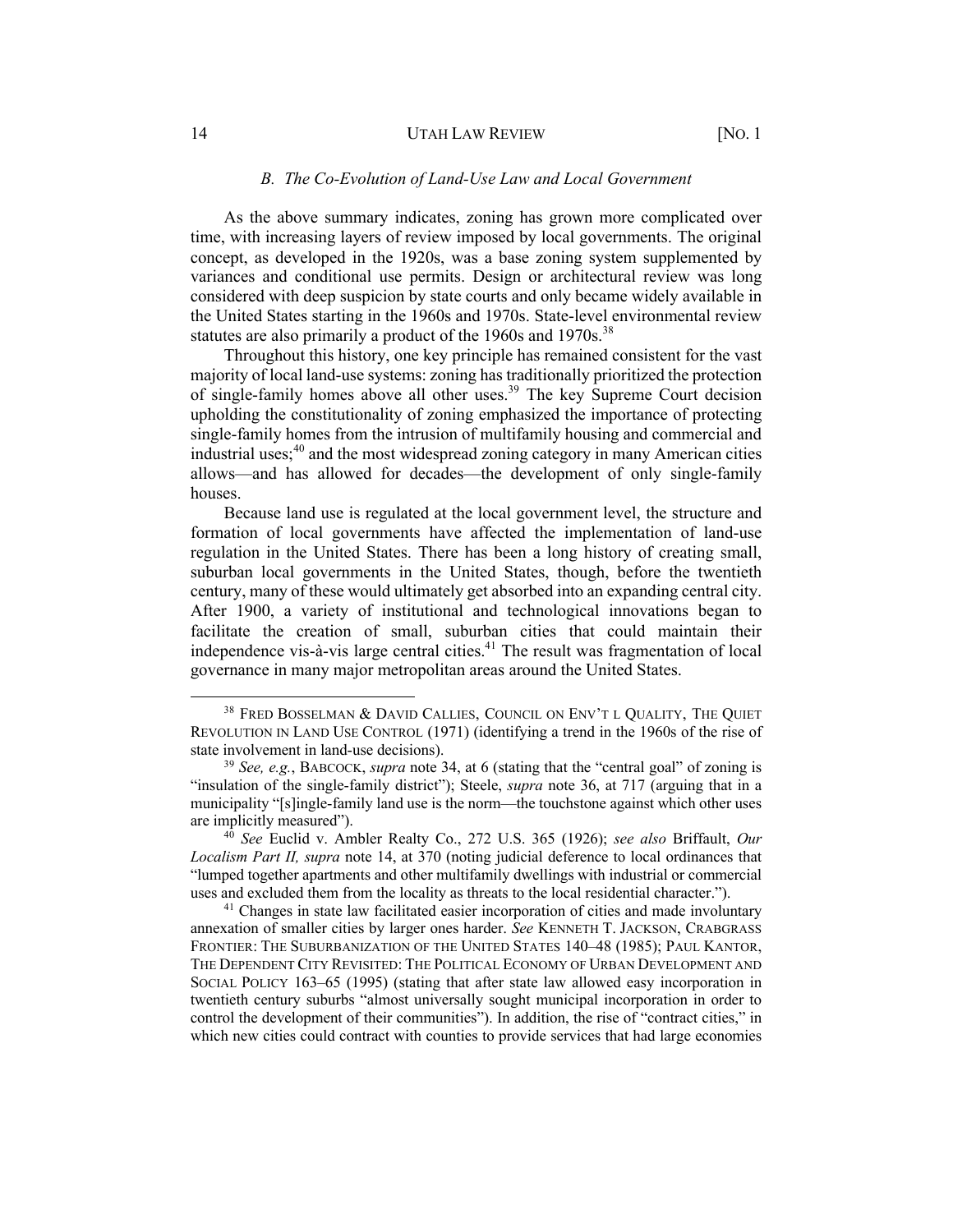### *B. The Co-Evolution of Land-Use Law and Local Government*

As the above summary indicates, zoning has grown more complicated over time, with increasing layers of review imposed by local governments. The original concept, as developed in the 1920s, was a base zoning system supplemented by variances and conditional use permits. Design or architectural review was long considered with deep suspicion by state courts and only became widely available in the United States starting in the 1960s and 1970s. State-level environmental review statutes are also primarily a product of the 1960s and 1970s.[38]

Throughout this history, one key principle has remained consistent for the vast majority of local land-use systems: zoning has traditionally prioritized the protection of single-family homes above all other uses.[39] The key Supreme Court decision upholding the constitutionality of zoning emphasized the importance of protecting single-family homes from the intrusion of multifamily housing and commercial and industrial uses;[40] and the most widespread zoning category in many American cities allows—and has allowed for decades—the development of only single-family houses.

Because land use is regulated at the local government level, the structure and formation of local governments have affected the implementation of land-use regulation in the United States. There has been a long history of creating small, suburban local governments in the United States, though, before the twentieth century, many of these would ultimately get absorbed into an expanding central city. After 1900, a variety of institutional and technological innovations began to facilitate the creation of small, suburban cities that could maintain their independence vis-à-vis large central cities.[41] The result was fragmentation of local governance in many major metropolitan areas around the United States.

---

[38] FRED BOSSELMAN & DAVID CALLIES, COUNCIL ON ENV'T L QUALITY, THE QUIET REVOLUTION IN LAND USE CONTROL (1971) (identifying a trend in the 1960s of the rise of state involvement in land-use decisions).

[39] *See, e.g.*, BABCOCK, *supra* note 34, at 6 (stating that the "central goal" of zoning is "insulation of the single-family district"); Steele, *supra* note 36, at 717 (arguing that in a municipality "[s]ingle-family land use is the norm—the touchstone against which other uses are implicitly measured").

[40] *See* Euclid v. Ambler Realty Co., 272 U.S. 365 (1926); *see also* Briffault, *Our Localism Part II, supra* note 14, at 370 (noting judicial deference to local ordinances that "lumped together apartments and other multifamily dwellings with industrial or commercial uses and excluded them from the locality as threats to the local residential character.").

[41] Changes in state law facilitated easier incorporation of cities and made involuntary annexation of smaller cities by larger ones harder. *See* KENNETH T. JACKSON, CRABGRASS FRONTIER: THE SUBURBANIZATION OF THE UNITED STATES 140–48 (1985); PAUL KANTOR, THE DEPENDENT CITY REVISITED: THE POLITICAL ECONOMY OF URBAN DEVELOPMENT AND SOCIAL POLICY 163–65 (1995) (stating that after state law allowed easy incorporation in twentieth century suburbs "almost universally sought municipal incorporation in order to control the development of their communities"). In addition, the rise of "contract cities," in which new cities could contract with counties to provide services that had large economies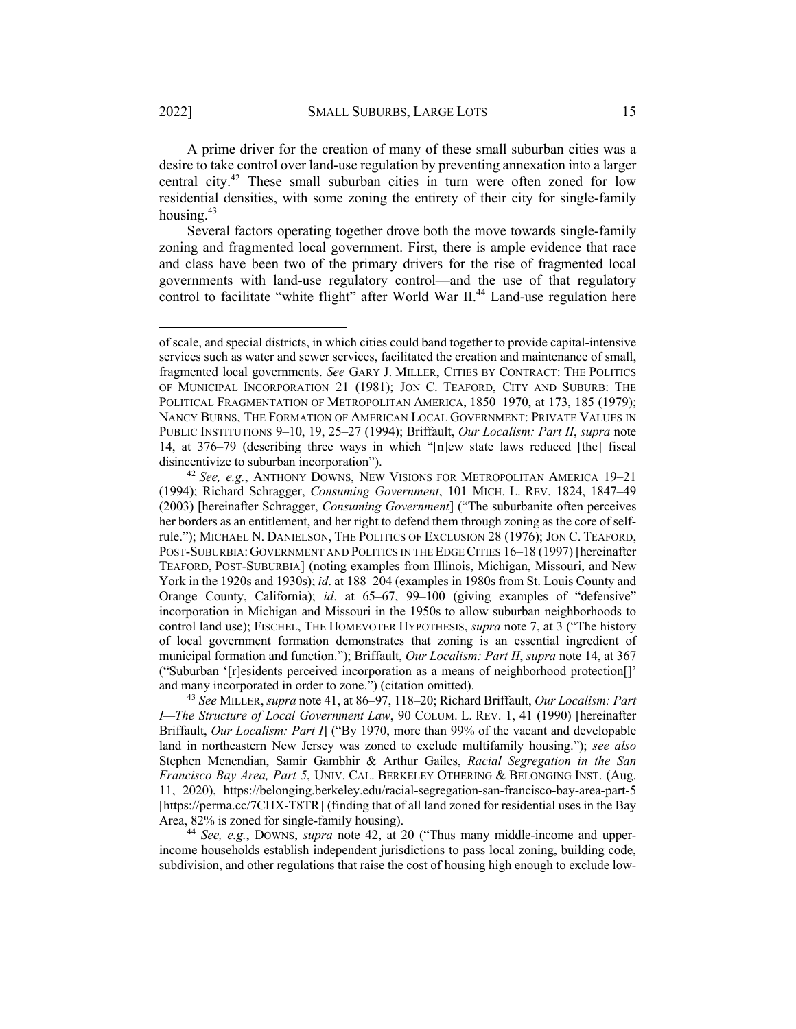A prime driver for the creation of many of these small suburban cities was a desire to take control over land-use regulation by preventing annexation into a larger central city.[42] These small suburban cities in turn were often zoned for low residential densities, with some zoning the entirety of their city for single-family housing.[43]

Several factors operating together drove both the move towards single-family zoning and fragmented local government. First, there is ample evidence that race and class have been two of the primary drivers for the rise of fragmented local governments with land-use regulatory control—and the use of that regulatory control to facilitate "white flight" after World War II.[44] Land-use regulation here

---

of scale, and special districts, in which cities could band together to provide capital-intensive services such as water and sewer services, facilitated the creation and maintenance of small, fragmented local governments. *See* GARY J. MILLER, CITIES BY CONTRACT: THE POLITICS OF MUNICIPAL INCORPORATION 21 (1981); JON C. TEAFORD, CITY AND SUBURB: THE POLITICAL FRAGMENTATION OF METROPOLITAN AMERICA, 1850–1970, at 173, 185 (1979); NANCY BURNS, THE FORMATION OF AMERICAN LOCAL GOVERNMENT: PRIVATE VALUES IN PUBLIC INSTITUTIONS 9–10, 19, 25–27 (1994); Briffault, *Our Localism: Part II*, *supra* note 14, at 376–79 (describing three ways in which "[n]ew state laws reduced [the] fiscal disincentive to suburban incorporation").

[42] *See, e.g.*, ANTHONY DOWNS, NEW VISIONS FOR METROPOLITAN AMERICA 19–21 (1994); Richard Schragger, *Consuming Government*, 101 MICH. L. REV. 1824, 1847–49 (2003) [hereinafter Schragger, *Consuming Government*] ("The suburbanite often perceives her borders as an entitlement, and her right to defend them through zoning as the core of self-rule."); MICHAEL N. DANIELSON, THE POLITICS OF EXCLUSION 28 (1976); JON C. TEAFORD, POST-SUBURBIA: GOVERNMENT AND POLITICS IN THE EDGE CITIES 16–18 (1997) [hereinafter TEAFORD, POST-SUBURBIA] (noting examples from Illinois, Michigan, Missouri, and New York in the 1920s and 1930s); *id*. at 188–204 (examples in 1980s from St. Louis County and Orange County, California); *id*. at 65–67, 99–100 (giving examples of "defensive" incorporation in Michigan and Missouri in the 1950s to allow suburban neighborhoods to control land use); FISCHEL, THE HOMEVOTER HYPOTHESIS, *supra* note 7, at 3 ("The history of local government formation demonstrates that zoning is an essential ingredient of municipal formation and function."); Briffault, *Our Localism: Part II*, *supra* note 14, at 367 ("Suburban '[r]esidents perceived incorporation as a means of neighborhood protection[]' and many incorporated in order to zone.") (citation omitted).

[43] *See* MILLER, *supra* note 41, at 86–97, 118–20; Richard Briffault, *Our Localism: Part I—The Structure of Local Government Law*, 90 COLUM. L. REV. 1, 41 (1990) [hereinafter Briffault, *Our Localism: Part I*] ("By 1970, more than 99% of the vacant and developable land in northeastern New Jersey was zoned to exclude multifamily housing."); *see also* Stephen Menendian, Samir Gambhir & Arthur Gailes, *Racial Segregation in the San Francisco Bay Area, Part 5*, UNIV. CAL. BERKELEY OTHERING & BELONGING INST. (Aug. 11, 2020), https://belonging.berkeley.edu/racial-segregation-san-francisco-bay-area-part-5 [https://perma.cc/7CHX-T8TR] (finding that of all land zoned for residential uses in the Bay Area, 82% is zoned for single-family housing).

[44] *See, e.g.*, DOWNS, *supra* note 42, at 20 ("Thus many middle-income and upper-income households establish independent jurisdictions to pass local zoning, building code, subdivision, and other regulations that raise the cost of housing high enough to exclude low-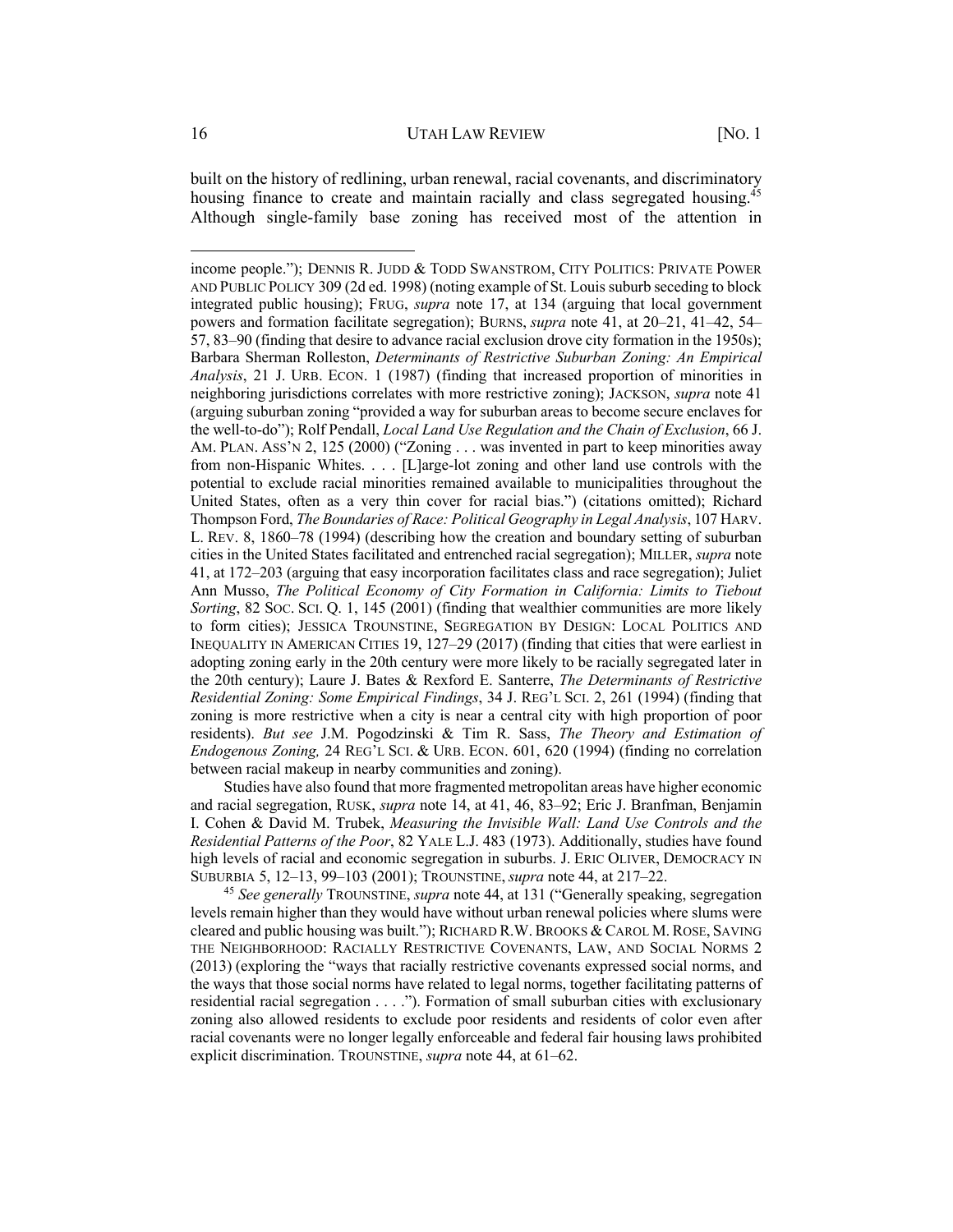built on the history of redlining, urban renewal, racial covenants, and discriminatory housing finance to create and maintain racially and class segregated housing.[45] Although single-family base zoning has received most of the attention in

---

income people."); DENNIS R. JUDD & TODD SWANSTROM, CITY POLITICS: PRIVATE POWER AND PUBLIC POLICY 309 (2d ed. 1998) (noting example of St. Louis suburb seceding to block integrated public housing); FRUG, *supra* note 17, at 134 (arguing that local government powers and formation facilitate segregation); BURNS, *supra* note 41, at 20–21, 41–42, 54–57, 83–90 (finding that desire to advance racial exclusion drove city formation in the 1950s); Barbara Sherman Rolleston, *Determinants of Restrictive Suburban Zoning: An Empirical Analysis*, 21 J. URB. ECON. 1 (1987) (finding that increased proportion of minorities in neighboring jurisdictions correlates with more restrictive zoning); JACKSON, *supra* note 41 (arguing suburban zoning "provided a way for suburban areas to become secure enclaves for the well-to-do"); Rolf Pendall, *Local Land Use Regulation and the Chain of Exclusion*, 66 J. AM. PLAN. ASS'N 2, 125 (2000) ("Zoning . . . was invented in part to keep minorities away from non-Hispanic Whites. . . . [L]arge-lot zoning and other land use controls with the potential to exclude racial minorities remained available to municipalities throughout the United States, often as a very thin cover for racial bias.") (citations omitted); Richard Thompson Ford, *The Boundaries of Race: Political Geography in Legal Analysis*, 107 HARV. L. REV. 8, 1860–78 (1994) (describing how the creation and boundary setting of suburban cities in the United States facilitated and entrenched racial segregation); MILLER, *supra* note 41, at 172–203 (arguing that easy incorporation facilitates class and race segregation); Juliet Ann Musso, *The Political Economy of City Formation in California: Limits to Tiebout Sorting*, 82 SOC. SCI. Q. 1, 145 (2001) (finding that wealthier communities are more likely to form cities); JESSICA TROUNSTINE, SEGREGATION BY DESIGN: LOCAL POLITICS AND INEQUALITY IN AMERICAN CITIES 19, 127–29 (2017) (finding that cities that were earliest in adopting zoning early in the 20th century were more likely to be racially segregated later in the 20th century); Laure J. Bates & Rexford E. Santerre, *The Determinants of Restrictive Residential Zoning: Some Empirical Findings*, 34 J. REG'L SCI. 2, 261 (1994) (finding that zoning is more restrictive when a city is near a central city with high proportion of poor residents). *But see* J.M. Pogodzinski & Tim R. Sass, *The Theory and Estimation of Endogenous Zoning,* 24 REG'L SCI. & URB. ECON. 601, 620 (1994) (finding no correlation between racial makeup in nearby communities and zoning).

Studies have also found that more fragmented metropolitan areas have higher economic and racial segregation, RUSK, *supra* note 14, at 41, 46, 83–92; Eric J. Branfman, Benjamin I. Cohen & David M. Trubek, *Measuring the Invisible Wall: Land Use Controls and the Residential Patterns of the Poor*, 82 YALE L.J. 483 (1973). Additionally, studies have found high levels of racial and economic segregation in suburbs. J. ERIC OLIVER, DEMOCRACY IN SUBURBIA 5, 12–13, 99–103 (2001); TROUNSTINE, *supra* note 44, at 217–22.

[45] *See generally* TROUNSTINE, *supra* note 44, at 131 ("Generally speaking, segregation levels remain higher than they would have without urban renewal policies where slums were cleared and public housing was built."); RICHARD R.W. BROOKS & CAROL M. ROSE, SAVING THE NEIGHBORHOOD: RACIALLY RESTRICTIVE COVENANTS, LAW, AND SOCIAL NORMS 2 (2013) (exploring the "ways that racially restrictive covenants expressed social norms, and the ways that those social norms have related to legal norms, together facilitating patterns of residential racial segregation . . . ."). Formation of small suburban cities with exclusionary zoning also allowed residents to exclude poor residents and residents of color even after racial covenants were no longer legally enforceable and federal fair housing laws prohibited explicit discrimination. TROUNSTINE, *supra* note 44, at 61–62.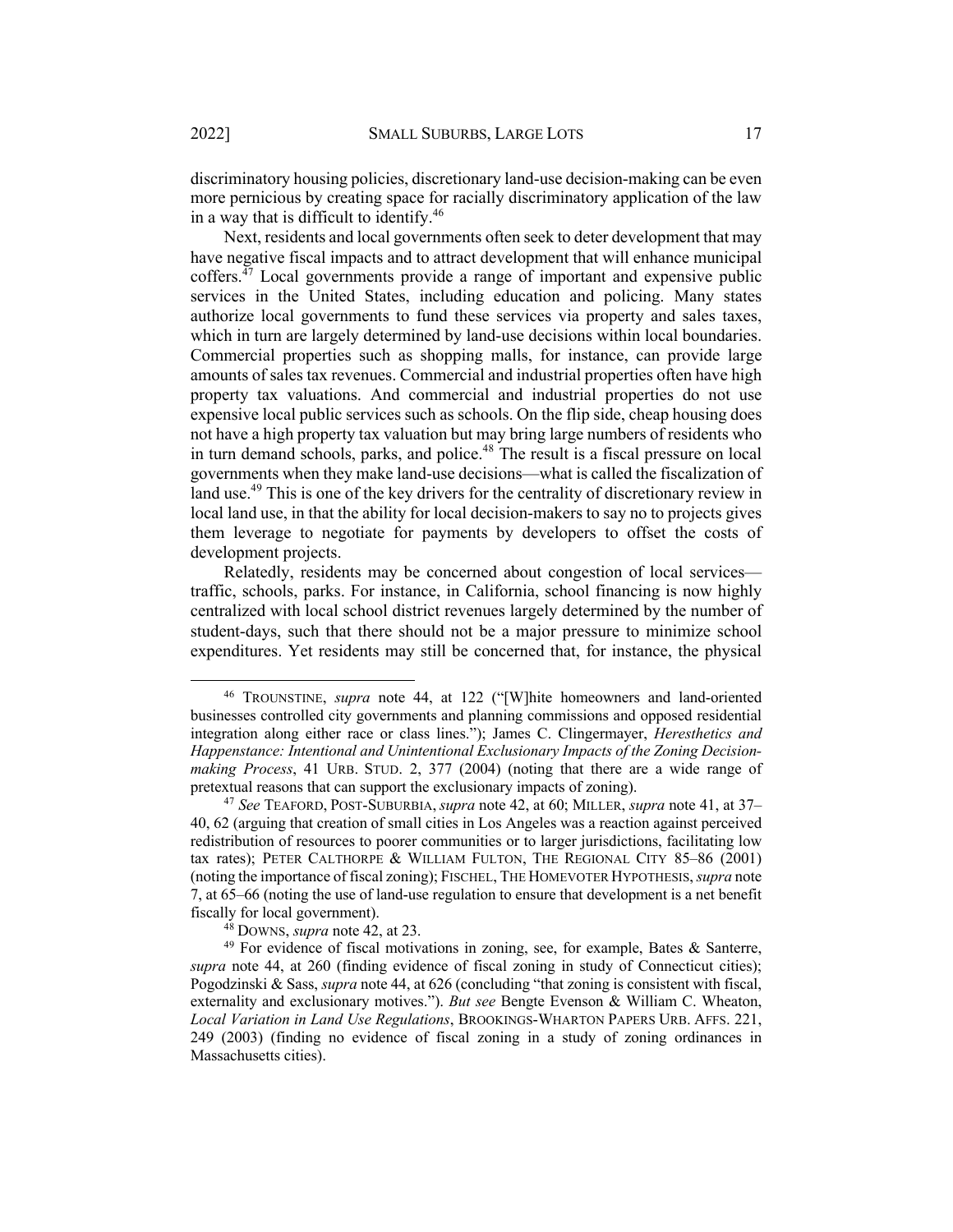discriminatory housing policies, discretionary land-use decision-making can be even more pernicious by creating space for racially discriminatory application of the law in a way that is difficult to identify.[46]

Next, residents and local governments often seek to deter development that may have negative fiscal impacts and to attract development that will enhance municipal coffers.[47] Local governments provide a range of important and expensive public services in the United States, including education and policing. Many states authorize local governments to fund these services via property and sales taxes, which in turn are largely determined by land-use decisions within local boundaries. Commercial properties such as shopping malls, for instance, can provide large amounts of sales tax revenues. Commercial and industrial properties often have high property tax valuations. And commercial and industrial properties do not use expensive local public services such as schools. On the flip side, cheap housing does not have a high property tax valuation but may bring large numbers of residents who in turn demand schools, parks, and police.[48] The result is a fiscal pressure on local governments when they make land-use decisions—what is called the fiscalization of land use.[49] This is one of the key drivers for the centrality of discretionary review in local land use, in that the ability for local decision-makers to say no to projects gives them leverage to negotiate for payments by developers to offset the costs of development projects.

Relatedly, residents may be concerned about congestion of local services—traffic, schools, parks. For instance, in California, school financing is now highly centralized with local school district revenues largely determined by the number of student-days, such that there should not be a major pressure to minimize school expenditures. Yet residents may still be concerned that, for instance, the physical

---

[46] TROUNSTINE, *supra* note 44, at 122 ("[W]hite homeowners and land-oriented businesses controlled city governments and planning commissions and opposed residential integration along either race or class lines."); James C. Clingermayer, *Heresthetics and Happenstance: Intentional and Unintentional Exclusionary Impacts of the Zoning Decision-making Process*, 41 URB. STUD. 2, 377 (2004) (noting that there are a wide range of pretextual reasons that can support the exclusionary impacts of zoning).

[47] *See* TEAFORD, POST-SUBURBIA, *supra* note 42, at 60; MILLER, *supra* note 41, at 37–40, 62 (arguing that creation of small cities in Los Angeles was a reaction against perceived redistribution of resources to poorer communities or to larger jurisdictions, facilitating low tax rates); PETER CALTHORPE & WILLIAM FULTON, THE REGIONAL CITY 85–86 (2001) (noting the importance of fiscal zoning); FISCHEL, THE HOMEVOTER HYPOTHESIS, *supra* note 7, at 65–66 (noting the use of land-use regulation to ensure that development is a net benefit fiscally for local government).

[48] DOWNS, *supra* note 42, at 23.

[49] For evidence of fiscal motivations in zoning, see, for example, Bates & Santerre, *supra* note 44, at 260 (finding evidence of fiscal zoning in study of Connecticut cities); Pogodzinski & Sass, *supra* note 44, at 626 (concluding "that zoning is consistent with fiscal, externality and exclusionary motives."). *But see* Bengte Evenson & William C. Wheaton, *Local Variation in Land Use Regulations*, BROOKINGS-WHARTON PAPERS URB. AFFS. 221, 249 (2003) (finding no evidence of fiscal zoning in a study of zoning ordinances in Massachusetts cities).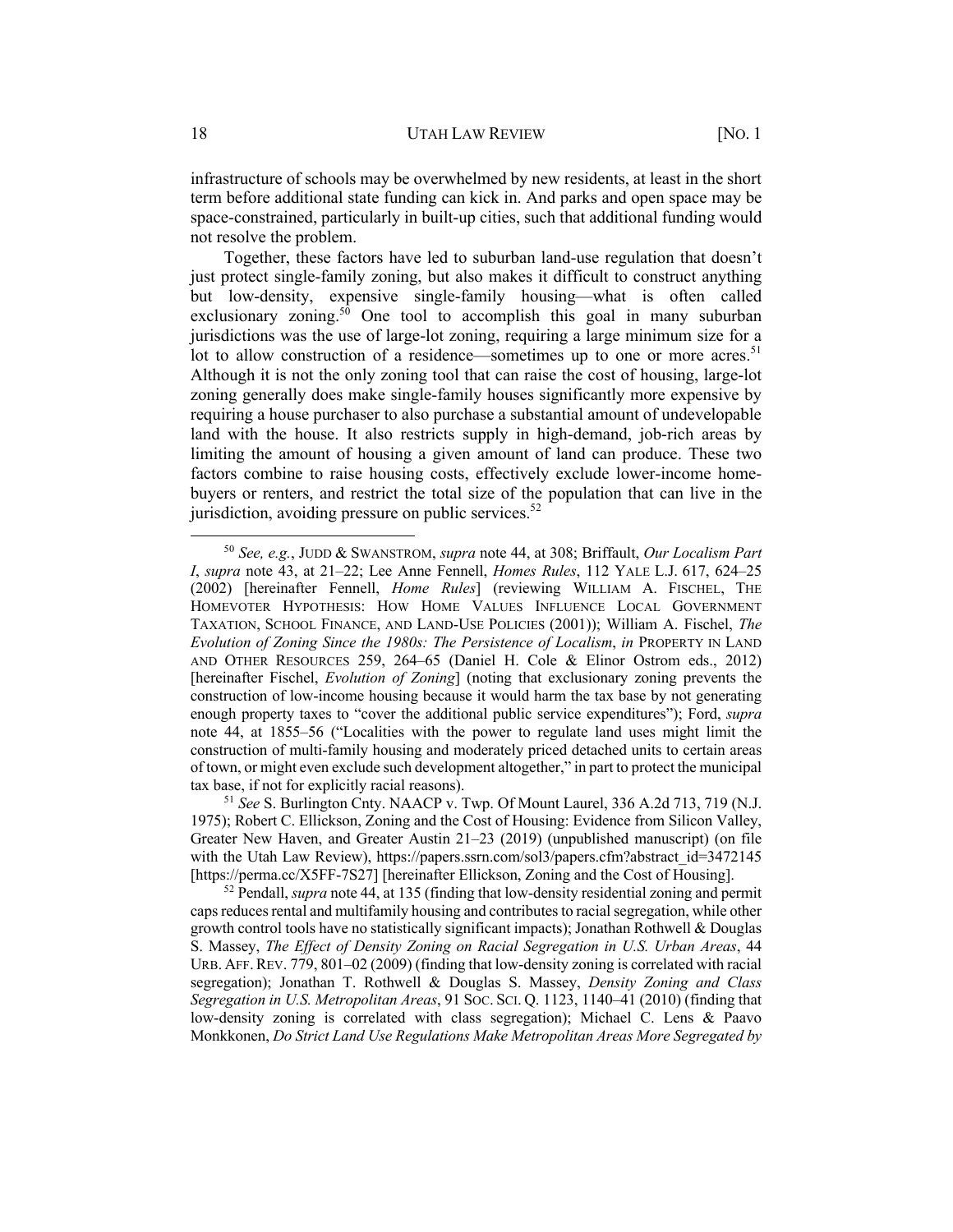infrastructure of schools may be overwhelmed by new residents, at least in the short term before additional state funding can kick in. And parks and open space may be space-constrained, particularly in built-up cities, such that additional funding would not resolve the problem.

Together, these factors have led to suburban land-use regulation that doesn't just protect single-family zoning, but also makes it difficult to construct anything but low-density, expensive single-family housing—what is often called exclusionary zoning.[50] One tool to accomplish this goal in many suburban jurisdictions was the use of large-lot zoning, requiring a large minimum size for a lot to allow construction of a residence—sometimes up to one or more acres.[51] Although it is not the only zoning tool that can raise the cost of housing, large-lot zoning generally does make single-family houses significantly more expensive by requiring a house purchaser to also purchase a substantial amount of undevelopable land with the house. It also restricts supply in high-demand, job-rich areas by limiting the amount of housing a given amount of land can produce. These two factors combine to raise housing costs, effectively exclude lower-income home-buyers or renters, and restrict the total size of the population that can live in the jurisdiction, avoiding pressure on public services.[52]

---

[50] *See, e.g.*, JUDD & SWANSTROM, *supra* note 44, at 308; Briffault, *Our Localism Part I*, *supra* note 43, at 21–22; Lee Anne Fennell, *Homes Rules*, 112 YALE L.J. 617, 624–25 (2002) [hereinafter Fennell, *Home Rules*] (reviewing WILLIAM A. FISCHEL, THE HOMEVOTER HYPOTHESIS: HOW HOME VALUES INFLUENCE LOCAL GOVERNMENT TAXATION, SCHOOL FINANCE, AND LAND-USE POLICIES (2001)); William A. Fischel, *The Evolution of Zoning Since the 1980s: The Persistence of Localism*, *in* PROPERTY IN LAND AND OTHER RESOURCES 259, 264–65 (Daniel H. Cole & Elinor Ostrom eds., 2012) [hereinafter Fischel, *Evolution of Zoning*] (noting that exclusionary zoning prevents the construction of low-income housing because it would harm the tax base by not generating enough property taxes to "cover the additional public service expenditures"); Ford, *supra* note 44, at 1855–56 ("Localities with the power to regulate land uses might limit the construction of multi-family housing and moderately priced detached units to certain areas of town, or might even exclude such development altogether," in part to protect the municipal tax base, if not for explicitly racial reasons).

[51] *See* S. Burlington Cnty. NAACP v. Twp. Of Mount Laurel, 336 A.2d 713, 719 (N.J. 1975); Robert C. Ellickson, Zoning and the Cost of Housing: Evidence from Silicon Valley, Greater New Haven, and Greater Austin 21–23 (2019) (unpublished manuscript) (on file with the Utah Law Review), https://papers.ssrn.com/sol3/papers.cfm?abstract_id=3472145 [https://perma.cc/X5FF-7S27] [hereinafter Ellickson, Zoning and the Cost of Housing].

[52] Pendall, *supra* note 44, at 135 (finding that low-density residential zoning and permit caps reduces rental and multifamily housing and contributes to racial segregation, while other growth control tools have no statistically significant impacts); Jonathan Rothwell & Douglas S. Massey, *The Effect of Density Zoning on Racial Segregation in U.S. Urban Areas*, 44 URB. AFF. REV. 779, 801–02 (2009) (finding that low-density zoning is correlated with racial segregation); Jonathan T. Rothwell & Douglas S. Massey, *Density Zoning and Class Segregation in U.S. Metropolitan Areas*, 91 SOC. SCI. Q. 1123, 1140–41 (2010) (finding that low-density zoning is correlated with class segregation); Michael C. Lens & Paavo Monkkonen, *Do Strict Land Use Regulations Make Metropolitan Areas More Segregated by*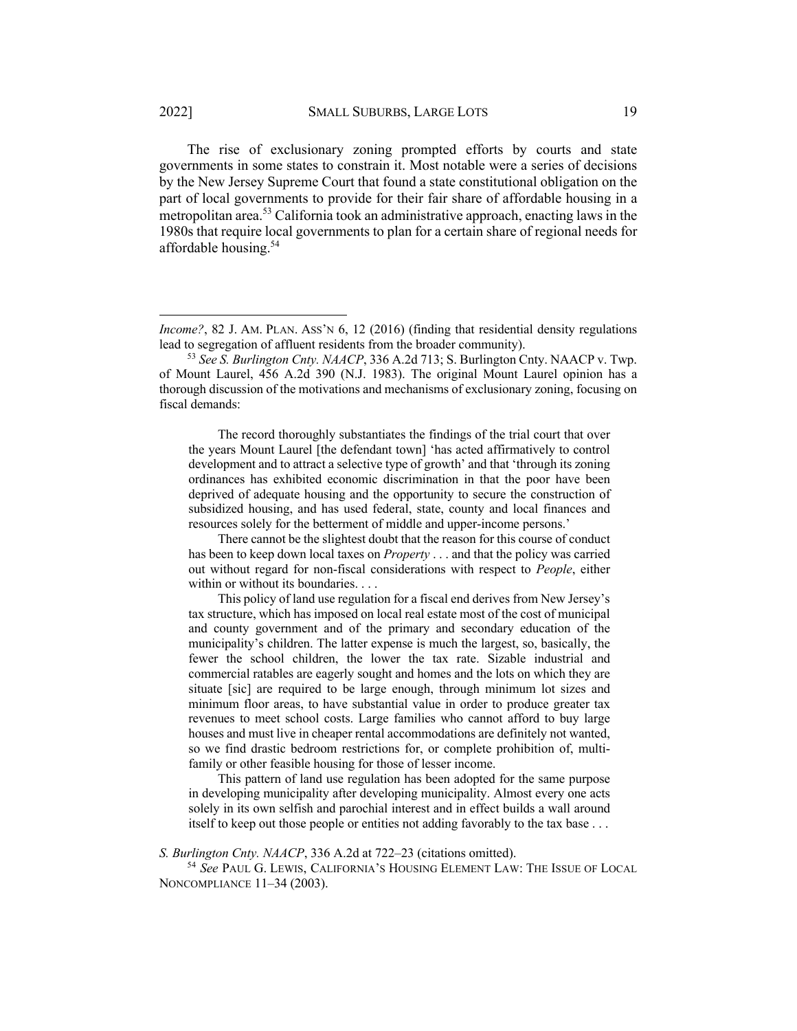The rise of exclusionary zoning prompted efforts by courts and state governments in some states to constrain it. Most notable were a series of decisions by the New Jersey Supreme Court that found a state constitutional obligation on the part of local governments to provide for their fair share of affordable housing in a metropolitan area.[53] California took an administrative approach, enacting laws in the 1980s that require local governments to plan for a certain share of regional needs for affordable housing.[54]

---

*Income?*, 82 J. AM. PLAN. ASS'N 6, 12 (2016) (finding that residential density regulations lead to segregation of affluent residents from the broader community).

[53] *See S. Burlington Cnty. NAACP*, 336 A.2d 713; S. Burlington Cnty. NAACP v. Twp. of Mount Laurel, 456 A.2d 390 (N.J. 1983). The original Mount Laurel opinion has a thorough discussion of the motivations and mechanisms of exclusionary zoning, focusing on fiscal demands:

> The record thoroughly substantiates the findings of the trial court that over the years Mount Laurel [the defendant town] 'has acted affirmatively to control development and to attract a selective type of growth' and that 'through its zoning ordinances has exhibited economic discrimination in that the poor have been deprived of adequate housing and the opportunity to secure the construction of subsidized housing, and has used federal, state, county and local finances and resources solely for the betterment of middle and upper-income persons.'
>
> There cannot be the slightest doubt that the reason for this course of conduct has been to keep down local taxes on *Property* . . . and that the policy was carried out without regard for non-fiscal considerations with respect to *People*, either within or without its boundaries. . . .
>
> This policy of land use regulation for a fiscal end derives from New Jersey's tax structure, which has imposed on local real estate most of the cost of municipal and county government and of the primary and secondary education of the municipality's children. The latter expense is much the largest, so, basically, the fewer the school children, the lower the tax rate. Sizable industrial and commercial ratables are eagerly sought and homes and the lots on which they are situate [sic] are required to be large enough, through minimum lot sizes and minimum floor areas, to have substantial value in order to produce greater tax revenues to meet school costs. Large families who cannot afford to buy large houses and must live in cheaper rental accommodations are definitely not wanted, so we find drastic bedroom restrictions for, or complete prohibition of, multi-family or other feasible housing for those of lesser income.
>
> This pattern of land use regulation has been adopted for the same purpose in developing municipality after developing municipality. Almost every one acts solely in its own selfish and parochial interest and in effect builds a wall around itself to keep out those people or entities not adding favorably to the tax base . . .

*S. Burlington Cnty. NAACP*, 336 A.2d at 722–23 (citations omitted).

[54] *See* PAUL G. LEWIS, CALIFORNIA'S HOUSING ELEMENT LAW: THE ISSUE OF LOCAL NONCOMPLIANCE 11–34 (2003).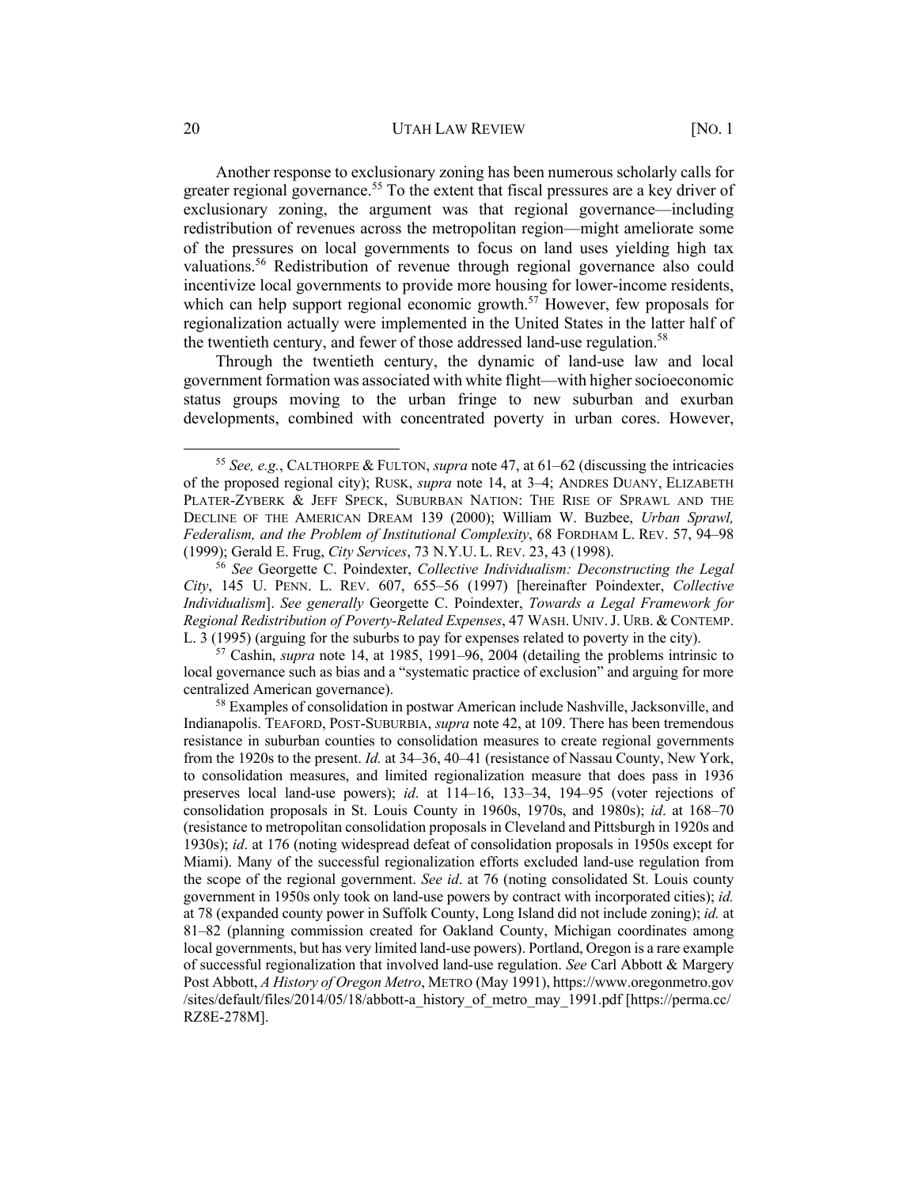Another response to exclusionary zoning has been numerous scholarly calls for greater regional governance.[55] To the extent that fiscal pressures are a key driver of exclusionary zoning, the argument was that regional governance—including redistribution of revenues across the metropolitan region—might ameliorate some of the pressures on local governments to focus on land uses yielding high tax valuations.[56] Redistribution of revenue through regional governance also could incentivize local governments to provide more housing for lower-income residents, which can help support regional economic growth.[57] However, few proposals for regionalization actually were implemented in the United States in the latter half of the twentieth century, and fewer of those addressed land-use regulation.[58]

Through the twentieth century, the dynamic of land-use law and local government formation was associated with white flight—with higher socioeconomic status groups moving to the urban fringe to new suburban and exurban developments, combined with concentrated poverty in urban cores. However,

---

[55] *See, e.g.*, CALTHORPE & FULTON, *supra* note 47, at 61–62 (discussing the intricacies of the proposed regional city); RUSK, *supra* note 14, at 3–4; ANDRES DUANY, ELIZABETH PLATER-ZYBERK & JEFF SPECK, SUBURBAN NATION: THE RISE OF SPRAWL AND THE DECLINE OF THE AMERICAN DREAM 139 (2000); William W. Buzbee, *Urban Sprawl, Federalism, and the Problem of Institutional Complexity*, 68 FORDHAM L. REV. 57, 94–98 (1999); Gerald E. Frug, *City Services*, 73 N.Y.U. L. REV. 23, 43 (1998).

[56] *See* Georgette C. Poindexter, *Collective Individualism: Deconstructing the Legal City*, 145 U. PENN. L. REV. 607, 655–56 (1997) [hereinafter Poindexter, *Collective Individualism*]. *See generally* Georgette C. Poindexter, *Towards a Legal Framework for Regional Redistribution of Poverty-Related Expenses*, 47 WASH. UNIV. J. URB. & CONTEMP. L. 3 (1995) (arguing for the suburbs to pay for expenses related to poverty in the city).

[57] Cashin, *supra* note 14, at 1985, 1991–96, 2004 (detailing the problems intrinsic to local governance such as bias and a "systematic practice of exclusion" and arguing for more centralized American governance).

[58] Examples of consolidation in postwar American include Nashville, Jacksonville, and Indianapolis. TEAFORD, POST-SUBURBIA, *supra* note 42, at 109. There has been tremendous resistance in suburban counties to consolidation measures to create regional governments from the 1920s to the present. *Id.* at 34–36, 40–41 (resistance of Nassau County, New York, to consolidation measures, and limited regionalization measure that does pass in 1936 preserves local land-use powers); *id*. at 114–16, 133–34, 194–95 (voter rejections of consolidation proposals in St. Louis County in 1960s, 1970s, and 1980s); *id*. at 168–70 (resistance to metropolitan consolidation proposals in Cleveland and Pittsburgh in 1920s and 1930s); *id*. at 176 (noting widespread defeat of consolidation proposals in 1950s except for Miami). Many of the successful regionalization efforts excluded land-use regulation from the scope of the regional government. *See id*. at 76 (noting consolidated St. Louis county government in 1950s only took on land-use powers by contract with incorporated cities); *id.* at 78 (expanded county power in Suffolk County, Long Island did not include zoning); *id.* at 81–82 (planning commission created for Oakland County, Michigan coordinates among local governments, but has very limited land-use powers). Portland, Oregon is a rare example of successful regionalization that involved land-use regulation. *See* Carl Abbott & Margery Post Abbott, *A History of Oregon Metro*, METRO (May 1991), https://www.oregonmetro.gov/sites/default/files/2014/05/18/abbott-a_history_of_metro_may_1991.pdf [https://perma.cc/RZ8E-278M].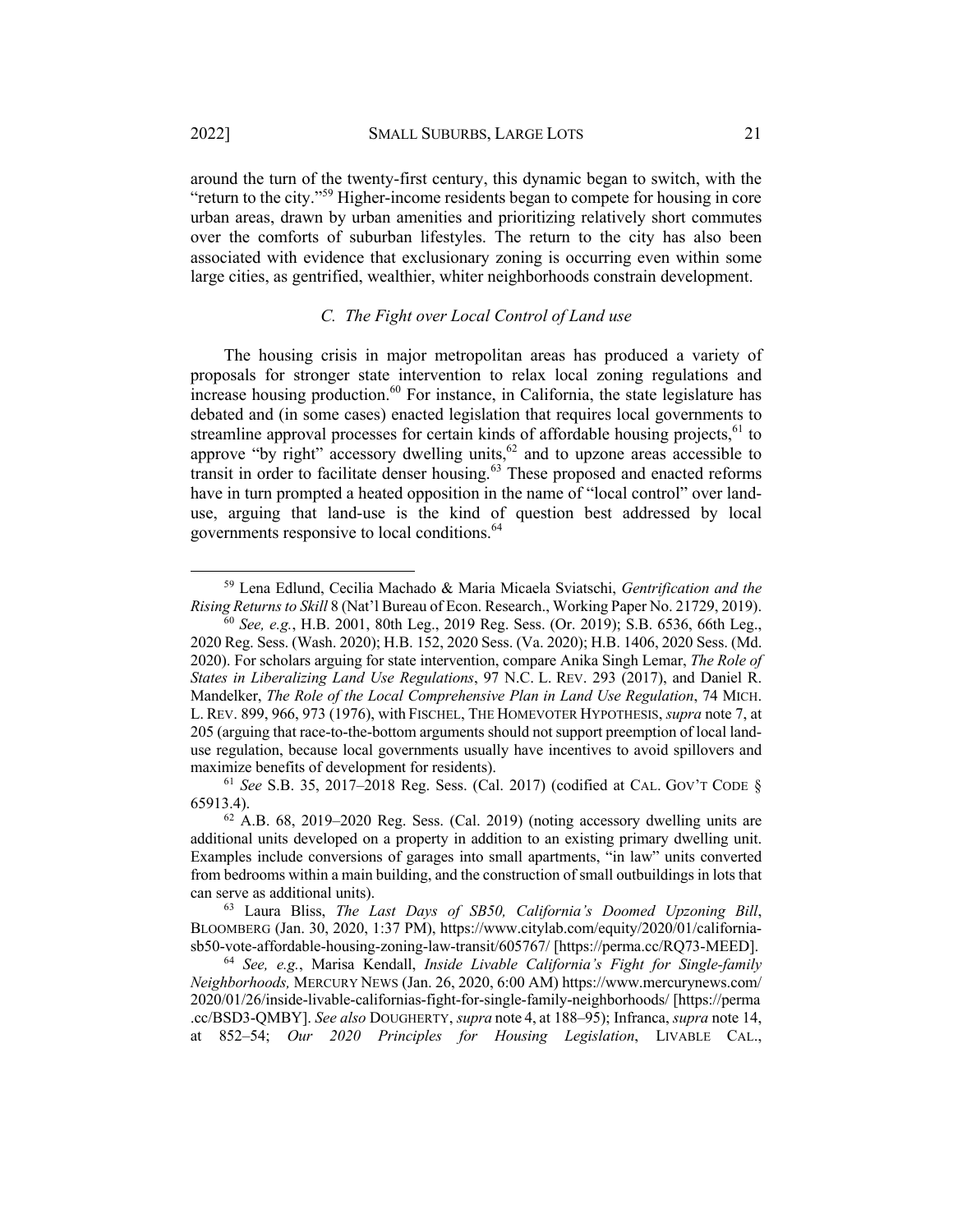around the turn of the twenty-first century, this dynamic began to switch, with the "return to the city."[59] Higher-income residents began to compete for housing in core urban areas, drawn by urban amenities and prioritizing relatively short commutes over the comforts of suburban lifestyles. The return to the city has also been associated with evidence that exclusionary zoning is occurring even within some large cities, as gentrified, wealthier, whiter neighborhoods constrain development.

### *C. The Fight over Local Control of Land use*

The housing crisis in major metropolitan areas has produced a variety of proposals for stronger state intervention to relax local zoning regulations and increase housing production.[60] For instance, in California, the state legislature has debated and (in some cases) enacted legislation that requires local governments to streamline approval processes for certain kinds of affordable housing projects,[61] to approve "by right" accessory dwelling units,[62] and to upzone areas accessible to transit in order to facilitate denser housing.[63] These proposed and enacted reforms have in turn prompted a heated opposition in the name of "local control" over land-use, arguing that land-use is the kind of question best addressed by local governments responsive to local conditions.[64]

---

[59] Lena Edlund, Cecilia Machado & Maria Micaela Sviatschi, *Gentrification and the Rising Returns to Skill* 8 (Nat'l Bureau of Econ. Research., Working Paper No. 21729, 2019).

[60] *See, e.g.*, H.B. 2001, 80th Leg., 2019 Reg. Sess. (Or. 2019); S.B. 6536, 66th Leg., 2020 Reg. Sess. (Wash. 2020); H.B. 152, 2020 Sess. (Va. 2020); H.B. 1406, 2020 Sess. (Md. 2020). For scholars arguing for state intervention, compare Anika Singh Lemar, *The Role of States in Liberalizing Land Use Regulations*, 97 N.C. L. REV. 293 (2017), and Daniel R. Mandelker, *The Role of the Local Comprehensive Plan in Land Use Regulation*, 74 MICH. L. REV. 899, 966, 973 (1976), with FISCHEL, THE HOMEVOTER HYPOTHESIS, *supra* note 7, at 205 (arguing that race-to-the-bottom arguments should not support preemption of local land-use regulation, because local governments usually have incentives to avoid spillovers and maximize benefits of development for residents).

[61] *See* S.B. 35, 2017–2018 Reg. Sess. (Cal. 2017) (codified at CAL. GOV'T CODE § 65913.4).

[62] A.B. 68, 2019–2020 Reg. Sess. (Cal. 2019) (noting accessory dwelling units are additional units developed on a property in addition to an existing primary dwelling unit. Examples include conversions of garages into small apartments, "in law" units converted from bedrooms within a main building, and the construction of small outbuildings in lots that can serve as additional units).

[63] Laura Bliss, *The Last Days of SB50, California's Doomed Upzoning Bill*, BLOOMBERG (Jan. 30, 2020, 1:37 PM), https://www.citylab.com/equity/2020/01/california-sb50-vote-affordable-housing-zoning-law-transit/605767/ [https://perma.cc/RQ73-MEED].

[64] *See, e.g.*, Marisa Kendall, *Inside Livable California's Fight for Single-family Neighborhoods,* MERCURY NEWS (Jan. 26, 2020, 6:00 AM) https://www.mercurynews.com/2020/01/26/inside-livable-californias-fight-for-single-family-neighborhoods/ [https://perma.cc/BSD3-QMBY]. *See also* DOUGHERTY, *supra* note 4, at 188–95); Infranca, *supra* note 14, at 852–54; *Our 2020 Principles for Housing Legislation*, LIVABLE CAL.,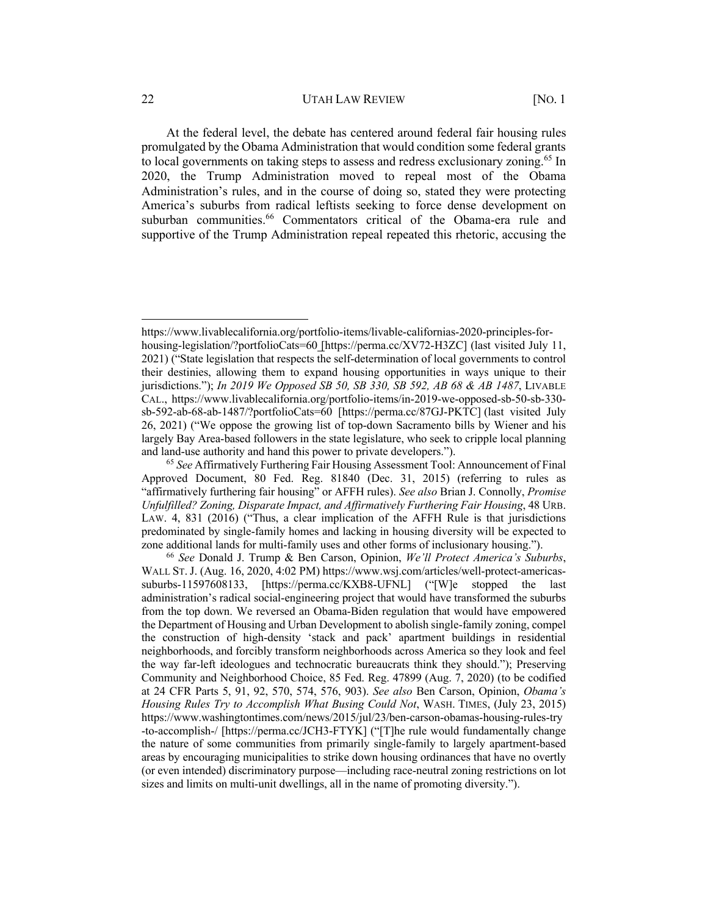At the federal level, the debate has centered around federal fair housing rules promulgated by the Obama Administration that would condition some federal grants to local governments on taking steps to assess and redress exclusionary zoning.[65] In 2020, the Trump Administration moved to repeal most of the Obama Administration's rules, and in the course of doing so, stated they were protecting America's suburbs from radical leftists seeking to force dense development on suburban communities.[66] Commentators critical of the Obama-era rule and supportive of the Trump Administration repeal repeated this rhetoric, accusing the

---

https://www.livablecalifornia.org/portfolio-items/livable-californias-2020-principles-for-housing-legislation/?portfolioCats=60 [https://perma.cc/XV72-H3ZC] (last visited July 11, 2021) ("State legislation that respects the self-determination of local governments to control their destinies, allowing them to expand housing opportunities in ways unique to their jurisdictions."); *In 2019 We Opposed SB 50, SB 330, SB 592, AB 68 & AB 1487*, LIVABLE CAL., https://www.livablecalifornia.org/portfolio-items/in-2019-we-opposed-sb-50-sb-330-sb-592-ab-68-ab-1487/?portfolioCats=60 [https://perma.cc/87GJ-PKTC] (last visited July 26, 2021) ("We oppose the growing list of top-down Sacramento bills by Wiener and his largely Bay Area-based followers in the state legislature, who seek to cripple local planning and land-use authority and hand this power to private developers.").

[65] *See* Affirmatively Furthering Fair Housing Assessment Tool: Announcement of Final Approved Document, 80 Fed. Reg. 81840 (Dec. 31, 2015) (referring to rules as "affirmatively furthering fair housing" or AFFH rules). *See also* Brian J. Connolly, *Promise Unfulfilled? Zoning, Disparate Impact, and Affirmatively Furthering Fair Housing*, 48 URB. LAW. 4, 831 (2016) ("Thus, a clear implication of the AFFH Rule is that jurisdictions predominated by single-family homes and lacking in housing diversity will be expected to zone additional lands for multi-family uses and other forms of inclusionary housing.").

[66] *See* Donald J. Trump & Ben Carson, Opinion, *We'll Protect America's Suburbs*, WALL ST. J. (Aug. 16, 2020, 4:02 PM) https://www.wsj.com/articles/well-protect-americas-suburbs-11597608133, [https://perma.cc/KXB8-UFNL] ("[W]e stopped the last administration's radical social-engineering project that would have transformed the suburbs from the top down. We reversed an Obama-Biden regulation that would have empowered the Department of Housing and Urban Development to abolish single-family zoning, compel the construction of high-density 'stack and pack' apartment buildings in residential neighborhoods, and forcibly transform neighborhoods across America so they look and feel the way far-left ideologues and technocratic bureaucrats think they should."); Preserving Community and Neighborhood Choice, 85 Fed. Reg. 47899 (Aug. 7, 2020) (to be codified at 24 CFR Parts 5, 91, 92, 570, 574, 576, 903). *See also* Ben Carson, Opinion, *Obama's Housing Rules Try to Accomplish What Busing Could Not*, WASH. TIMES, (July 23, 2015) https://www.washingtontimes.com/news/2015/jul/23/ben-carson-obamas-housing-rules-try-to-accomplish-/ [https://perma.cc/JCH3-FTYK] ("[T]he rule would fundamentally change the nature of some communities from primarily single-family to largely apartment-based areas by encouraging municipalities to strike down housing ordinances that have no overtly (or even intended) discriminatory purpose—including race-neutral zoning restrictions on lot sizes and limits on multi-unit dwellings, all in the name of promoting diversity.").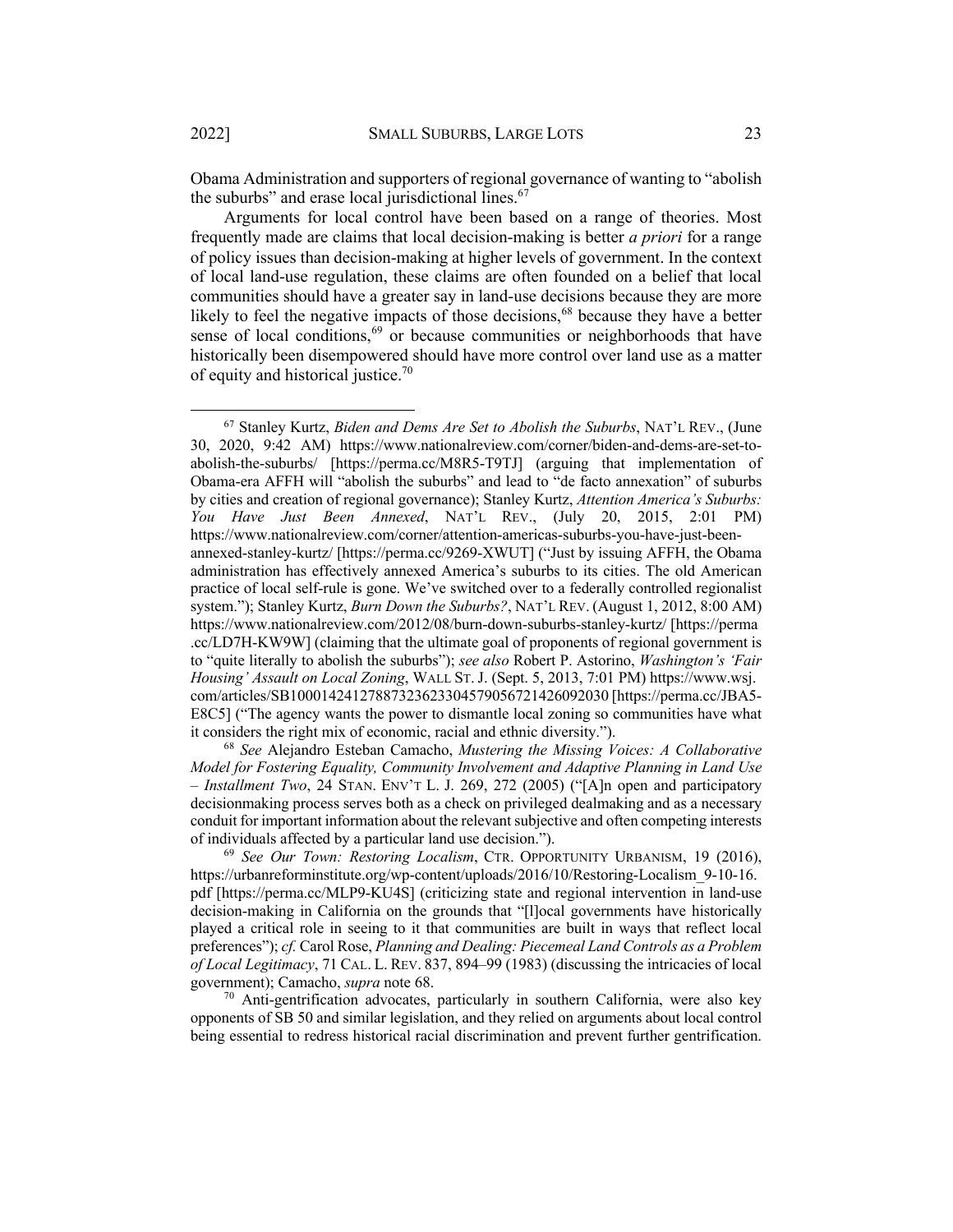Obama Administration and supporters of regional governance of wanting to "abolish the suburbs" and erase local jurisdictional lines.[67]

Arguments for local control have been based on a range of theories. Most frequently made are claims that local decision-making is better *a priori* for a range of policy issues than decision-making at higher levels of government. In the context of local land-use regulation, these claims are often founded on a belief that local communities should have a greater say in land-use decisions because they are more likely to feel the negative impacts of those decisions,[68] because they have a better sense of local conditions,[69] or because communities or neighborhoods that have historically been disempowered should have more control over land use as a matter of equity and historical justice.[70]

---

[67] Stanley Kurtz, *Biden and Dems Are Set to Abolish the Suburbs*, NAT'L REV., (June 30, 2020, 9:42 AM) https://www.nationalreview.com/corner/biden-and-dems-are-set-to-abolish-the-suburbs/ [https://perma.cc/M8R5-T9TJ] (arguing that implementation of Obama-era AFFH will "abolish the suburbs" and lead to "de facto annexation" of suburbs by cities and creation of regional governance); Stanley Kurtz, *Attention America's Suburbs: You Have Just Been Annexed*, NAT'L REV., (July 20, 2015, 2:01 PM) https://www.nationalreview.com/corner/attention-americas-suburbs-you-have-just-been-annexed-stanley-kurtz/ [https://perma.cc/9269-XWUT] ("Just by issuing AFFH, the Obama administration has effectively annexed America's suburbs to its cities. The old American practice of local self-rule is gone. We've switched over to a federally controlled regionalist system."); Stanley Kurtz, *Burn Down the Suburbs?*, NAT'L REV. (August 1, 2012, 8:00 AM) https://www.nationalreview.com/2012/08/burn-down-suburbs-stanley-kurtz/ [https://perma.cc/LD7H-KW9W] (claiming that the ultimate goal of proponents of regional government is to "quite literally to abolish the suburbs"); *see also* Robert P. Astorino, *Washington's 'Fair Housing' Assault on Local Zoning*, WALL ST. J. (Sept. 5, 2013, 7:01 PM) https://www.wsj.com/articles/SB10001424127887323623304579056721426092030 [https://perma.cc/JBA5-E8C5] ("The agency wants the power to dismantle local zoning so communities have what it considers the right mix of economic, racial and ethnic diversity.").

[68] *See* Alejandro Esteban Camacho, *Mustering the Missing Voices: A Collaborative Model for Fostering Equality, Community Involvement and Adaptive Planning in Land Use – Installment Two*, 24 STAN. ENV'T L. J. 269, 272 (2005) ("[A]n open and participatory decisionmaking process serves both as a check on privileged dealmaking and as a necessary conduit for important information about the relevant subjective and often competing interests of individuals affected by a particular land use decision.").

[69] *See Our Town: Restoring Localism*, CTR. OPPORTUNITY URBANISM, 19 (2016), https://urbanreforminstitute.org/wp-content/uploads/2016/10/Restoring-Localism_9-10-16.pdf [https://perma.cc/MLP9-KU4S] (criticizing state and regional intervention in land-use decision-making in California on the grounds that "[l]ocal governments have historically played a critical role in seeing to it that communities are built in ways that reflect local preferences"); *cf.* Carol Rose, *Planning and Dealing: Piecemeal Land Controls as a Problem of Local Legitimacy*, 71 CAL. L. REV. 837, 894–99 (1983) (discussing the intricacies of local government); Camacho, *supra* note 68.

[70] Anti-gentrification advocates, particularly in southern California, were also key opponents of SB 50 and similar legislation, and they relied on arguments about local control being essential to redress historical racial discrimination and prevent further gentrification.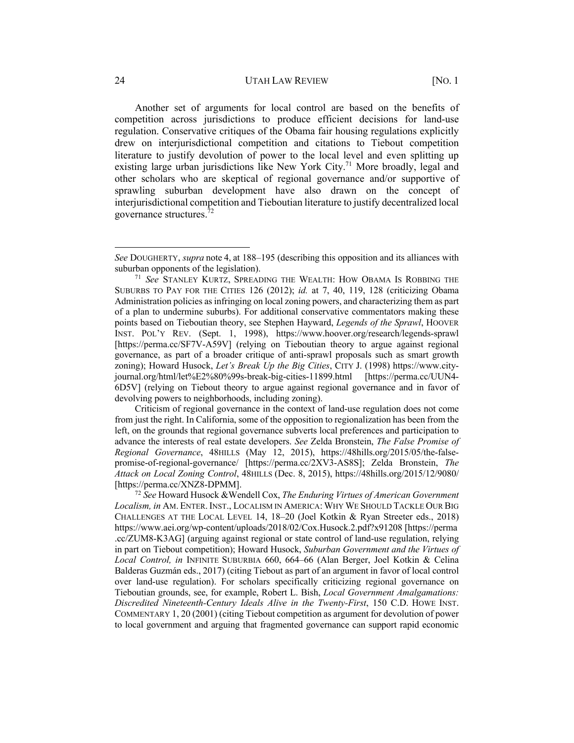Another set of arguments for local control are based on the benefits of competition across jurisdictions to produce efficient decisions for land-use regulation. Conservative critiques of the Obama fair housing regulations explicitly drew on interjurisdictional competition and citations to Tiebout competition literature to justify devolution of power to the local level and even splitting up existing large urban jurisdictions like New York City.[71] More broadly, legal and other scholars who are skeptical of regional governance and/or supportive of sprawling suburban development have also drawn on the concept of interjurisdictional competition and Tieboutian literature to justify decentralized local governance structures.[72]

---

*See* DOUGHERTY, *supra* note 4, at 188–195 (describing this opposition and its alliances with suburban opponents of the legislation).

[71] *See* STANLEY KURTZ, SPREADING THE WEALTH: HOW OBAMA IS ROBBING THE SUBURBS TO PAY FOR THE CITIES 126 (2012); *id.* at 7, 40, 119, 128 (criticizing Obama Administration policies as infringing on local zoning powers, and characterizing them as part of a plan to undermine suburbs). For additional conservative commentators making these points based on Tieboutian theory, see Stephen Hayward, *Legends of the Sprawl*, HOOVER INST. POL'Y REV. (Sept. 1, 1998), https://www.hoover.org/research/legends-sprawl [https://perma.cc/SF7V-A59V] (relying on Tieboutian theory to argue against regional governance, as part of a broader critique of anti-sprawl proposals such as smart growth zoning); Howard Husock, *Let's Break Up the Big Cities*, CITY J. (1998) https://www.city-journal.org/html/let%E2%80%99s-break-big-cities-11899.html [https://perma.cc/UUN4-6D5V] (relying on Tiebout theory to argue against regional governance and in favor of devolving powers to neighborhoods, including zoning).

Criticism of regional governance in the context of land-use regulation does not come from just the right. In California, some of the opposition to regionalization has been from the left, on the grounds that regional governance subverts local preferences and participation to advance the interests of real estate developers. *See* Zelda Bronstein, *The False Promise of Regional Governance*, 48HILLS (May 12, 2015), https://48hills.org/2015/05/the-false-promise-of-regional-governance/ [https://perma.cc/2XV3-AS8S]; Zelda Bronstein, *The Attack on Local Zoning Control*, 48HILLS (Dec. 8, 2015), https://48hills.org/2015/12/9080/ [https://perma.cc/XNZ8-DPMM].

[72] *See* Howard Husock &Wendell Cox, *The Enduring Virtues of American Government Localism, in* AM. ENTER. INST., LOCALISM IN AMERICA: WHY WE SHOULD TACKLE OUR BIG CHALLENGES AT THE LOCAL LEVEL 14, 18–20 (Joel Kotkin & Ryan Streeter eds., 2018) https://www.aei.org/wp-content/uploads/2018/02/Cox.Husock.2.pdf?x91208 [https://perma.cc/ZUM8-K3AG] (arguing against regional or state control of land-use regulation, relying in part on Tiebout competition); Howard Husock, *Suburban Government and the Virtues of Local Control, in* INFINITE SUBURBIA 660, 664–66 (Alan Berger, Joel Kotkin & Celina Balderas Guzmán eds., 2017) (citing Tiebout as part of an argument in favor of local control over land-use regulation). For scholars specifically criticizing regional governance on Tieboutian grounds, see, for example, Robert L. Bish, *Local Government Amalgamations: Discredited Nineteenth-Century Ideals Alive in the Twenty-First*, 150 C.D. HOWE INST. COMMENTARY 1, 20 (2001) (citing Tiebout competition as argument for devolution of power to local government and arguing that fragmented governance can support rapid economic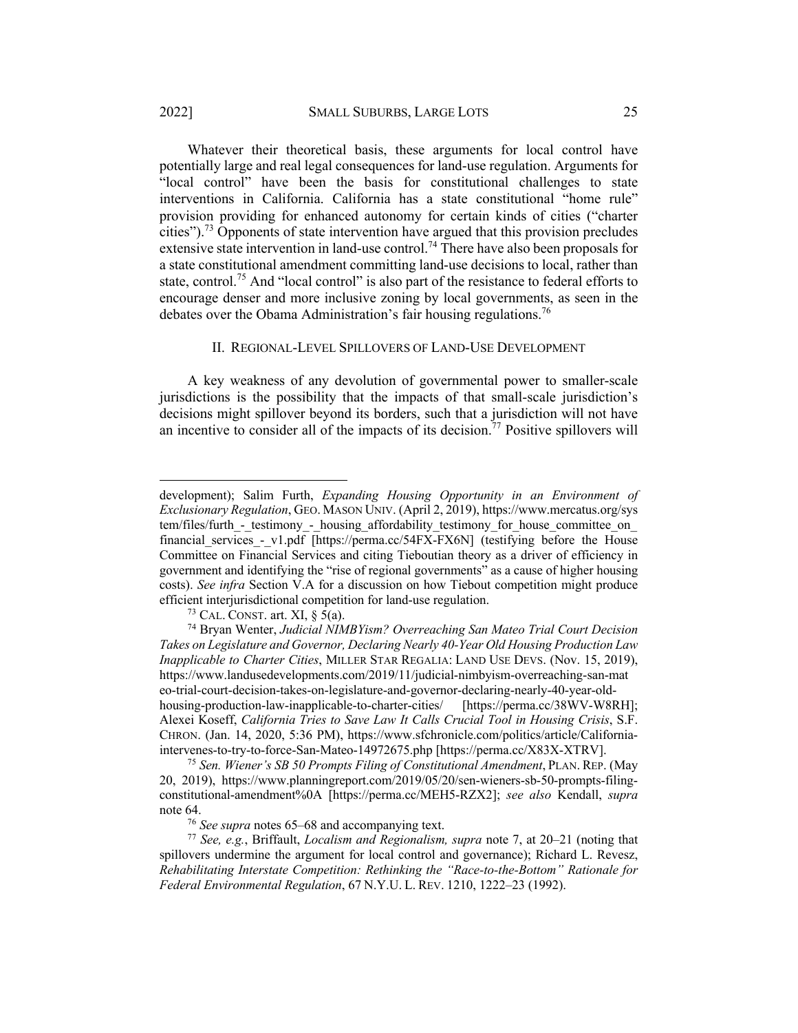Whatever their theoretical basis, these arguments for local control have potentially large and real legal consequences for land-use regulation. Arguments for "local control" have been the basis for constitutional challenges to state interventions in California. California has a state constitutional "home rule" provision providing for enhanced autonomy for certain kinds of cities ("charter cities").[73] Opponents of state intervention have argued that this provision precludes extensive state intervention in land-use control.[74] There have also been proposals for a state constitutional amendment committing land-use decisions to local, rather than state, control.[75] And "local control" is also part of the resistance to federal efforts to encourage denser and more inclusive zoning by local governments, as seen in the debates over the Obama Administration's fair housing regulations.[76]

## II. Regional-Level Spillovers of Land-Use Development

A key weakness of any devolution of governmental power to smaller-scale jurisdictions is the possibility that the impacts of that small-scale jurisdiction's decisions might spillover beyond its borders, such that a jurisdiction will not have an incentive to consider all of the impacts of its decision.[77] Positive spillovers will

---

development); Salim Furth, *Expanding Housing Opportunity in an Environment of Exclusionary Regulation*, Geo. Mason Univ. (April 2, 2019), https://www.mercatus.org/system/files/furth_-_testimony_-_housing_affordability_testimony_for_house_committee_on_financial_services_-_v1.pdf [https://perma.cc/54FX-FX6N] (testifying before the House Committee on Financial Services and citing Tieboutian theory as a driver of efficiency in government and identifying the "rise of regional governments" as a cause of higher housing costs). *See infra* Section V.A for a discussion on how Tiebout competition might produce efficient interjurisdictional competition for land-use regulation.

[73] Cal. Const. art. XI, § 5(a).

[74] Bryan Wenter, *Judicial NIMBYism? Overreaching San Mateo Trial Court Decision Takes on Legislature and Governor, Declaring Nearly 40-Year Old Housing Production Law Inapplicable to Charter Cities*, Miller Star Regalia: Land Use Devs. (Nov. 15, 2019), https://www.landusedevelopments.com/2019/11/judicial-nimbyism-overreaching-san-mateo-trial-court-decision-takes-on-legislature-and-governor-declaring-nearly-40-year-old-housing-production-law-inapplicable-to-charter-cities/ [https://perma.cc/38WV-W8RH]; Alexei Koseff, *California Tries to Save Law It Calls Crucial Tool in Housing Crisis*, S.F. Chron. (Jan. 14, 2020, 5:36 PM), https://www.sfchronicle.com/politics/article/California-intervenes-to-try-to-force-San-Mateo-14972675.php [https://perma.cc/X83X-XTRV].

[75] *Sen. Wiener's SB 50 Prompts Filing of Constitutional Amendment*, Plan. Rep. (May 20, 2019), https://www.planningreport.com/2019/05/20/sen-wieners-sb-50-prompts-filing-constitutional-amendment%0A [https://perma.cc/MEH5-RZX2]; *see also* Kendall, *supra* note 64.

[76] *See supra* notes 65–68 and accompanying text.

[77] *See, e.g.*, Briffault, *Localism and Regionalism, supra* note 7, at 20–21 (noting that spillovers undermine the argument for local control and governance); Richard L. Revesz, *Rehabilitating Interstate Competition: Rethinking the "Race-to-the-Bottom" Rationale for Federal Environmental Regulation*, 67 N.Y.U. L. Rev. 1210, 1222–23 (1992).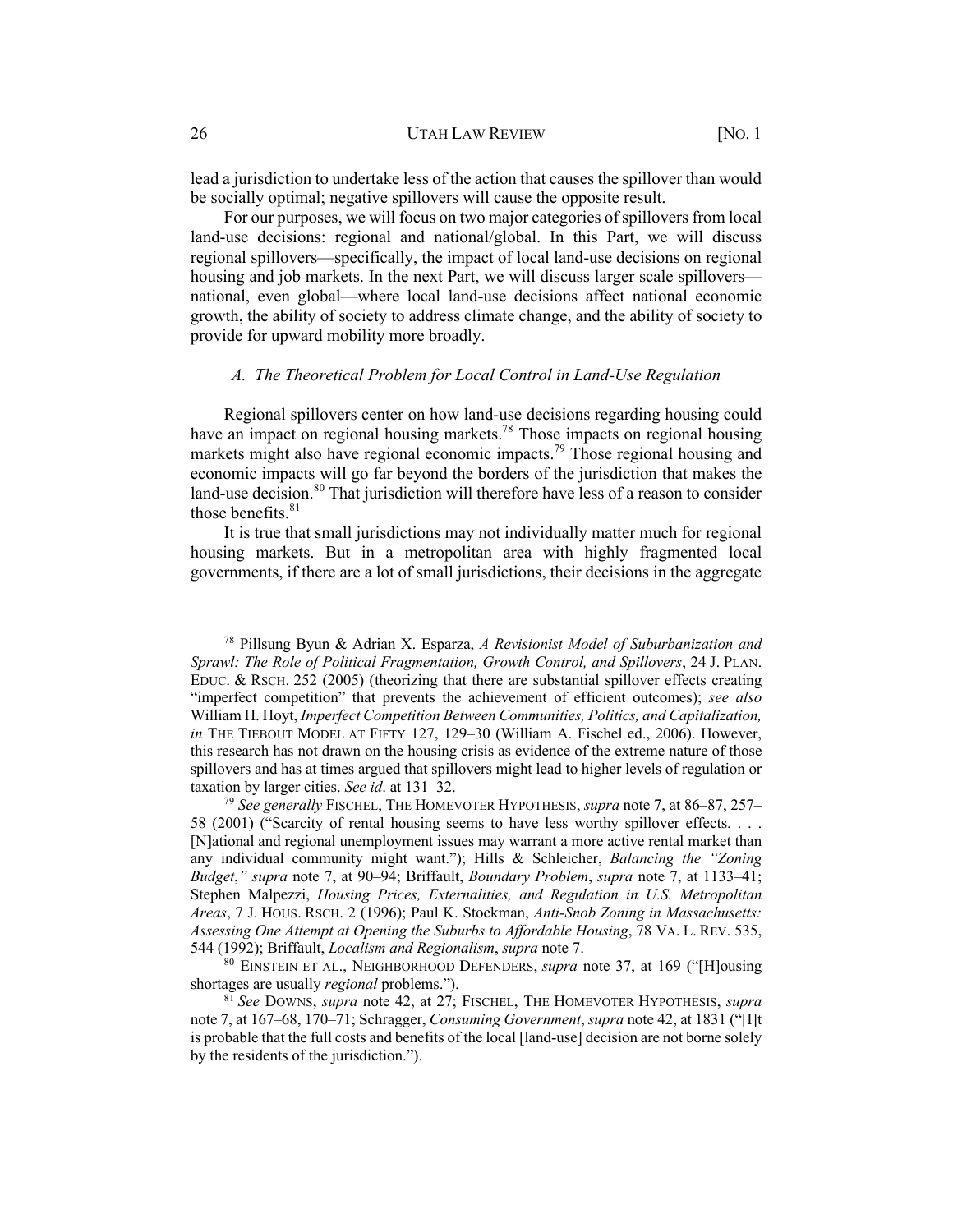lead a jurisdiction to undertake less of the action that causes the spillover than would be socially optimal; negative spillovers will cause the opposite result.

For our purposes, we will focus on two major categories of spillovers from local land-use decisions: regional and national/global. In this Part, we will discuss regional spillovers—specifically, the impact of local land-use decisions on regional housing and job markets. In the next Part, we will discuss larger scale spillovers—national, even global—where local land-use decisions affect national economic growth, the ability of society to address climate change, and the ability of society to provide for upward mobility more broadly.

### *A. The Theoretical Problem for Local Control in Land-Use Regulation*

Regional spillovers center on how land-use decisions regarding housing could have an impact on regional housing markets.[78] Those impacts on regional housing markets might also have regional economic impacts.[79] Those regional housing and economic impacts will go far beyond the borders of the jurisdiction that makes the land-use decision.[80] That jurisdiction will therefore have less of a reason to consider those benefits.[81]

It is true that small jurisdictions may not individually matter much for regional housing markets. But in a metropolitan area with highly fragmented local governments, if there are a lot of small jurisdictions, their decisions in the aggregate

---

[78] Pillsung Byun & Adrian X. Esparza, *A Revisionist Model of Suburbanization and Sprawl: The Role of Political Fragmentation, Growth Control, and Spillovers*, 24 J. PLAN. EDUC. & RSCH. 252 (2005) (theorizing that there are substantial spillover effects creating "imperfect competition" that prevents the achievement of efficient outcomes); *see also* William H. Hoyt, *Imperfect Competition Between Communities, Politics, and Capitalization, in* THE TIEBOUT MODEL AT FIFTY 127, 129–30 (William A. Fischel ed., 2006). However, this research has not drawn on the housing crisis as evidence of the extreme nature of those spillovers and has at times argued that spillovers might lead to higher levels of regulation or taxation by larger cities. *See id*. at 131–32.

[79] *See generally* FISCHEL, THE HOMEVOTER HYPOTHESIS, *supra* note 7, at 86–87, 257–58 (2001) ("Scarcity of rental housing seems to have less worthy spillover effects. . . . [N]ational and regional unemployment issues may warrant a more active rental market than any individual community might want."); Hills & Schleicher, *Balancing the "Zoning Budget*,*" supra* note 7, at 90–94; Briffault, *Boundary Problem*, *supra* note 7, at 1133–41; Stephen Malpezzi, *Housing Prices, Externalities, and Regulation in U.S. Metropolitan Areas*, 7 J. HOUS. RSCH. 2 (1996); Paul K. Stockman, *Anti-Snob Zoning in Massachusetts: Assessing One Attempt at Opening the Suburbs to Affordable Housing*, 78 VA. L. REV. 535, 544 (1992); Briffault, *Localism and Regionalism*, *supra* note 7.

[80] EINSTEIN ET AL., NEIGHBORHOOD DEFENDERS, *supra* note 37, at 169 ("[H]ousing shortages are usually *regional* problems.").

[81] *See* DOWNS, *supra* note 42, at 27; FISCHEL, THE HOMEVOTER HYPOTHESIS, *supra* note 7, at 167–68, 170–71; Schragger, *Consuming Government*, *supra* note 42, at 1831 ("[I]t is probable that the full costs and benefits of the local [land-use] decision are not borne solely by the residents of the jurisdiction.").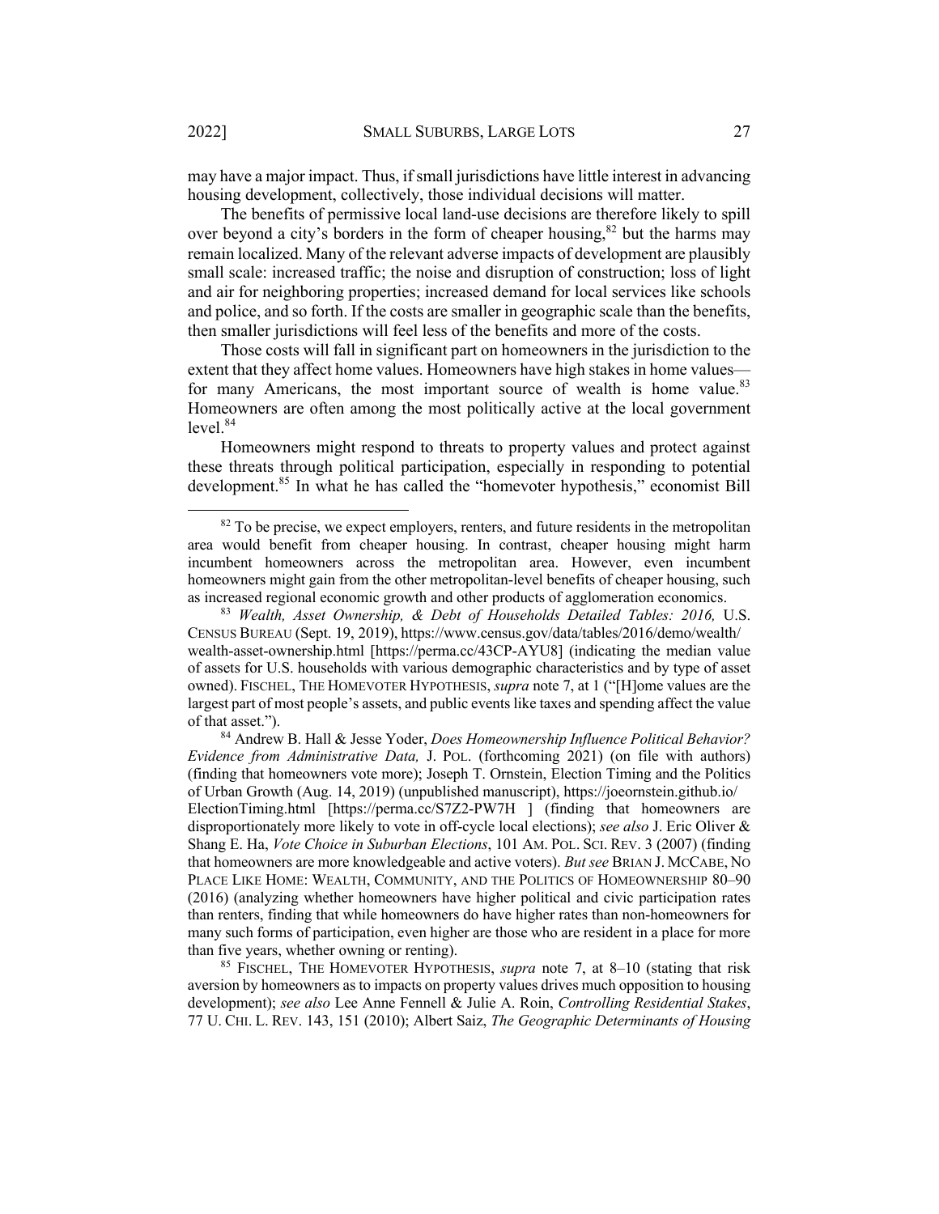may have a major impact. Thus, if small jurisdictions have little interest in advancing housing development, collectively, those individual decisions will matter.

The benefits of permissive local land-use decisions are therefore likely to spill over beyond a city's borders in the form of cheaper housing,[82] but the harms may remain localized. Many of the relevant adverse impacts of development are plausibly small scale: increased traffic; the noise and disruption of construction; loss of light and air for neighboring properties; increased demand for local services like schools and police, and so forth. If the costs are smaller in geographic scale than the benefits, then smaller jurisdictions will feel less of the benefits and more of the costs.

Those costs will fall in significant part on homeowners in the jurisdiction to the extent that they affect home values. Homeowners have high stakes in home values—for many Americans, the most important source of wealth is home value.[83] Homeowners are often among the most politically active at the local government level.[84]

Homeowners might respond to threats to property values and protect against these threats through political participation, especially in responding to potential development.[85] In what he has called the "homevoter hypothesis," economist Bill

---

[82] To be precise, we expect employers, renters, and future residents in the metropolitan area would benefit from cheaper housing. In contrast, cheaper housing might harm incumbent homeowners across the metropolitan area. However, even incumbent homeowners might gain from the other metropolitan-level benefits of cheaper housing, such as increased regional economic growth and other products of agglomeration economics.

[83] *Wealth, Asset Ownership, & Debt of Households Detailed Tables: 2016,* U.S. CENSUS BUREAU (Sept. 19, 2019), https://www.census.gov/data/tables/2016/demo/wealth/wealth-asset-ownership.html [https://perma.cc/43CP-AYU8] (indicating the median value of assets for U.S. households with various demographic characteristics and by type of asset owned). FISCHEL, THE HOMEVOTER HYPOTHESIS, *supra* note 7, at 1 ("[H]ome values are the largest part of most people's assets, and public events like taxes and spending affect the value of that asset.").

[84] Andrew B. Hall & Jesse Yoder, *Does Homeownership Influence Political Behavior? Evidence from Administrative Data,* J. POL. (forthcoming 2021) (on file with authors) (finding that homeowners vote more); Joseph T. Ornstein, Election Timing and the Politics of Urban Growth (Aug. 14, 2019) (unpublished manuscript), https://joeornstein.github.io/ElectionTiming.html [https://perma.cc/S7Z2-PW7H ] (finding that homeowners are disproportionately more likely to vote in off-cycle local elections); *see also* J. Eric Oliver & Shang E. Ha, *Vote Choice in Suburban Elections*, 101 AM. POL. SCI. REV. 3 (2007) (finding that homeowners are more knowledgeable and active voters). *But see* BRIAN J. MCCABE, NO PLACE LIKE HOME: WEALTH, COMMUNITY, AND THE POLITICS OF HOMEOWNERSHIP 80–90 (2016) (analyzing whether homeowners have higher political and civic participation rates than renters, finding that while homeowners do have higher rates than non-homeowners for many such forms of participation, even higher are those who are resident in a place for more than five years, whether owning or renting).

[85] FISCHEL, THE HOMEVOTER HYPOTHESIS, *supra* note 7, at 8–10 (stating that risk aversion by homeowners as to impacts on property values drives much opposition to housing development); *see also* Lee Anne Fennell & Julie A. Roin, *Controlling Residential Stakes*, 77 U. CHI. L. REV. 143, 151 (2010); Albert Saiz, *The Geographic Determinants of Housing*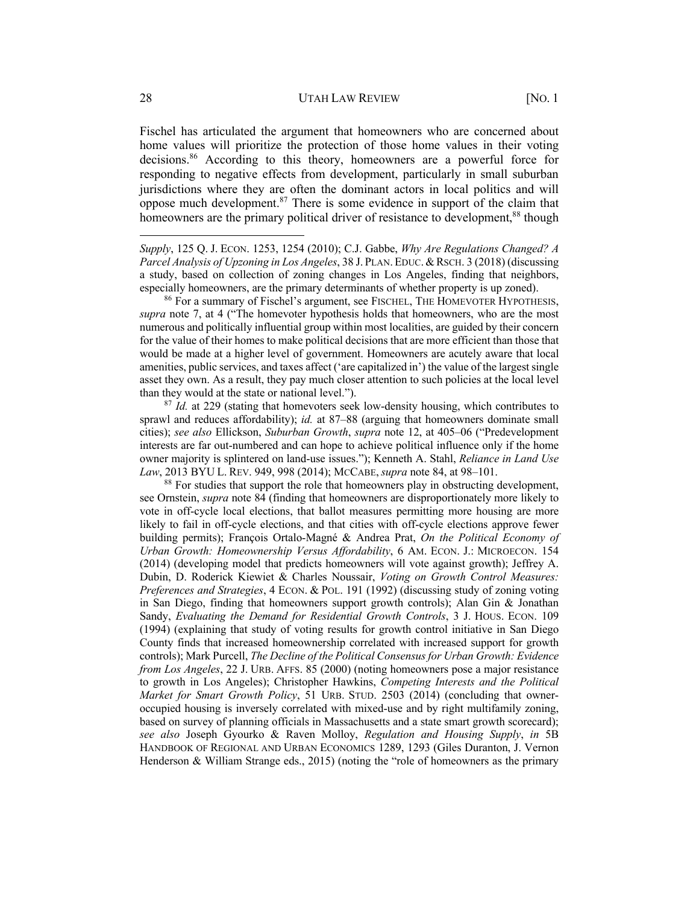Fischel has articulated the argument that homeowners who are concerned about home values will prioritize the protection of those home values in their voting decisions.[86] According to this theory, homeowners are a powerful force for responding to negative effects from development, particularly in small suburban jurisdictions where they are often the dominant actors in local politics and will oppose much development.[87] There is some evidence in support of the claim that homeowners are the primary political driver of resistance to development,[88] though

---

*Supply*, 125 Q. J. ECON. 1253, 1254 (2010); C.J. Gabbe, *Why Are Regulations Changed? A Parcel Analysis of Upzoning in Los Angeles*, 38 J. PLAN. EDUC. & RSCH. 3 (2018) (discussing a study, based on collection of zoning changes in Los Angeles, finding that neighbors, especially homeowners, are the primary determinants of whether property is up zoned).

[86] For a summary of Fischel's argument, see FISCHEL, THE HOMEVOTER HYPOTHESIS, *supra* note 7, at 4 ("The homevoter hypothesis holds that homeowners, who are the most numerous and politically influential group within most localities, are guided by their concern for the value of their homes to make political decisions that are more efficient than those that would be made at a higher level of government. Homeowners are acutely aware that local amenities, public services, and taxes affect ('are capitalized in') the value of the largest single asset they own. As a result, they pay much closer attention to such policies at the local level than they would at the state or national level.").

[87] *Id.* at 229 (stating that homevoters seek low-density housing, which contributes to sprawl and reduces affordability); *id.* at 87–88 (arguing that homeowners dominate small cities); *see also* Ellickson, *Suburban Growth*, *supra* note 12, at 405–06 ("Predevelopment interests are far out-numbered and can hope to achieve political influence only if the home owner majority is splintered on land-use issues."); Kenneth A. Stahl, *Reliance in Land Use Law*, 2013 BYU L. REV. 949, 998 (2014); MCCABE, *supra* note 84, at 98–101.

[88] For studies that support the role that homeowners play in obstructing development, see Ornstein, *supra* note 84 (finding that homeowners are disproportionately more likely to vote in off-cycle local elections, that ballot measures permitting more housing are more likely to fail in off-cycle elections, and that cities with off-cycle elections approve fewer building permits); François Ortalo-Magné & Andrea Prat, *On the Political Economy of Urban Growth: Homeownership Versus Affordability*, 6 AM. ECON. J.: MICROECON. 154 (2014) (developing model that predicts homeowners will vote against growth); Jeffrey A. Dubin, D. Roderick Kiewiet & Charles Noussair, *Voting on Growth Control Measures: Preferences and Strategies*, 4 ECON. & POL. 191 (1992) (discussing study of zoning voting in San Diego, finding that homeowners support growth controls); Alan Gin & Jonathan Sandy, *Evaluating the Demand for Residential Growth Controls*, 3 J. HOUS. ECON. 109 (1994) (explaining that study of voting results for growth control initiative in San Diego County finds that increased homeownership correlated with increased support for growth controls); Mark Purcell, *The Decline of the Political Consensus for Urban Growth: Evidence from Los Angeles*, 22 J. URB. AFFS. 85 (2000) (noting homeowners pose a major resistance to growth in Los Angeles); Christopher Hawkins, *Competing Interests and the Political Market for Smart Growth Policy*, 51 URB. STUD. 2503 (2014) (concluding that owner-occupied housing is inversely correlated with mixed-use and by right multifamily zoning, based on survey of planning officials in Massachusetts and a state smart growth scorecard); *see also* Joseph Gyourko & Raven Molloy, *Regulation and Housing Supply*, *in* 5B HANDBOOK OF REGIONAL AND URBAN ECONOMICS 1289, 1293 (Giles Duranton, J. Vernon Henderson & William Strange eds., 2015) (noting the "role of homeowners as the primary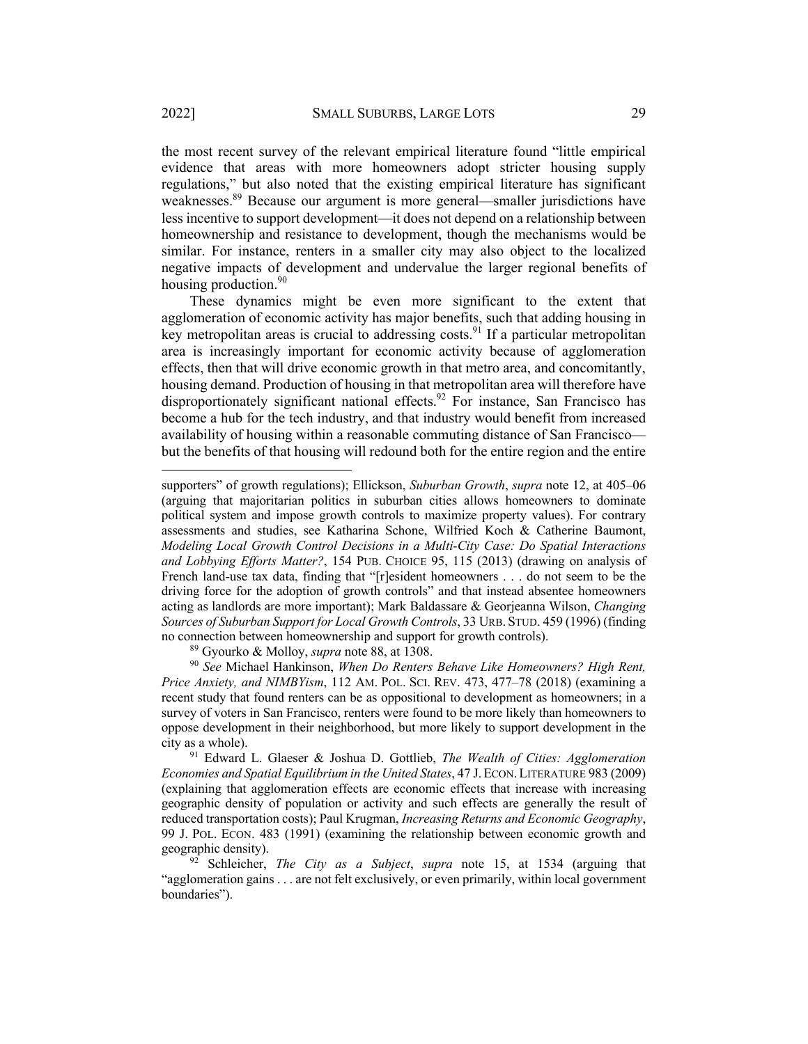the most recent survey of the relevant empirical literature found "little empirical evidence that areas with more homeowners adopt stricter housing supply regulations," but also noted that the existing empirical literature has significant weaknesses.[89] Because our argument is more general—smaller jurisdictions have less incentive to support development—it does not depend on a relationship between homeownership and resistance to development, though the mechanisms would be similar. For instance, renters in a smaller city may also object to the localized negative impacts of development and undervalue the larger regional benefits of housing production.[90]

These dynamics might be even more significant to the extent that agglomeration of economic activity has major benefits, such that adding housing in key metropolitan areas is crucial to addressing costs.[91] If a particular metropolitan area is increasingly important for economic activity because of agglomeration effects, then that will drive economic growth in that metro area, and concomitantly, housing demand. Production of housing in that metropolitan area will therefore have disproportionately significant national effects.[92] For instance, San Francisco has become a hub for the tech industry, and that industry would benefit from increased availability of housing within a reasonable commuting distance of San Francisco—but the benefits of that housing will redound both for the entire region and the entire

---

supporters" of growth regulations); Ellickson, *Suburban Growth*, *supra* note 12, at 405–06 (arguing that majoritarian politics in suburban cities allows homeowners to dominate political system and impose growth controls to maximize property values). For contrary assessments and studies, see Katharina Schone, Wilfried Koch & Catherine Baumont, *Modeling Local Growth Control Decisions in a Multi-City Case: Do Spatial Interactions and Lobbying Efforts Matter?*, 154 PUB. CHOICE 95, 115 (2013) (drawing on analysis of French land-use tax data, finding that "[r]esident homeowners . . . do not seem to be the driving force for the adoption of growth controls" and that instead absentee homeowners acting as landlords are more important); Mark Baldassare & Georjeanna Wilson, *Changing Sources of Suburban Support for Local Growth Controls*, 33 URB. STUD. 459 (1996) (finding no connection between homeownership and support for growth controls).

[89] Gyourko & Molloy, *supra* note 88, at 1308.

[90] *See* Michael Hankinson, *When Do Renters Behave Like Homeowners? High Rent, Price Anxiety, and NIMBYism*, 112 AM. POL. SCI. REV. 473, 477–78 (2018) (examining a recent study that found renters can be as oppositional to development as homeowners; in a survey of voters in San Francisco, renters were found to be more likely than homeowners to oppose development in their neighborhood, but more likely to support development in the city as a whole).

[91] Edward L. Glaeser & Joshua D. Gottlieb, *The Wealth of Cities: Agglomeration Economies and Spatial Equilibrium in the United States*, 47 J. ECON. LITERATURE 983 (2009) (explaining that agglomeration effects are economic effects that increase with increasing geographic density of population or activity and such effects are generally the result of reduced transportation costs); Paul Krugman, *Increasing Returns and Economic Geography*, 99 J. POL. ECON. 483 (1991) (examining the relationship between economic growth and geographic density).

[92] Schleicher, *The City as a Subject*, *supra* note 15, at 1534 (arguing that "agglomeration gains . . . are not felt exclusively, or even primarily, within local government boundaries").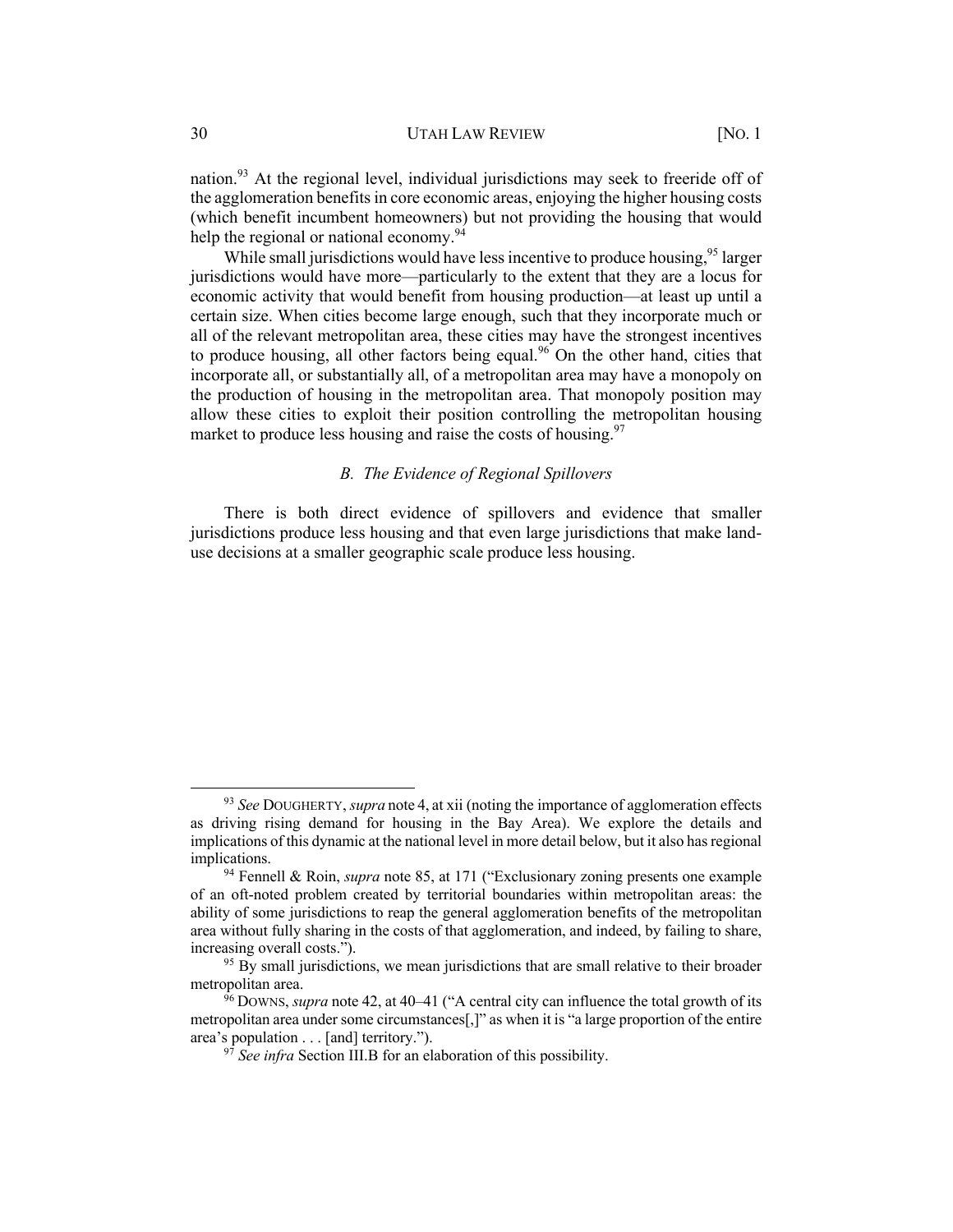nation.[93] At the regional level, individual jurisdictions may seek to freeride off of the agglomeration benefits in core economic areas, enjoying the higher housing costs (which benefit incumbent homeowners) but not providing the housing that would help the regional or national economy.[94]

While small jurisdictions would have less incentive to produce housing,[95] larger jurisdictions would have more—particularly to the extent that they are a locus for economic activity that would benefit from housing production—at least up until a certain size. When cities become large enough, such that they incorporate much or all of the relevant metropolitan area, these cities may have the strongest incentives to produce housing, all other factors being equal.[96] On the other hand, cities that incorporate all, or substantially all, of a metropolitan area may have a monopoly on the production of housing in the metropolitan area. That monopoly position may allow these cities to exploit their position controlling the metropolitan housing market to produce less housing and raise the costs of housing.[97]

### *B. The Evidence of Regional Spillovers*

There is both direct evidence of spillovers and evidence that smaller jurisdictions produce less housing and that even large jurisdictions that make land-use decisions at a smaller geographic scale produce less housing.

---

[93] *See* DOUGHERTY, *supra* note 4, at xii (noting the importance of agglomeration effects as driving rising demand for housing in the Bay Area). We explore the details and implications of this dynamic at the national level in more detail below, but it also has regional implications.

[94] Fennell & Roin, *supra* note 85, at 171 ("Exclusionary zoning presents one example of an oft-noted problem created by territorial boundaries within metropolitan areas: the ability of some jurisdictions to reap the general agglomeration benefits of the metropolitan area without fully sharing in the costs of that agglomeration, and indeed, by failing to share, increasing overall costs.").

[95] By small jurisdictions, we mean jurisdictions that are small relative to their broader metropolitan area.

[96] DOWNS, *supra* note 42, at 40–41 ("A central city can influence the total growth of its metropolitan area under some circumstances[,]" as when it is "a large proportion of the entire area's population . . . [and] territory.").

[97] *See infra* Section III.B for an elaboration of this possibility.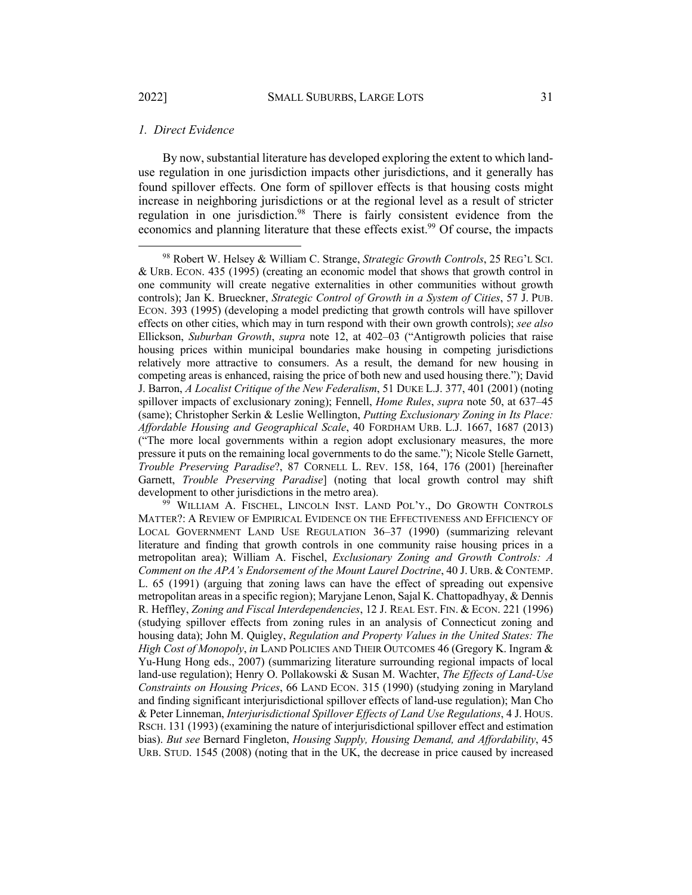### *1. Direct Evidence*

By now, substantial literature has developed exploring the extent to which land-use regulation in one jurisdiction impacts other jurisdictions, and it generally has found spillover effects. One form of spillover effects is that housing costs might increase in neighboring jurisdictions or at the regional level as a result of stricter regulation in one jurisdiction.[98] There is fairly consistent evidence from the economics and planning literature that these effects exist.[99] Of course, the impacts

---

[98] Robert W. Helsey & William C. Strange, *Strategic Growth Controls*, 25 REG'L SCI. & URB. ECON. 435 (1995) (creating an economic model that shows that growth control in one community will create negative externalities in other communities without growth controls); Jan K. Brueckner, *Strategic Control of Growth in a System of Cities*, 57 J. PUB. ECON. 393 (1995) (developing a model predicting that growth controls will have spillover effects on other cities, which may in turn respond with their own growth controls); *see also* Ellickson, *Suburban Growth*, *supra* note 12, at 402–03 ("Antigrowth policies that raise housing prices within municipal boundaries make housing in competing jurisdictions relatively more attractive to consumers. As a result, the demand for new housing in competing areas is enhanced, raising the price of both new and used housing there."); David J. Barron, *A Localist Critique of the New Federalism*, 51 DUKE L.J. 377, 401 (2001) (noting spillover impacts of exclusionary zoning); Fennell, *Home Rules*, *supra* note 50, at 637–45 (same); Christopher Serkin & Leslie Wellington, *Putting Exclusionary Zoning in Its Place: Affordable Housing and Geographical Scale*, 40 FORDHAM URB. L.J. 1667, 1687 (2013) ("The more local governments within a region adopt exclusionary measures, the more pressure it puts on the remaining local governments to do the same."); Nicole Stelle Garnett, *Trouble Preserving Paradise*?, 87 CORNELL L. REV. 158, 164, 176 (2001) [hereinafter Garnett, *Trouble Preserving Paradise*] (noting that local growth control may shift development to other jurisdictions in the metro area).

[99] WILLIAM A. FISCHEL, LINCOLN INST. LAND POL'Y., DO GROWTH CONTROLS MATTER?: A REVIEW OF EMPIRICAL EVIDENCE ON THE EFFECTIVENESS AND EFFICIENCY OF LOCAL GOVERNMENT LAND USE REGULATION 36–37 (1990) (summarizing relevant literature and finding that growth controls in one community raise housing prices in a metropolitan area); William A. Fischel, *Exclusionary Zoning and Growth Controls: A Comment on the APA's Endorsement of the Mount Laurel Doctrine*, 40 J. URB. & CONTEMP. L. 65 (1991) (arguing that zoning laws can have the effect of spreading out expensive metropolitan areas in a specific region); Maryjane Lenon, Sajal K. Chattopadhyay, & Dennis R. Heffley, *Zoning and Fiscal Interdependencies*, 12 J. REAL EST. FIN. & ECON. 221 (1996) (studying spillover effects from zoning rules in an analysis of Connecticut zoning and housing data); John M. Quigley, *Regulation and Property Values in the United States: The High Cost of Monopoly*, *in* LAND POLICIES AND THEIR OUTCOMES 46 (Gregory K. Ingram & Yu-Hung Hong eds., 2007) (summarizing literature surrounding regional impacts of local land-use regulation); Henry O. Pollakowski & Susan M. Wachter, *The Effects of Land-Use Constraints on Housing Prices*, 66 LAND ECON. 315 (1990) (studying zoning in Maryland and finding significant interjurisdictional spillover effects of land-use regulation); Man Cho & Peter Linneman, *Interjurisdictional Spillover Effects of Land Use Regulations*, 4 J. HOUS. RSCH. 131 (1993) (examining the nature of interjurisdictional spillover effect and estimation bias). *But see* Bernard Fingleton, *Housing Supply, Housing Demand, and Affordability*, 45 URB. STUD. 1545 (2008) (noting that in the UK, the decrease in price caused by increased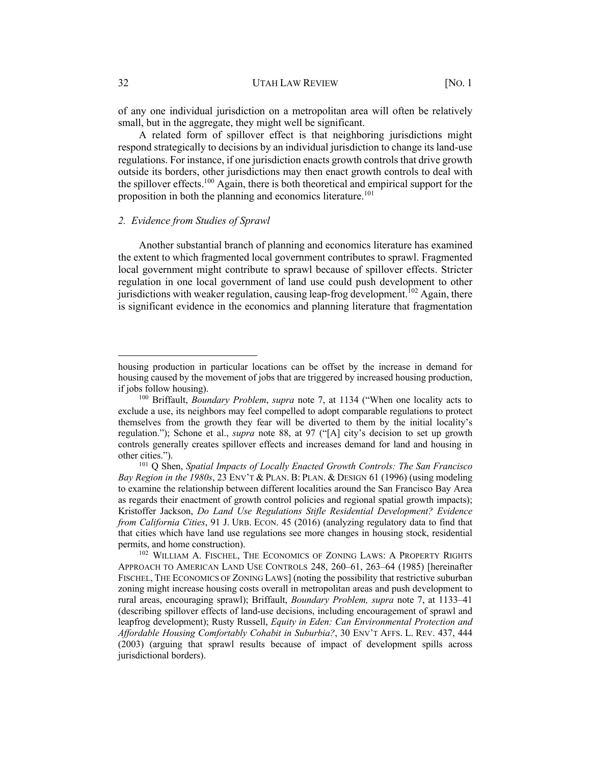of any one individual jurisdiction on a metropolitan area will often be relatively small, but in the aggregate, they might well be significant.

A related form of spillover effect is that neighboring jurisdictions might respond strategically to decisions by an individual jurisdiction to change its land-use regulations. For instance, if one jurisdiction enacts growth controls that drive growth outside its borders, other jurisdictions may then enact growth controls to deal with the spillover effects.[100] Again, there is both theoretical and empirical support for the proposition in both the planning and economics literature.[101]

### 2. *Evidence from Studies of Sprawl*

Another substantial branch of planning and economics literature has examined the extent to which fragmented local government contributes to sprawl. Fragmented local government might contribute to sprawl because of spillover effects. Stricter regulation in one local government of land use could push development to other jurisdictions with weaker regulation, causing leap-frog development.[102] Again, there is significant evidence in the economics and planning literature that fragmentation

---

housing production in particular locations can be offset by the increase in demand for housing caused by the movement of jobs that are triggered by increased housing production, if jobs follow housing).

[100] Briffault, *Boundary Problem*, *supra* note 7, at 1134 ("When one locality acts to exclude a use, its neighbors may feel compelled to adopt comparable regulations to protect themselves from the growth they fear will be diverted to them by the initial locality's regulation."); Schone et al., *supra* note 88, at 97 ("[A] city's decision to set up growth controls generally creates spillover effects and increases demand for land and housing in other cities.").

[101] Q Shen, *Spatial Impacts of Locally Enacted Growth Controls: The San Francisco Bay Region in the 1980s*, 23 ENV'T & PLAN. B: PLAN. & DESIGN 61 (1996) (using modeling to examine the relationship between different localities around the San Francisco Bay Area as regards their enactment of growth control policies and regional spatial growth impacts); Kristoffer Jackson, *Do Land Use Regulations Stifle Residential Development? Evidence from California Cities*, 91 J. URB. ECON. 45 (2016) (analyzing regulatory data to find that that cities which have land use regulations see more changes in housing stock, residential permits, and home construction).

[102] WILLIAM A. FISCHEL, THE ECONOMICS OF ZONING LAWS: A PROPERTY RIGHTS APPROACH TO AMERICAN LAND USE CONTROLS 248, 260–61, 263–64 (1985) [hereinafter FISCHEL, THE ECONOMICS OF ZONING LAWS] (noting the possibility that restrictive suburban zoning might increase housing costs overall in metropolitan areas and push development to rural areas, encouraging sprawl); Briffault, *Boundary Problem, supra* note 7, at 1133–41 (describing spillover effects of land-use decisions, including encouragement of sprawl and leapfrog development); Rusty Russell, *Equity in Eden: Can Environmental Protection and Affordable Housing Comfortably Cohabit in Suburbia?*, 30 ENV'T AFFS. L. REV. 437, 444 (2003) (arguing that sprawl results because of impact of development spills across jurisdictional borders).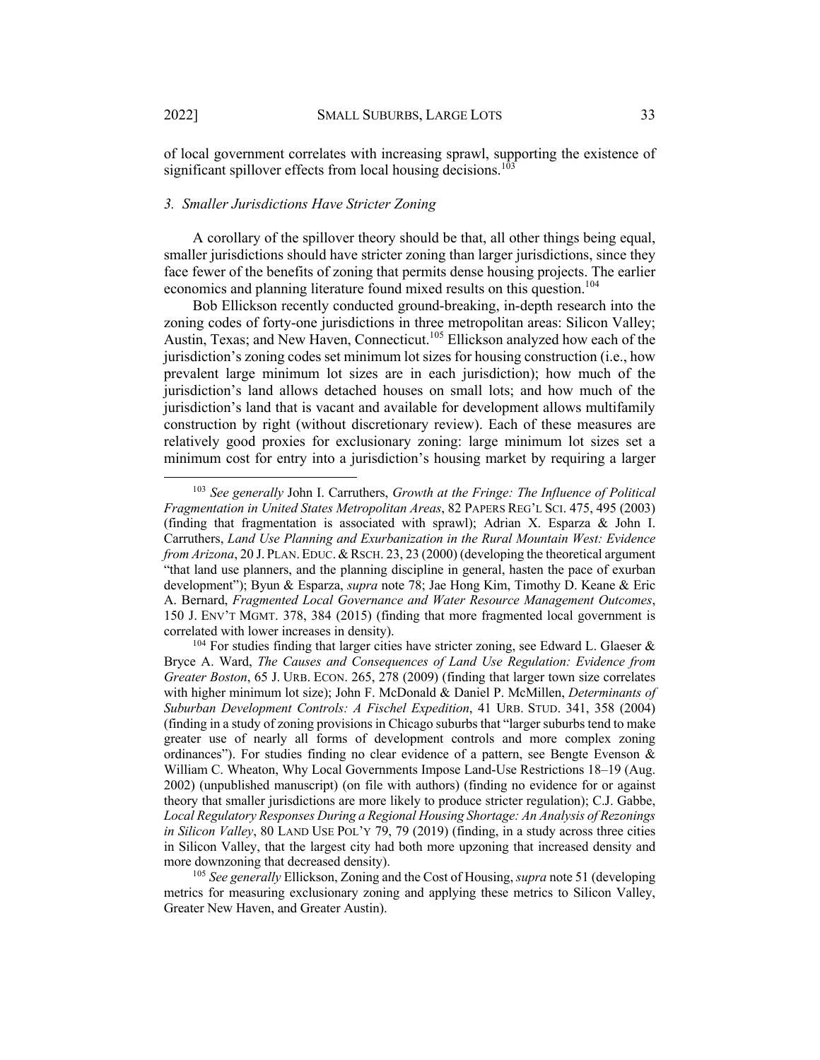of local government correlates with increasing sprawl, supporting the existence of significant spillover effects from local housing decisions.[103]

### 3. *Smaller Jurisdictions Have Stricter Zoning*

A corollary of the spillover theory should be that, all other things being equal, smaller jurisdictions should have stricter zoning than larger jurisdictions, since they face fewer of the benefits of zoning that permits dense housing projects. The earlier economics and planning literature found mixed results on this question.[104]

Bob Ellickson recently conducted ground-breaking, in-depth research into the zoning codes of forty-one jurisdictions in three metropolitan areas: Silicon Valley; Austin, Texas; and New Haven, Connecticut.[105] Ellickson analyzed how each of the jurisdiction's zoning codes set minimum lot sizes for housing construction (i.e., how prevalent large minimum lot sizes are in each jurisdiction); how much of the jurisdiction's land allows detached houses on small lots; and how much of the jurisdiction's land that is vacant and available for development allows multifamily construction by right (without discretionary review). Each of these measures are relatively good proxies for exclusionary zoning: large minimum lot sizes set a minimum cost for entry into a jurisdiction's housing market by requiring a larger

---

[103] *See generally* John I. Carruthers, *Growth at the Fringe: The Influence of Political Fragmentation in United States Metropolitan Areas*, 82 PAPERS REG'L SCI. 475, 495 (2003) (finding that fragmentation is associated with sprawl); Adrian X. Esparza & John I. Carruthers, *Land Use Planning and Exurbanization in the Rural Mountain West: Evidence from Arizona*, 20 J. PLAN. EDUC. & RSCH. 23, 23 (2000) (developing the theoretical argument "that land use planners, and the planning discipline in general, hasten the pace of exurban development"); Byun & Esparza, *supra* note 78; Jae Hong Kim, Timothy D. Keane & Eric A. Bernard, *Fragmented Local Governance and Water Resource Management Outcomes*, 150 J. ENV'T MGMT. 378, 384 (2015) (finding that more fragmented local government is correlated with lower increases in density).

[104] For studies finding that larger cities have stricter zoning, see Edward L. Glaeser & Bryce A. Ward, *The Causes and Consequences of Land Use Regulation: Evidence from Greater Boston*, 65 J. URB. ECON. 265, 278 (2009) (finding that larger town size correlates with higher minimum lot size); John F. McDonald & Daniel P. McMillen, *Determinants of Suburban Development Controls: A Fischel Expedition*, 41 URB. STUD. 341, 358 (2004) (finding in a study of zoning provisions in Chicago suburbs that "larger suburbs tend to make greater use of nearly all forms of development controls and more complex zoning ordinances"). For studies finding no clear evidence of a pattern, see Bengte Evenson & William C. Wheaton, Why Local Governments Impose Land-Use Restrictions 18–19 (Aug. 2002) (unpublished manuscript) (on file with authors) (finding no evidence for or against theory that smaller jurisdictions are more likely to produce stricter regulation); C.J. Gabbe, *Local Regulatory Responses During a Regional Housing Shortage: An Analysis of Rezonings in Silicon Valley*, 80 LAND USE POL'Y 79, 79 (2019) (finding, in a study across three cities in Silicon Valley, that the largest city had both more upzoning that increased density and more downzoning that decreased density).

[105] *See generally* Ellickson, Zoning and the Cost of Housing, *supra* note 51 (developing metrics for measuring exclusionary zoning and applying these metrics to Silicon Valley, Greater New Haven, and Greater Austin).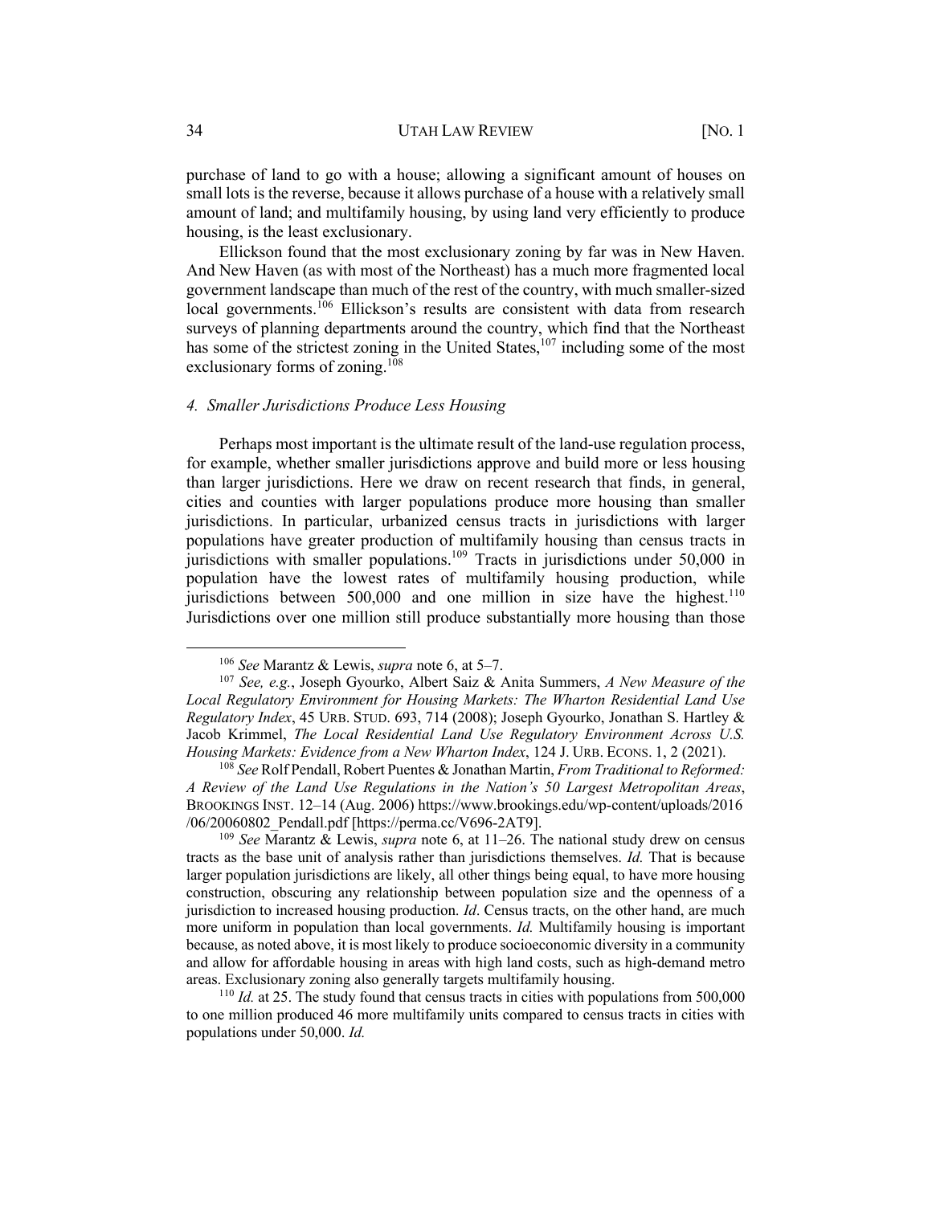purchase of land to go with a house; allowing a significant amount of houses on small lots is the reverse, because it allows purchase of a house with a relatively small amount of land; and multifamily housing, by using land very efficiently to produce housing, is the least exclusionary.

Ellickson found that the most exclusionary zoning by far was in New Haven. And New Haven (as with most of the Northeast) has a much more fragmented local government landscape than much of the rest of the country, with much smaller-sized local governments.[106] Ellickson's results are consistent with data from research surveys of planning departments around the country, which find that the Northeast has some of the strictest zoning in the United States,[107] including some of the most exclusionary forms of zoning.[108]

#### *4. Smaller Jurisdictions Produce Less Housing*

Perhaps most important is the ultimate result of the land-use regulation process, for example, whether smaller jurisdictions approve and build more or less housing than larger jurisdictions. Here we draw on recent research that finds, in general, cities and counties with larger populations produce more housing than smaller jurisdictions. In particular, urbanized census tracts in jurisdictions with larger populations have greater production of multifamily housing than census tracts in jurisdictions with smaller populations.[109] Tracts in jurisdictions under 50,000 in population have the lowest rates of multifamily housing production, while jurisdictions between 500,000 and one million in size have the highest.[110] Jurisdictions over one million still produce substantially more housing than those

---

[106] *See* Marantz & Lewis, *supra* note 6, at 5–7.

[107] *See, e.g.*, Joseph Gyourko, Albert Saiz & Anita Summers, *A New Measure of the Local Regulatory Environment for Housing Markets: The Wharton Residential Land Use Regulatory Index*, 45 URB. STUD. 693, 714 (2008); Joseph Gyourko, Jonathan S. Hartley & Jacob Krimmel, *The Local Residential Land Use Regulatory Environment Across U.S. Housing Markets: Evidence from a New Wharton Index*, 124 J. URB. ECONS. 1, 2 (2021).

[108] *See* Rolf Pendall, Robert Puentes & Jonathan Martin, *From Traditional to Reformed: A Review of the Land Use Regulations in the Nation's 50 Largest Metropolitan Areas*, BROOKINGS INST. 12–14 (Aug. 2006) https://www.brookings.edu/wp-content/uploads/2016/06/20060802_Pendall.pdf [https://perma.cc/V696-2AT9].

[109] *See* Marantz & Lewis, *supra* note 6, at 11–26. The national study drew on census tracts as the base unit of analysis rather than jurisdictions themselves. *Id.* That is because larger population jurisdictions are likely, all other things being equal, to have more housing construction, obscuring any relationship between population size and the openness of a jurisdiction to increased housing production. *Id*. Census tracts, on the other hand, are much more uniform in population than local governments. *Id.* Multifamily housing is important because, as noted above, it is most likely to produce socioeconomic diversity in a community and allow for affordable housing in areas with high land costs, such as high-demand metro areas. Exclusionary zoning also generally targets multifamily housing.

[110] *Id.* at 25. The study found that census tracts in cities with populations from 500,000 to one million produced 46 more multifamily units compared to census tracts in cities with populations under 50,000. *Id.*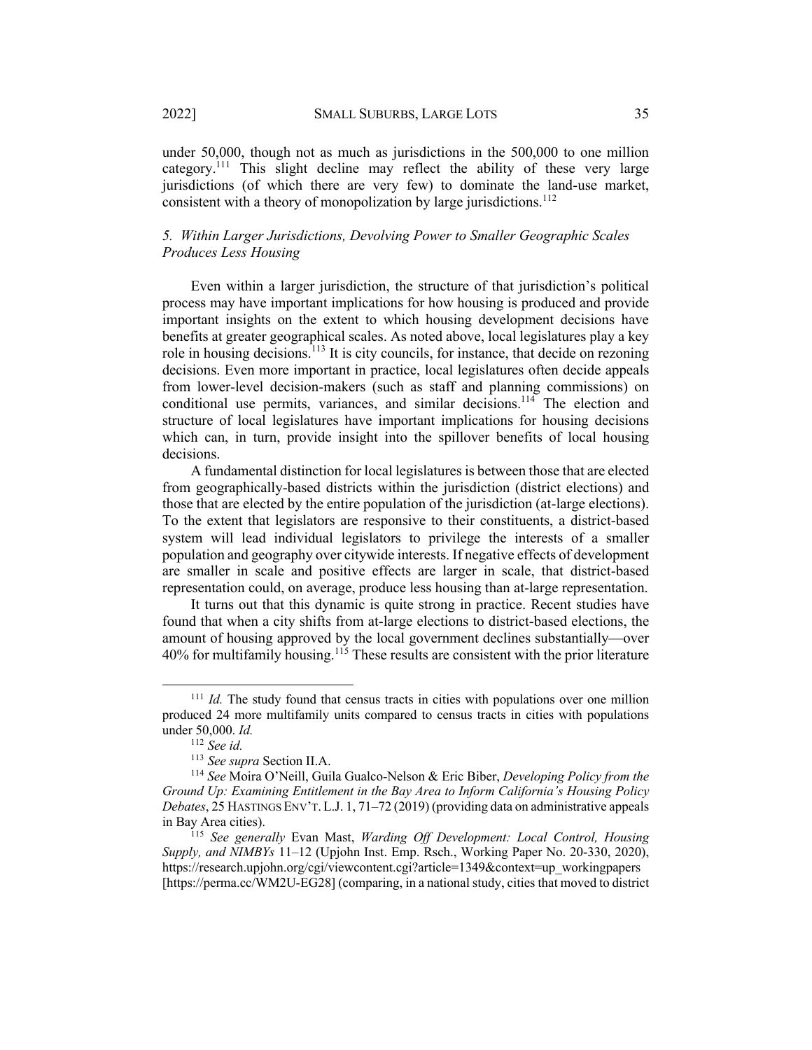under 50,000, though not as much as jurisdictions in the 500,000 to one million category.[111] This slight decline may reflect the ability of these very large jurisdictions (of which there are very few) to dominate the land-use market, consistent with a theory of monopolization by large jurisdictions.[112]

### *5. Within Larger Jurisdictions, Devolving Power to Smaller Geographic Scales Produces Less Housing*

Even within a larger jurisdiction, the structure of that jurisdiction's political process may have important implications for how housing is produced and provide important insights on the extent to which housing development decisions have benefits at greater geographical scales. As noted above, local legislatures play a key role in housing decisions.[113] It is city councils, for instance, that decide on rezoning decisions. Even more important in practice, local legislatures often decide appeals from lower-level decision-makers (such as staff and planning commissions) on conditional use permits, variances, and similar decisions.[114] The election and structure of local legislatures have important implications for housing decisions which can, in turn, provide insight into the spillover benefits of local housing decisions.

A fundamental distinction for local legislatures is between those that are elected from geographically-based districts within the jurisdiction (district elections) and those that are elected by the entire population of the jurisdiction (at-large elections). To the extent that legislators are responsive to their constituents, a district-based system will lead individual legislators to privilege the interests of a smaller population and geography over citywide interests. If negative effects of development are smaller in scale and positive effects are larger in scale, that district-based representation could, on average, produce less housing than at-large representation.

It turns out that this dynamic is quite strong in practice. Recent studies have found that when a city shifts from at-large elections to district-based elections, the amount of housing approved by the local government declines substantially—over 40% for multifamily housing.[115] These results are consistent with the prior literature

---

[111] *Id.* The study found that census tracts in cities with populations over one million produced 24 more multifamily units compared to census tracts in cities with populations under 50,000. *Id.*

[112] *See id.*

[113] *See supra* Section II.A.

[114] *See* Moira O'Neill, Guila Gualco-Nelson & Eric Biber, *Developing Policy from the Ground Up: Examining Entitlement in the Bay Area to Inform California's Housing Policy Debates*, 25 HASTINGS ENV'T. L.J. 1, 71–72 (2019) (providing data on administrative appeals in Bay Area cities).

[115] *See generally* Evan Mast, *Warding Off Development: Local Control, Housing Supply, and NIMBYs* 11–12 (Upjohn Inst. Emp. Rsch., Working Paper No. 20-330, 2020), https://research.upjohn.org/cgi/viewcontent.cgi?article=1349&context=up_workingpapers [https://perma.cc/WM2U-EG28] (comparing, in a national study, cities that moved to district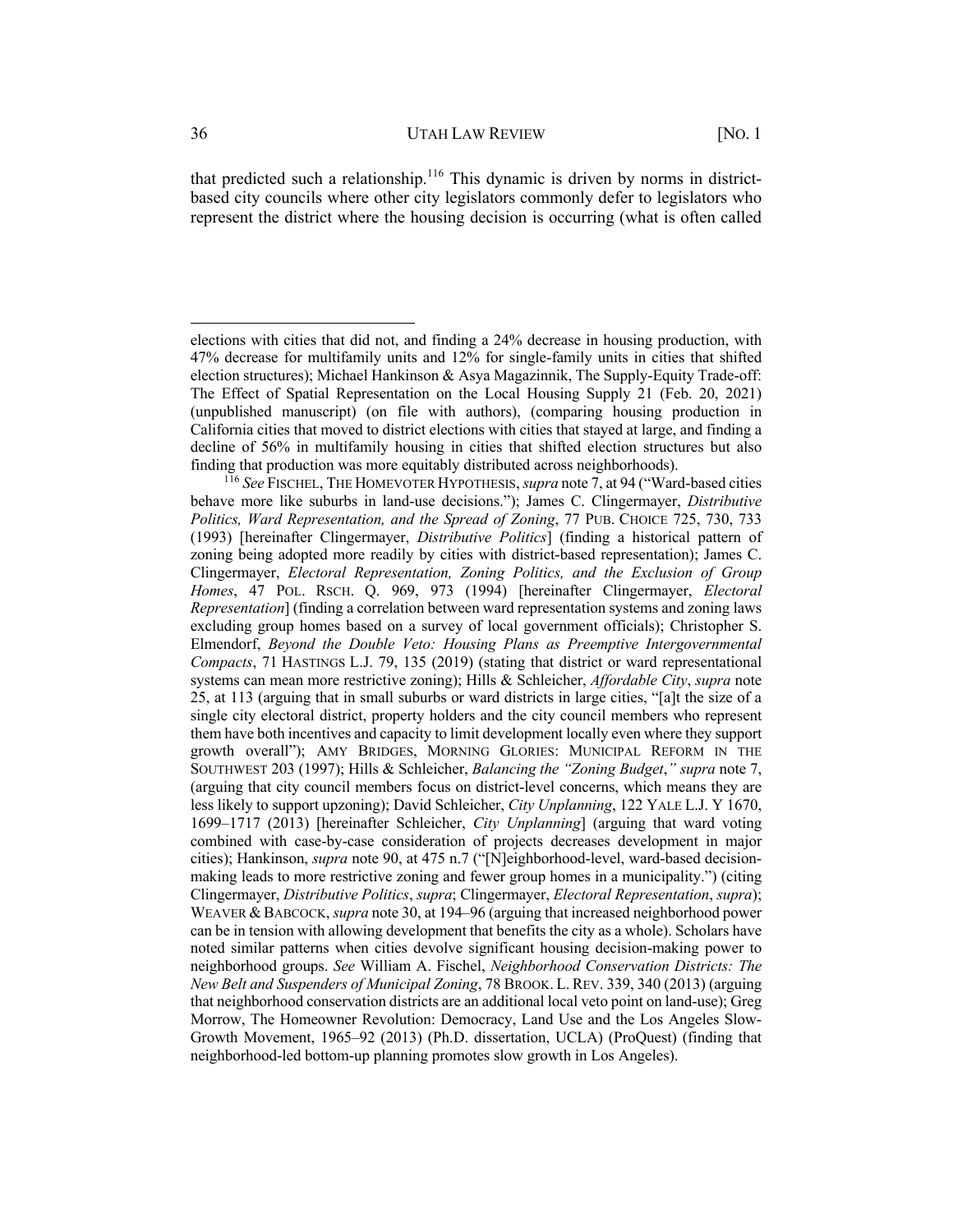that predicted such a relationship.[116] This dynamic is driven by norms in district-based city councils where other city legislators commonly defer to legislators who represent the district where the housing decision is occurring (what is often called

---

elections with cities that did not, and finding a 24% decrease in housing production, with 47% decrease for multifamily units and 12% for single-family units in cities that shifted election structures); Michael Hankinson & Asya Magazinnik, The Supply-Equity Trade-off: The Effect of Spatial Representation on the Local Housing Supply 21 (Feb. 20, 2021) (unpublished manuscript) (on file with authors), (comparing housing production in California cities that moved to district elections with cities that stayed at large, and finding a decline of 56% in multifamily housing in cities that shifted election structures but also finding that production was more equitably distributed across neighborhoods).

[116] *See* FISCHEL, THE HOMEVOTER HYPOTHESIS, *supra* note 7, at 94 ("Ward-based cities behave more like suburbs in land-use decisions."); James C. Clingermayer, *Distributive Politics, Ward Representation, and the Spread of Zoning*, 77 PUB. CHOICE 725, 730, 733 (1993) [hereinafter Clingermayer, *Distributive Politics*] (finding a historical pattern of zoning being adopted more readily by cities with district-based representation); James C. Clingermayer, *Electoral Representation, Zoning Politics, and the Exclusion of Group Homes*, 47 POL. RSCH. Q. 969, 973 (1994) [hereinafter Clingermayer, *Electoral Representation*] (finding a correlation between ward representation systems and zoning laws excluding group homes based on a survey of local government officials); Christopher S. Elmendorf, *Beyond the Double Veto: Housing Plans as Preemptive Intergovernmental Compacts*, 71 HASTINGS L.J. 79, 135 (2019) (stating that district or ward representational systems can mean more restrictive zoning); Hills & Schleicher, *Affordable City*, *supra* note 25, at 113 (arguing that in small suburbs or ward districts in large cities, "[a]t the size of a single city electoral district, property holders and the city council members who represent them have both incentives and capacity to limit development locally even where they support growth overall"); AMY BRIDGES, MORNING GLORIES: MUNICIPAL REFORM IN THE SOUTHWEST 203 (1997); Hills & Schleicher, *Balancing the "Zoning Budget*,*" supra* note 7, (arguing that city council members focus on district-level concerns, which means they are less likely to support upzoning); David Schleicher, *City Unplanning*, 122 YALE L.J. Y 1670, 1699–1717 (2013) [hereinafter Schleicher, *City Unplanning*] (arguing that ward voting combined with case-by-case consideration of projects decreases development in major cities); Hankinson, *supra* note 90, at 475 n.7 ("[N]eighborhood-level, ward-based decision-making leads to more restrictive zoning and fewer group homes in a municipality.") (citing Clingermayer, *Distributive Politics*, *supra*; Clingermayer, *Electoral Representation*, *supra*); WEAVER & BABCOCK, *supra* note 30, at 194–96 (arguing that increased neighborhood power can be in tension with allowing development that benefits the city as a whole). Scholars have noted similar patterns when cities devolve significant housing decision-making power to neighborhood groups. *See* William A. Fischel, *Neighborhood Conservation Districts: The New Belt and Suspenders of Municipal Zoning*, 78 BROOK. L. REV. 339, 340 (2013) (arguing that neighborhood conservation districts are an additional local veto point on land-use); Greg Morrow, The Homeowner Revolution: Democracy, Land Use and the Los Angeles Slow-Growth Movement, 1965–92 (2013) (Ph.D. dissertation, UCLA) (ProQuest) (finding that neighborhood-led bottom-up planning promotes slow growth in Los Angeles).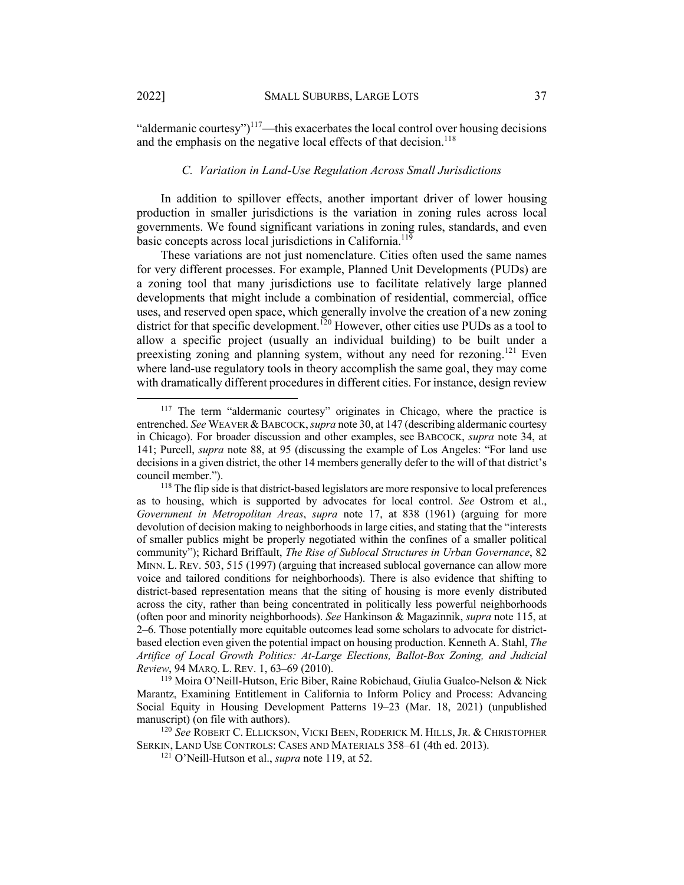"aldermanic courtesy")[117]—this exacerbates the local control over housing decisions and the emphasis on the negative local effects of that decision.[118]

### *C. Variation in Land-Use Regulation Across Small Jurisdictions*

In addition to spillover effects, another important driver of lower housing production in smaller jurisdictions is the variation in zoning rules across local governments. We found significant variations in zoning rules, standards, and even basic concepts across local jurisdictions in California.[119]

These variations are not just nomenclature. Cities often used the same names for very different processes. For example, Planned Unit Developments (PUDs) are a zoning tool that many jurisdictions use to facilitate relatively large planned developments that might include a combination of residential, commercial, office uses, and reserved open space, which generally involve the creation of a new zoning district for that specific development.[120] However, other cities use PUDs as a tool to allow a specific project (usually an individual building) to be built under a preexisting zoning and planning system, without any need for rezoning.[121] Even where land-use regulatory tools in theory accomplish the same goal, they may come with dramatically different procedures in different cities. For instance, design review

---

[117] The term "aldermanic courtesy" originates in Chicago, where the practice is entrenched. *See* WEAVER & BABCOCK, *supra* note 30, at 147 (describing aldermanic courtesy in Chicago). For broader discussion and other examples, see BABCOCK, *supra* note 34, at 141; Purcell, *supra* note 88, at 95 (discussing the example of Los Angeles: "For land use decisions in a given district, the other 14 members generally defer to the will of that district's council member.").

[118] The flip side is that district-based legislators are more responsive to local preferences as to housing, which is supported by advocates for local control. *See* Ostrom et al., *Government in Metropolitan Areas*, *supra* note 17, at 838 (1961) (arguing for more devolution of decision making to neighborhoods in large cities, and stating that the "interests of smaller publics might be properly negotiated within the confines of a smaller political community"); Richard Briffault, *The Rise of Sublocal Structures in Urban Governance*, 82 MINN. L. REV. 503, 515 (1997) (arguing that increased sublocal governance can allow more voice and tailored conditions for neighborhoods). There is also evidence that shifting to district-based representation means that the siting of housing is more evenly distributed across the city, rather than being concentrated in politically less powerful neighborhoods (often poor and minority neighborhoods). *See* Hankinson & Magazinnik, *supra* note 115, at 2–6. Those potentially more equitable outcomes lead some scholars to advocate for district-based election even given the potential impact on housing production. Kenneth A. Stahl, *The Artifice of Local Growth Politics: At-Large Elections, Ballot-Box Zoning, and Judicial Review*, 94 MARQ. L. REV. 1, 63–69 (2010).

[119] Moira O'Neill-Hutson, Eric Biber, Raine Robichaud, Giulia Gualco-Nelson & Nick Marantz, Examining Entitlement in California to Inform Policy and Process: Advancing Social Equity in Housing Development Patterns 19–23 (Mar. 18, 2021) (unpublished manuscript) (on file with authors).

[120] *See* ROBERT C. ELLICKSON, VICKI BEEN, RODERICK M. HILLS, JR. & CHRISTOPHER SERKIN, LAND USE CONTROLS: CASES AND MATERIALS 358–61 (4th ed. 2013).

[121] O'Neill-Hutson et al., *supra* note 119, at 52.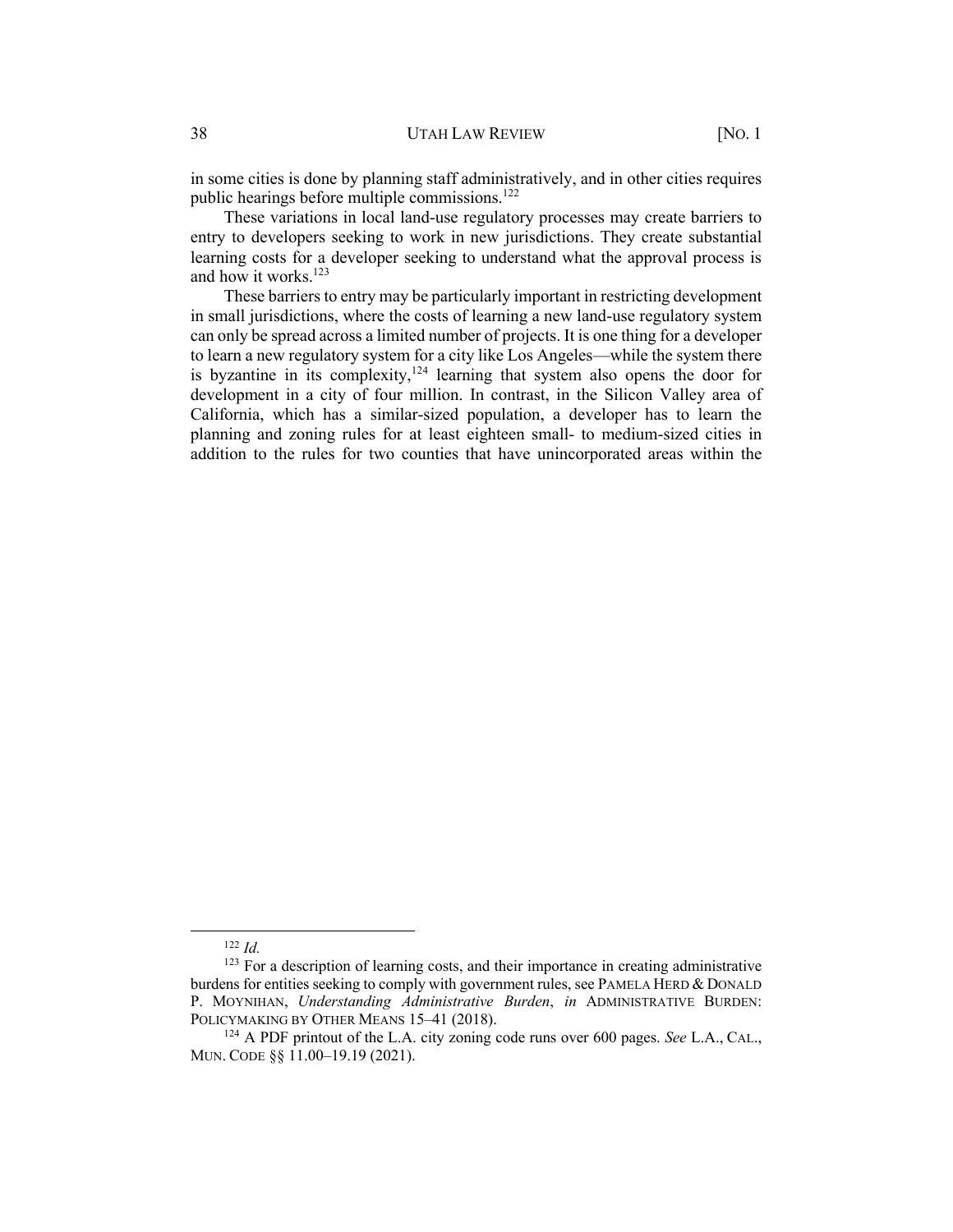in some cities is done by planning staff administratively, and in other cities requires public hearings before multiple commissions.[122]

These variations in local land-use regulatory processes may create barriers to entry to developers seeking to work in new jurisdictions. They create substantial learning costs for a developer seeking to understand what the approval process is and how it works.[123]

These barriers to entry may be particularly important in restricting development in small jurisdictions, where the costs of learning a new land-use regulatory system can only be spread across a limited number of projects. It is one thing for a developer to learn a new regulatory system for a city like Los Angeles—while the system there is byzantine in its complexity,[124] learning that system also opens the door for development in a city of four million. In contrast, in the Silicon Valley area of California, which has a similar-sized population, a developer has to learn the planning and zoning rules for at least eighteen small- to medium-sized cities in addition to the rules for two counties that have unincorporated areas within the

---

[122] *Id.*

[123] For a description of learning costs, and their importance in creating administrative burdens for entities seeking to comply with government rules, see PAMELA HERD & DONALD P. MOYNIHAN, *Understanding Administrative Burden*, *in* ADMINISTRATIVE BURDEN: POLICYMAKING BY OTHER MEANS 15–41 (2018).

[124] A PDF printout of the L.A. city zoning code runs over 600 pages. *See* L.A., CAL., MUN. CODE §§ 11.00–19.19 (2021).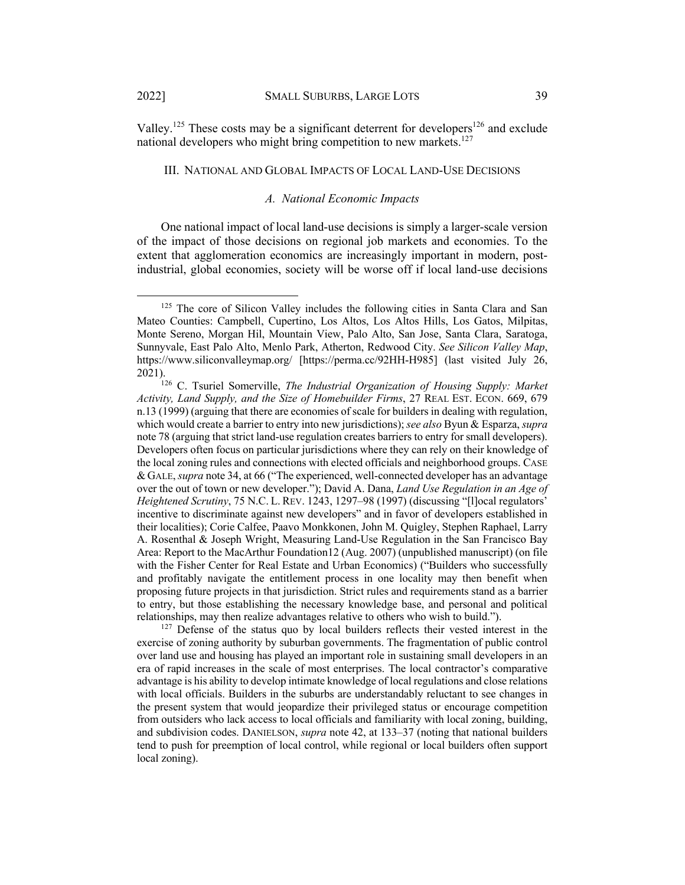Valley.[125] These costs may be a significant deterrent for developers[126] and exclude national developers who might bring competition to new markets.[127]

## III. NATIONAL AND GLOBAL IMPACTS OF LOCAL LAND-USE DECISIONS

### *A. National Economic Impacts*

One national impact of local land-use decisions is simply a larger-scale version of the impact of those decisions on regional job markets and economies. To the extent that agglomeration economics are increasingly important in modern, post-industrial, global economies, society will be worse off if local land-use decisions

---

[125] The core of Silicon Valley includes the following cities in Santa Clara and San Mateo Counties: Campbell, Cupertino, Los Altos, Los Altos Hills, Los Gatos, Milpitas, Monte Sereno, Morgan Hil, Mountain View, Palo Alto, San Jose, Santa Clara, Saratoga, Sunnyvale, East Palo Alto, Menlo Park, Atherton, Redwood City. *See Silicon Valley Map*, https://www.siliconvalleymap.org/ [https://perma.cc/92HH-H985] (last visited July 26, 2021).

[126] C. Tsuriel Somerville, *The Industrial Organization of Housing Supply: Market Activity, Land Supply, and the Size of Homebuilder Firms*, 27 REAL EST. ECON. 669, 679 n.13 (1999) (arguing that there are economies of scale for builders in dealing with regulation, which would create a barrier to entry into new jurisdictions); *see also* Byun & Esparza, *supra* note 78 (arguing that strict land-use regulation creates barriers to entry for small developers). Developers often focus on particular jurisdictions where they can rely on their knowledge of the local zoning rules and connections with elected officials and neighborhood groups. CASE & GALE, *supra* note 34, at 66 ("The experienced, well-connected developer has an advantage over the out of town or new developer."); David A. Dana, *Land Use Regulation in an Age of Heightened Scrutiny*, 75 N.C. L. REV. 1243, 1297–98 (1997) (discussing "[l]ocal regulators' incentive to discriminate against new developers" and in favor of developers established in their localities); Corie Calfee, Paavo Monkkonen, John M. Quigley, Stephen Raphael, Larry A. Rosenthal & Joseph Wright, Measuring Land-Use Regulation in the San Francisco Bay Area: Report to the MacArthur Foundation12 (Aug. 2007) (unpublished manuscript) (on file with the Fisher Center for Real Estate and Urban Economics) ("Builders who successfully and profitably navigate the entitlement process in one locality may then benefit when proposing future projects in that jurisdiction. Strict rules and requirements stand as a barrier to entry, but those establishing the necessary knowledge base, and personal and political relationships, may then realize advantages relative to others who wish to build.").

[127] Defense of the status quo by local builders reflects their vested interest in the exercise of zoning authority by suburban governments. The fragmentation of public control over land use and housing has played an important role in sustaining small developers in an era of rapid increases in the scale of most enterprises. The local contractor's comparative advantage is his ability to develop intimate knowledge of local regulations and close relations with local officials. Builders in the suburbs are understandably reluctant to see changes in the present system that would jeopardize their privileged status or encourage competition from outsiders who lack access to local officials and familiarity with local zoning, building, and subdivision codes. DANIELSON, *supra* note 42, at 133–37 (noting that national builders tend to push for preemption of local control, while regional or local builders often support local zoning).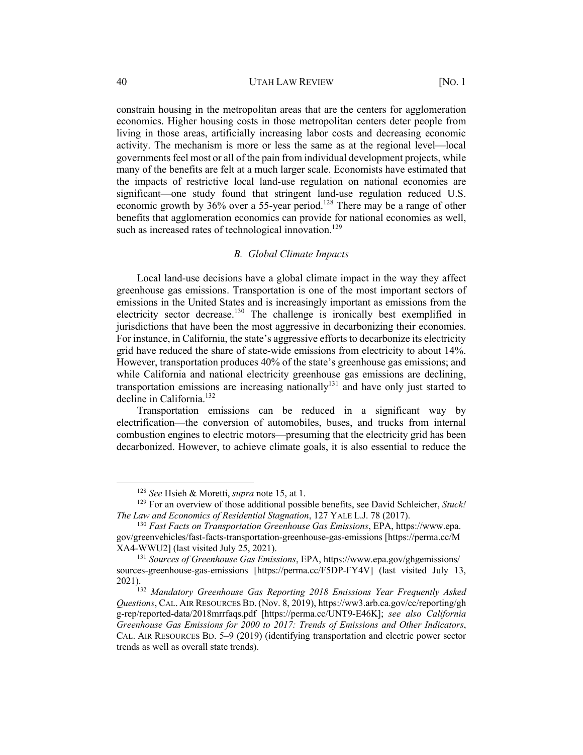constrain housing in the metropolitan areas that are the centers for agglomeration economics. Higher housing costs in those metropolitan centers deter people from living in those areas, artificially increasing labor costs and decreasing economic activity. The mechanism is more or less the same as at the regional level—local governments feel most or all of the pain from individual development projects, while many of the benefits are felt at a much larger scale. Economists have estimated that the impacts of restrictive local land-use regulation on national economies are significant—one study found that stringent land-use regulation reduced U.S. economic growth by 36% over a 55-year period.[128] There may be a range of other benefits that agglomeration economics can provide for national economies as well, such as increased rates of technological innovation.[129]

### *B. Global Climate Impacts*

Local land-use decisions have a global climate impact in the way they affect greenhouse gas emissions. Transportation is one of the most important sectors of emissions in the United States and is increasingly important as emissions from the electricity sector decrease.[130] The challenge is ironically best exemplified in jurisdictions that have been the most aggressive in decarbonizing their economies. For instance, in California, the state's aggressive efforts to decarbonize its electricity grid have reduced the share of state-wide emissions from electricity to about 14%. However, transportation produces 40% of the state's greenhouse gas emissions; and while California and national electricity greenhouse gas emissions are declining, transportation emissions are increasing nationally[131] and have only just started to decline in California.[132]

Transportation emissions can be reduced in a significant way by electrification—the conversion of automobiles, buses, and trucks from internal combustion engines to electric motors—presuming that the electricity grid has been decarbonized. However, to achieve climate goals, it is also essential to reduce the

---

[128] *See* Hsieh & Moretti, *supra* note 15, at 1.

[129] For an overview of those additional possible benefits, see David Schleicher, *Stuck! The Law and Economics of Residential Stagnation*, 127 YALE L.J. 78 (2017).

[130] *Fast Facts on Transportation Greenhouse Gas Emissions*, EPA, https://www.epa.gov/greenvehicles/fast-facts-transportation-greenhouse-gas-emissions [https://perma.cc/MXA4-WWU2] (last visited July 25, 2021).

[131] *Sources of Greenhouse Gas Emissions*, EPA, https://www.epa.gov/ghgemissions/sources-greenhouse-gas-emissions [https://perma.cc/F5DP-FY4V] (last visited July 13, 2021).

[132] *Mandatory Greenhouse Gas Reporting 2018 Emissions Year Frequently Asked Questions*, CAL. AIR RESOURCES BD. (Nov. 8, 2019), https://ww3.arb.ca.gov/cc/reporting/ghg-rep/reported-data/2018mrrfaqs.pdf [https://perma.cc/UNT9-E46K]; *see also California Greenhouse Gas Emissions for 2000 to 2017: Trends of Emissions and Other Indicators*, CAL. AIR RESOURCES BD. 5–9 (2019) (identifying transportation and electric power sector trends as well as overall state trends).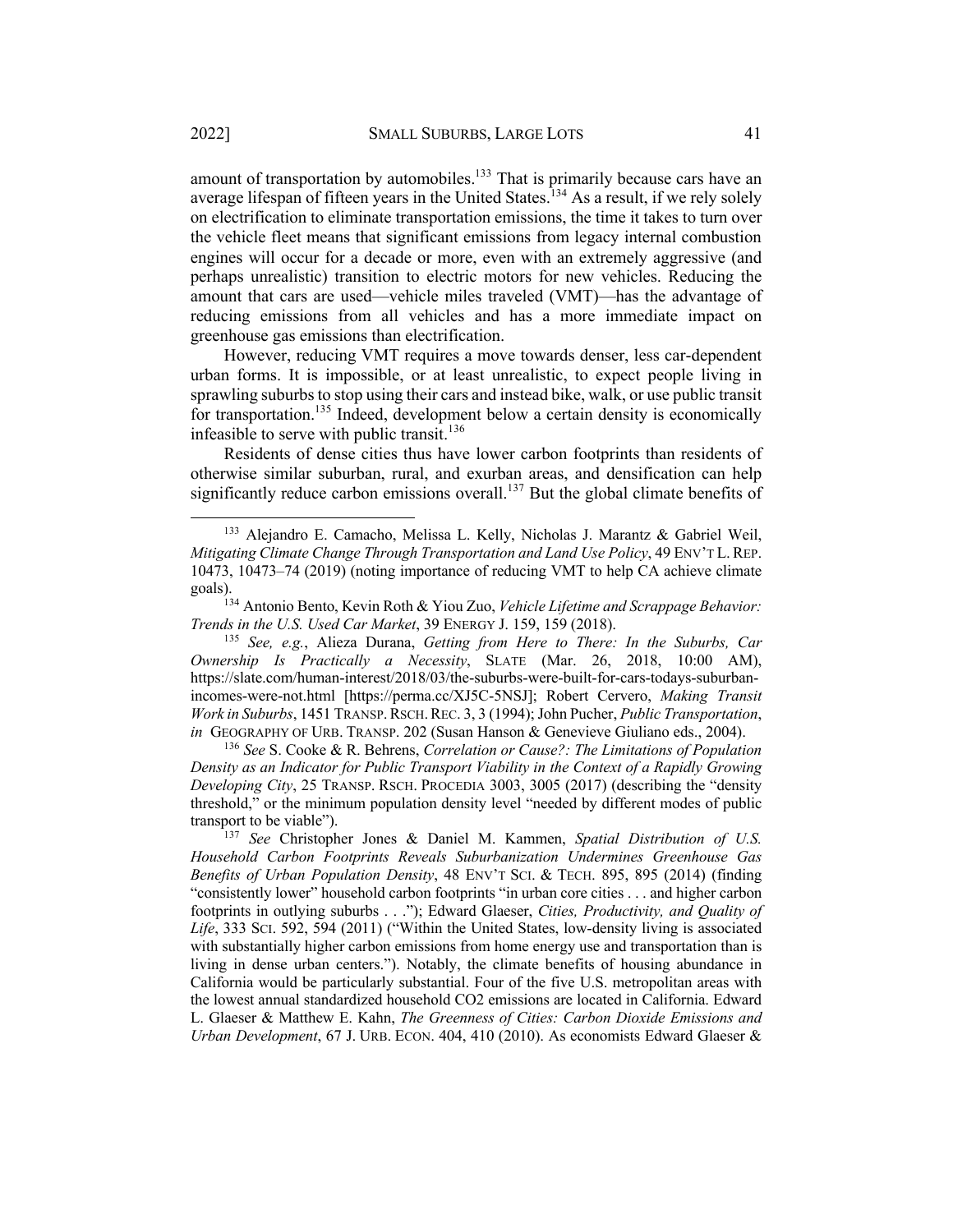amount of transportation by automobiles.[133] That is primarily because cars have an average lifespan of fifteen years in the United States.[134] As a result, if we rely solely on electrification to eliminate transportation emissions, the time it takes to turn over the vehicle fleet means that significant emissions from legacy internal combustion engines will occur for a decade or more, even with an extremely aggressive (and perhaps unrealistic) transition to electric motors for new vehicles. Reducing the amount that cars are used—vehicle miles traveled (VMT)—has the advantage of reducing emissions from all vehicles and has a more immediate impact on greenhouse gas emissions than electrification.

However, reducing VMT requires a move towards denser, less car-dependent urban forms. It is impossible, or at least unrealistic, to expect people living in sprawling suburbs to stop using their cars and instead bike, walk, or use public transit for transportation.[135] Indeed, development below a certain density is economically infeasible to serve with public transit.[136]

Residents of dense cities thus have lower carbon footprints than residents of otherwise similar suburban, rural, and exurban areas, and densification can help significantly reduce carbon emissions overall.[137] But the global climate benefits of

---

[133] Alejandro E. Camacho, Melissa L. Kelly, Nicholas J. Marantz & Gabriel Weil, *Mitigating Climate Change Through Transportation and Land Use Policy*, 49 ENV'T L. REP. 10473, 10473–74 (2019) (noting importance of reducing VMT to help CA achieve climate goals).

[134] Antonio Bento, Kevin Roth & Yiou Zuo, *Vehicle Lifetime and Scrappage Behavior: Trends in the U.S. Used Car Market*, 39 ENERGY J. 159, 159 (2018).

[135] *See, e.g.*, Alieza Durana, *Getting from Here to There: In the Suburbs, Car Ownership Is Practically a Necessity*, SLATE (Mar. 26, 2018, 10:00 AM), https://slate.com/human-interest/2018/03/the-suburbs-were-built-for-cars-todays-suburban-incomes-were-not.html [https://perma.cc/XJ5C-5NSJ]; Robert Cervero, *Making Transit Work in Suburbs*, 1451 TRANSP. RSCH. REC. 3, 3 (1994); John Pucher, *Public Transportation*, *in* GEOGRAPHY OF URB. TRANSP. 202 (Susan Hanson & Genevieve Giuliano eds., 2004).

[136] *See* S. Cooke & R. Behrens, *Correlation or Cause?: The Limitations of Population Density as an Indicator for Public Transport Viability in the Context of a Rapidly Growing Developing City*, 25 TRANSP. RSCH. PROCEDIA 3003, 3005 (2017) (describing the "density threshold," or the minimum population density level "needed by different modes of public transport to be viable").

[137] *See* Christopher Jones & Daniel M. Kammen, *Spatial Distribution of U.S. Household Carbon Footprints Reveals Suburbanization Undermines Greenhouse Gas Benefits of Urban Population Density*, 48 ENV'T SCI. & TECH. 895, 895 (2014) (finding "consistently lower" household carbon footprints "in urban core cities . . . and higher carbon footprints in outlying suburbs . . ."); Edward Glaeser, *Cities, Productivity, and Quality of Life*, 333 SCI. 592, 594 (2011) ("Within the United States, low-density living is associated with substantially higher carbon emissions from home energy use and transportation than is living in dense urban centers."). Notably, the climate benefits of housing abundance in California would be particularly substantial. Four of the five U.S. metropolitan areas with the lowest annual standardized household CO2 emissions are located in California. Edward L. Glaeser & Matthew E. Kahn, *The Greenness of Cities: Carbon Dioxide Emissions and Urban Development*, 67 J. URB. ECON. 404, 410 (2010). As economists Edward Glaeser &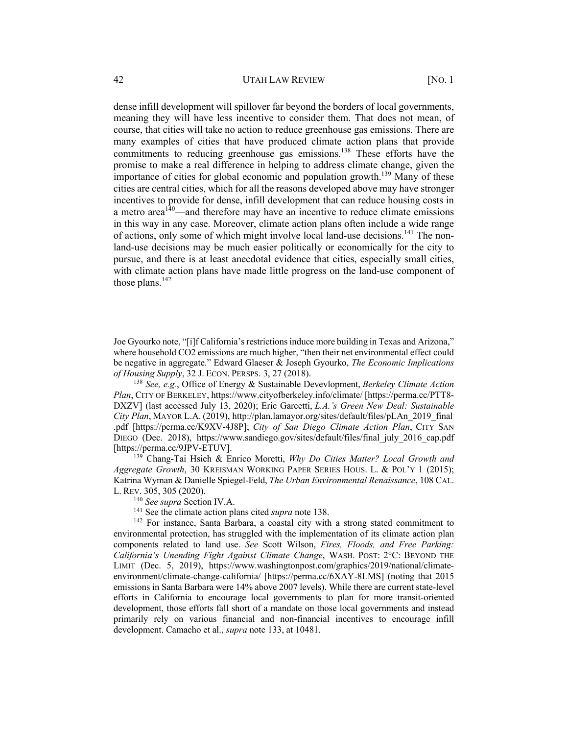dense infill development will spillover far beyond the borders of local governments, meaning they will have less incentive to consider them. That does not mean, of course, that cities will take no action to reduce greenhouse gas emissions. There are many examples of cities that have produced climate action plans that provide commitments to reducing greenhouse gas emissions.[138] These efforts have the promise to make a real difference in helping to address climate change, given the importance of cities for global economic and population growth.[139] Many of these cities are central cities, which for all the reasons developed above may have stronger incentives to provide for dense, infill development that can reduce housing costs in a metro area[140]—and therefore may have an incentive to reduce climate emissions in this way in any case. Moreover, climate action plans often include a wide range of actions, only some of which might involve local land-use decisions.[141] The non-land-use decisions may be much easier politically or economically for the city to pursue, and there is at least anecdotal evidence that cities, especially small cities, with climate action plans have made little progress on the land-use component of those plans.[142]

---

Joe Gyourko note, "[i]f California's restrictions induce more building in Texas and Arizona," where household CO2 emissions are much higher, "then their net environmental effect could be negative in aggregate." Edward Glaeser & Joseph Gyourko, *The Economic Implications of Housing Supply*, 32 J. ECON. PERSPS. 3, 27 (2018).

[138] *See, e.g.*, Office of Energy & Sustainable Devevlopment, *Berkeley Climate Action Plan*, CITY OF BERKELEY, https://www.cityofberkeley.info/climate/ [https://perma.cc/PTT8-DXZV] (last accessed July 13, 2020); Eric Garcetti, *L.A.'s Green New Deal: Sustainable City Plan*, MAYOR L.A. (2019), http://plan.lamayor.org/sites/default/files/pLAn_2019_final.pdf [https://perma.cc/K9XV-4J8P]; *City of San Diego Climate Action Plan*, CITY SAN DIEGO (Dec. 2018), https://www.sandiego.gov/sites/default/files/final_july_2016_cap.pdf [https://perma.cc/9JPV-ETUV].

[139] Chang-Tai Hsieh & Enrico Moretti, *Why Do Cities Matter? Local Growth and Aggregate Growth*, 30 KREISMAN WORKING PAPER SERIES HOUS. L. & POL'Y 1 (2015); Katrina Wyman & Danielle Spiegel-Feld, *The Urban Environmental Renaissance*, 108 CAL. L. REV. 305, 305 (2020).

[140] *See supra* Section IV.A.

[141] See the climate action plans cited *supra* note 138.

[142] For instance, Santa Barbara, a coastal city with a strong stated commitment to environmental protection, has struggled with the implementation of its climate action plan components related to land use. *See* Scott Wilson, *Fires, Floods, and Free Parking: California's Unending Fight Against Climate Change*, WASH. POST: 2°C: BEYOND THE LIMIT (Dec. 5, 2019), https://www.washingtonpost.com/graphics/2019/national/climate-environment/climate-change-california/ [https://perma.cc/6XAY-8LMS] (noting that 2015 emissions in Santa Barbara were 14% above 2007 levels). While there are current state-level efforts in California to encourage local governments to plan for more transit-oriented development, those efforts fall short of a mandate on those local governments and instead primarily rely on various financial and non-financial incentives to encourage infill development. Camacho et al., *supra* note 133, at 10481.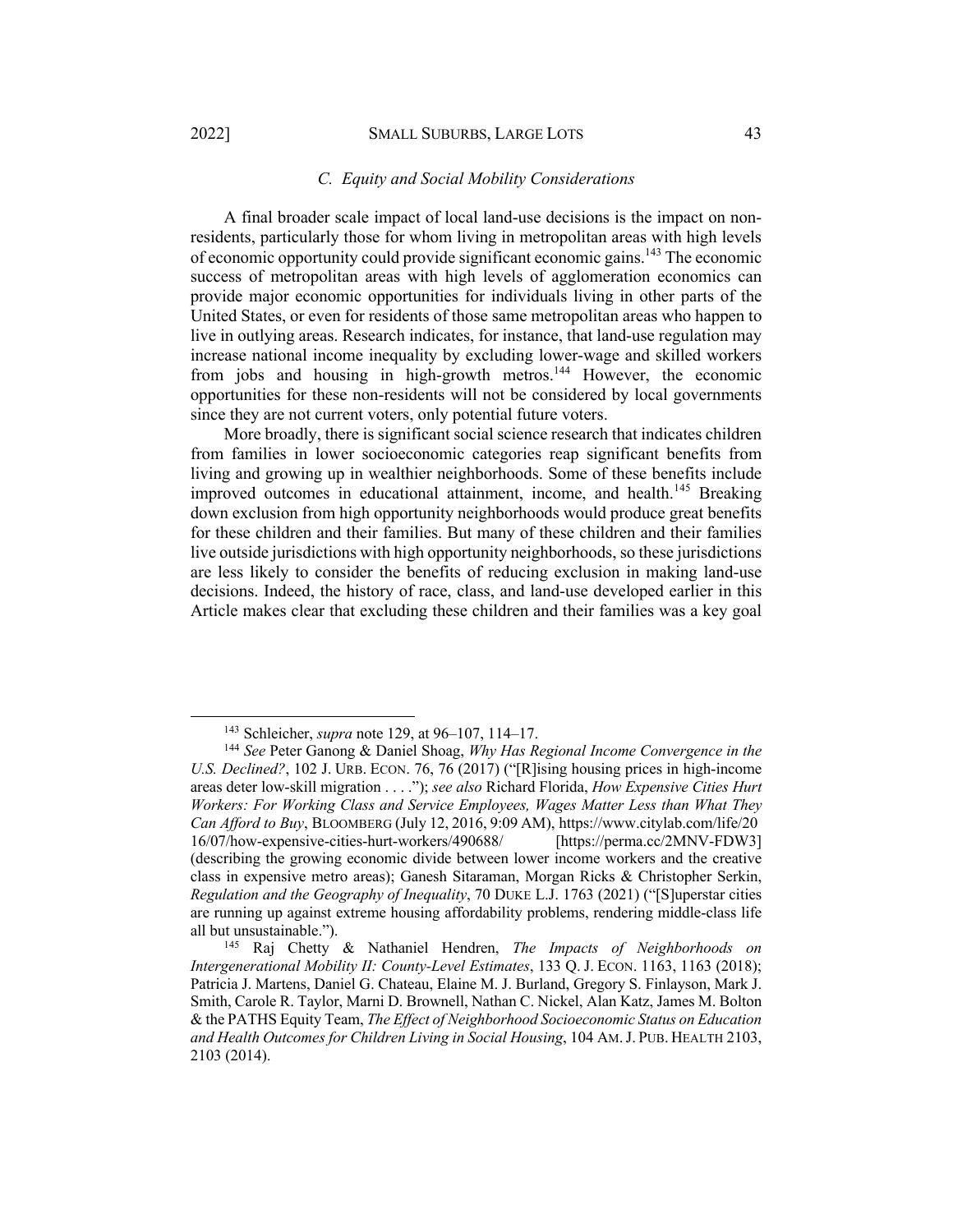### *C. Equity and Social Mobility Considerations*

A final broader scale impact of local land-use decisions is the impact on non-residents, particularly those for whom living in metropolitan areas with high levels of economic opportunity could provide significant economic gains.[143] The economic success of metropolitan areas with high levels of agglomeration economics can provide major economic opportunities for individuals living in other parts of the United States, or even for residents of those same metropolitan areas who happen to live in outlying areas. Research indicates, for instance, that land-use regulation may increase national income inequality by excluding lower-wage and skilled workers from jobs and housing in high-growth metros.[144] However, the economic opportunities for these non-residents will not be considered by local governments since they are not current voters, only potential future voters.

More broadly, there is significant social science research that indicates children from families in lower socioeconomic categories reap significant benefits from living and growing up in wealthier neighborhoods. Some of these benefits include improved outcomes in educational attainment, income, and health.[145] Breaking down exclusion from high opportunity neighborhoods would produce great benefits for these children and their families. But many of these children and their families live outside jurisdictions with high opportunity neighborhoods, so these jurisdictions are less likely to consider the benefits of reducing exclusion in making land-use decisions. Indeed, the history of race, class, and land-use developed earlier in this Article makes clear that excluding these children and their families was a key goal

---

[143] Schleicher, *supra* note 129, at 96–107, 114–17.

[144] *See* Peter Ganong & Daniel Shoag, *Why Has Regional Income Convergence in the U.S. Declined?*, 102 J. URB. ECON. 76, 76 (2017) ("[R]ising housing prices in high-income areas deter low-skill migration . . . ."); *see also* Richard Florida, *How Expensive Cities Hurt Workers: For Working Class and Service Employees, Wages Matter Less than What They Can Afford to Buy*, BLOOMBERG (July 12, 2016, 9:09 AM), https://www.citylab.com/life/2016/07/how-expensive-cities-hurt-workers/490688/ [https://perma.cc/2MNV-FDW3] (describing the growing economic divide between lower income workers and the creative class in expensive metro areas); Ganesh Sitaraman, Morgan Ricks & Christopher Serkin, *Regulation and the Geography of Inequality*, 70 DUKE L.J. 1763 (2021) ("[S]uperstar cities are running up against extreme housing affordability problems, rendering middle-class life all but unsustainable.").

[145] Raj Chetty & Nathaniel Hendren, *The Impacts of Neighborhoods on Intergenerational Mobility II: County-Level Estimates*, 133 Q. J. ECON. 1163, 1163 (2018); Patricia J. Martens, Daniel G. Chateau, Elaine M. J. Burland, Gregory S. Finlayson, Mark J. Smith, Carole R. Taylor, Marni D. Brownell, Nathan C. Nickel, Alan Katz, James M. Bolton & the PATHS Equity Team, *The Effect of Neighborhood Socioeconomic Status on Education and Health Outcomes for Children Living in Social Housing*, 104 AM. J. PUB. HEALTH 2103, 2103 (2014).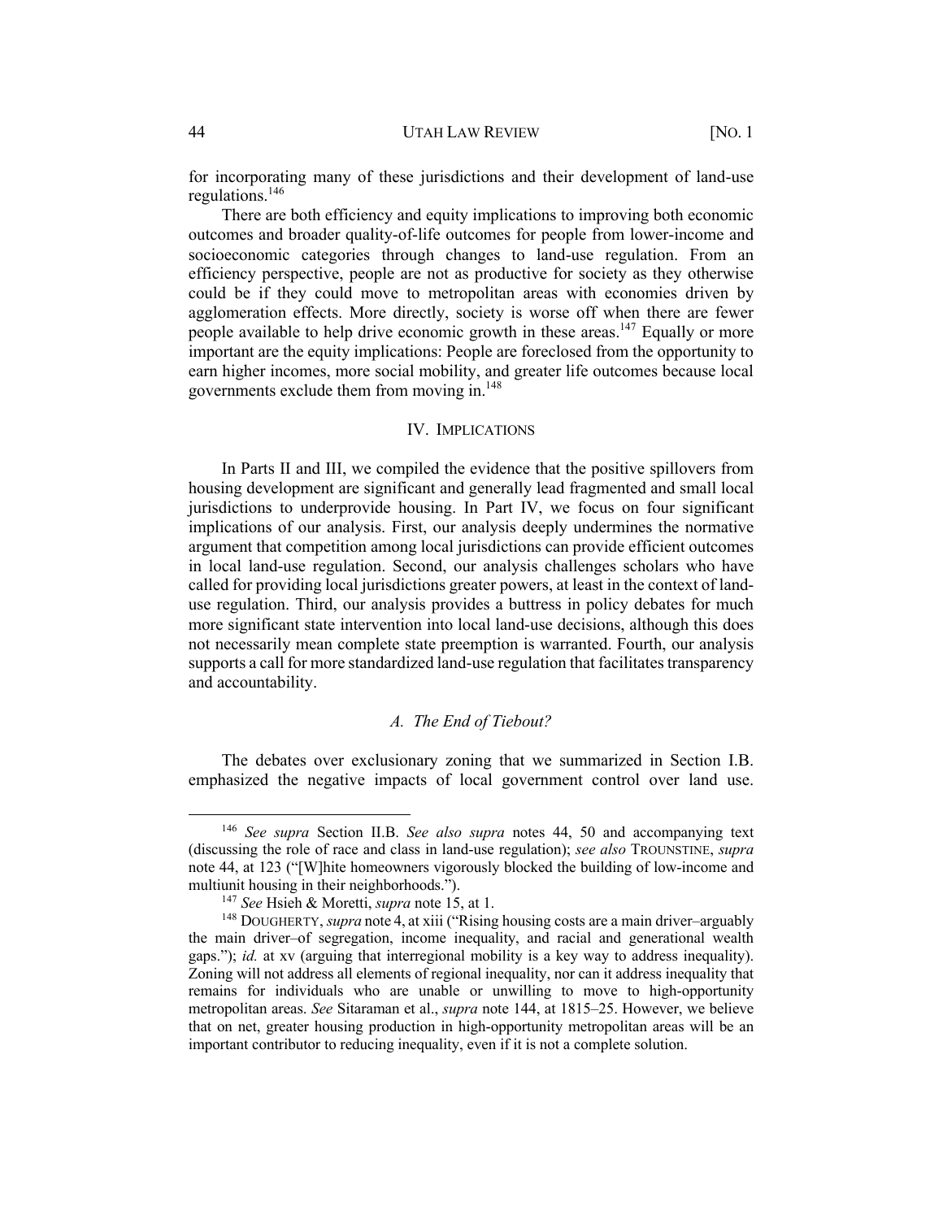for incorporating many of these jurisdictions and their development of land-use regulations.[146]

There are both efficiency and equity implications to improving both economic outcomes and broader quality-of-life outcomes for people from lower-income and socioeconomic categories through changes to land-use regulation. From an efficiency perspective, people are not as productive for society as they otherwise could be if they could move to metropolitan areas with economies driven by agglomeration effects. More directly, society is worse off when there are fewer people available to help drive economic growth in these areas.[147] Equally or more important are the equity implications: People are foreclosed from the opportunity to earn higher incomes, more social mobility, and greater life outcomes because local governments exclude them from moving in.[148]

## IV. IMPLICATIONS

In Parts II and III, we compiled the evidence that the positive spillovers from housing development are significant and generally lead fragmented and small local jurisdictions to underprovide housing. In Part IV, we focus on four significant implications of our analysis. First, our analysis deeply undermines the normative argument that competition among local jurisdictions can provide efficient outcomes in local land-use regulation. Second, our analysis challenges scholars who have called for providing local jurisdictions greater powers, at least in the context of land-use regulation. Third, our analysis provides a buttress in policy debates for much more significant state intervention into local land-use decisions, although this does not necessarily mean complete state preemption is warranted. Fourth, our analysis supports a call for more standardized land-use regulation that facilitates transparency and accountability.

### *A. The End of Tiebout?*

The debates over exclusionary zoning that we summarized in Section I.B. emphasized the negative impacts of local government control over land use.

---

[146] *See supra* Section II.B. *See also supra* notes 44, 50 and accompanying text (discussing the role of race and class in land-use regulation); *see also* TROUNSTINE, *supra* note 44, at 123 ("[W]hite homeowners vigorously blocked the building of low-income and multiunit housing in their neighborhoods.").

[147] *See* Hsieh & Moretti, *supra* note 15, at 1.

[148] DOUGHERTY, *supra* note 4, at xiii ("Rising housing costs are a main driver–arguably the main driver–of segregation, income inequality, and racial and generational wealth gaps."); *id.* at xv (arguing that interregional mobility is a key way to address inequality). Zoning will not address all elements of regional inequality, nor can it address inequality that remains for individuals who are unable or unwilling to move to high-opportunity metropolitan areas. *See* Sitaraman et al., *supra* note 144, at 1815–25. However, we believe that on net, greater housing production in high-opportunity metropolitan areas will be an important contributor to reducing inequality, even if it is not a complete solution.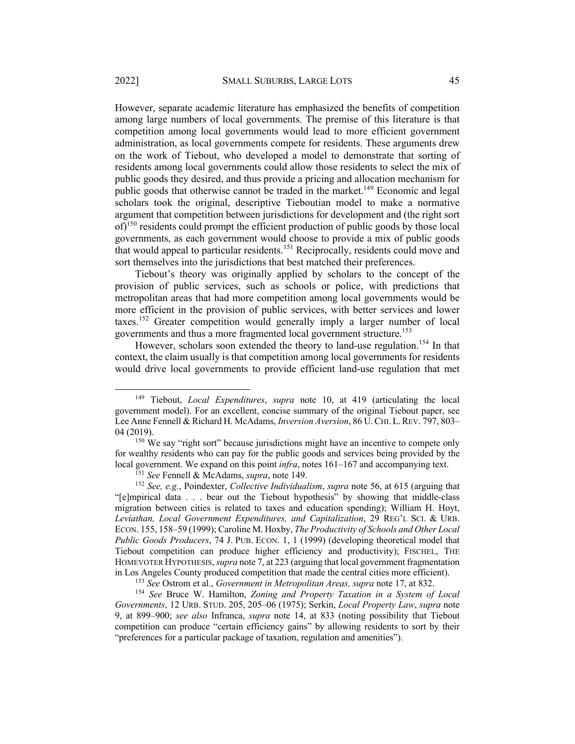However, separate academic literature has emphasized the benefits of competition among large numbers of local governments. The premise of this literature is that competition among local governments would lead to more efficient government administration, as local governments compete for residents. These arguments drew on the work of Tiebout, who developed a model to demonstrate that sorting of residents among local governments could allow those residents to select the mix of public goods they desired, and thus provide a pricing and allocation mechanism for public goods that otherwise cannot be traded in the market.[149] Economic and legal scholars took the original, descriptive Tieboutian model to make a normative argument that competition between jurisdictions for development and (the right sort of)[150] residents could prompt the efficient production of public goods by those local governments, as each government would choose to provide a mix of public goods that would appeal to particular residents.[151] Reciprocally, residents could move and sort themselves into the jurisdictions that best matched their preferences.

Tiebout's theory was originally applied by scholars to the concept of the provision of public services, such as schools or police, with predictions that metropolitan areas that had more competition among local governments would be more efficient in the provision of public services, with better services and lower taxes.[152] Greater competition would generally imply a larger number of local governments and thus a more fragmented local government structure.[153]

However, scholars soon extended the theory to land-use regulation.[154] In that context, the claim usually is that competition among local governments for residents would drive local governments to provide efficient land-use regulation that met

---

[149] Tiebout, *Local Expenditures*, *supra* note 10, at 419 (articulating the local government model). For an excellent, concise summary of the original Tiebout paper, see Lee Anne Fennell & Richard H. McAdams, *Inversion Aversion*, 86 U. CHI. L. REV. 797, 803–04 (2019).

[150] We say "right sort" because jurisdictions might have an incentive to compete only for wealthy residents who can pay for the public goods and services being provided by the local government. We expand on this point *infra*, notes 161–167 and accompanying text.

[151] *See* Fennell & McAdams, *supra*, note 149.

[152] *See, e.g.*, Poindexter, *Collective Individualism*, *supra* note 56, at 615 (arguing that "[e]mpirical data . . . bear out the Tiebout hypothesis" by showing that middle-class migration between cities is related to taxes and education spending); William H. Hoyt, *Leviathan, Local Government Expenditures, and Capitalization*, 29 REG'L SCI. & URB. ECON. 155, 158–59 (1999); Caroline M. Hoxby, *The Productivity of Schools and Other Local Public Goods Producers*, 74 J. PUB. ECON. 1, 1 (1999) (developing theoretical model that Tiebout competition can produce higher efficiency and productivity); FISCHEL, THE HOMEVOTER HYPOTHESIS, *supra* note 7, at 223 (arguing that local government fragmentation in Los Angeles County produced competition that made the central cities more efficient).

[153] *See* Ostrom et al., *Government in Metropolitan Areas, supra* note 17, at 832.

[154] *See* Bruce W. Hamilton, *Zoning and Property Taxation in a System of Local Governments*, 12 URB. STUD. 205, 205–06 (1975); Serkin, *Local Property Law*, *supra* note 9, at 899–900; *see also* Infranca, *supra* note 14, at 833 (noting possibility that Tiebout competition can produce "certain efficiency gains" by allowing residents to sort by their "preferences for a particular package of taxation, regulation and amenities").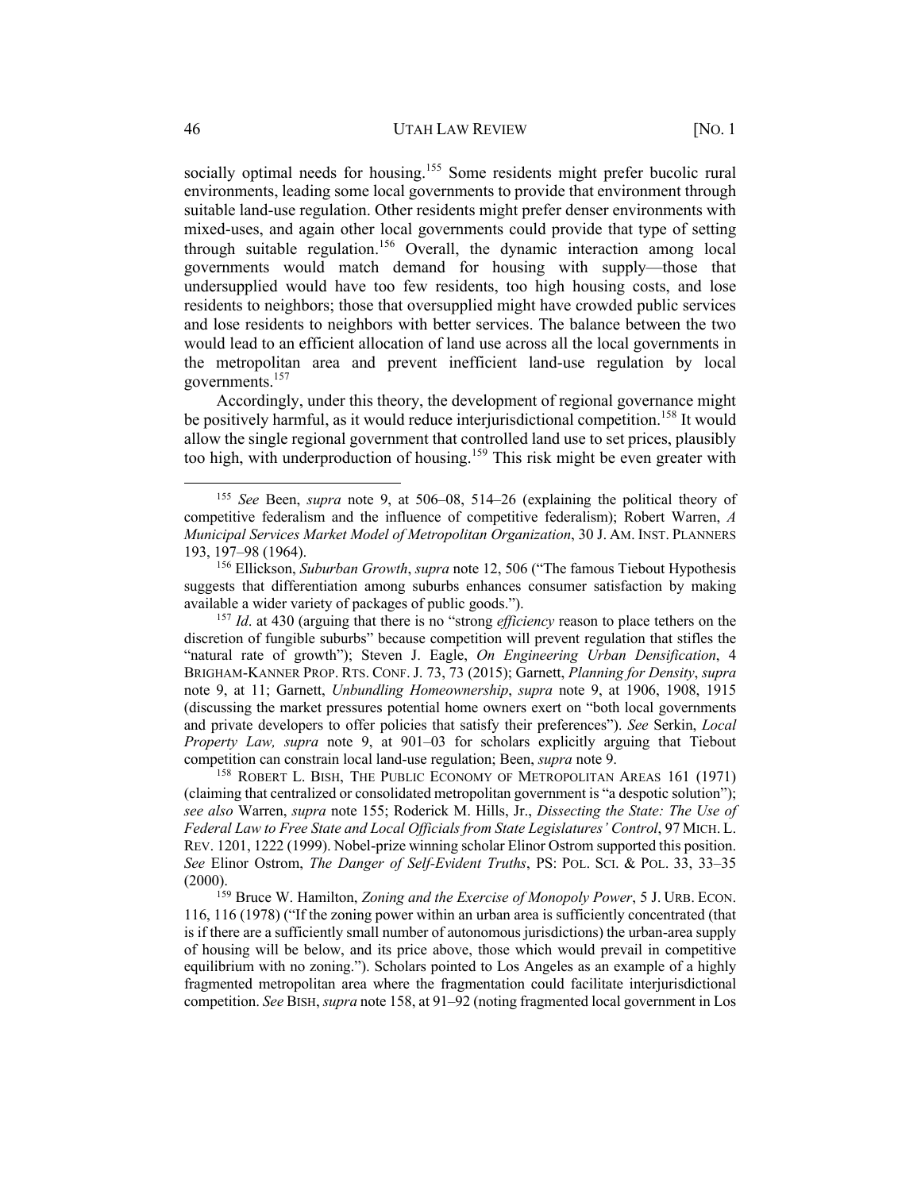socially optimal needs for housing.[155] Some residents might prefer bucolic rural environments, leading some local governments to provide that environment through suitable land-use regulation. Other residents might prefer denser environments with mixed-uses, and again other local governments could provide that type of setting through suitable regulation.[156] Overall, the dynamic interaction among local governments would match demand for housing with supply—those that undersupplied would have too few residents, too high housing costs, and lose residents to neighbors; those that oversupplied might have crowded public services and lose residents to neighbors with better services. The balance between the two would lead to an efficient allocation of land use across all the local governments in the metropolitan area and prevent inefficient land-use regulation by local governments.[157]

Accordingly, under this theory, the development of regional governance might be positively harmful, as it would reduce interjurisdictional competition.[158] It would allow the single regional government that controlled land use to set prices, plausibly too high, with underproduction of housing.[159] This risk might be even greater with

---

[155] *See* Been, *supra* note 9, at 506–08, 514–26 (explaining the political theory of competitive federalism and the influence of competitive federalism); Robert Warren, *A Municipal Services Market Model of Metropolitan Organization*, 30 J. AM. INST. PLANNERS 193, 197–98 (1964).

[156] Ellickson, *Suburban Growth*, *supra* note 12, 506 ("The famous Tiebout Hypothesis suggests that differentiation among suburbs enhances consumer satisfaction by making available a wider variety of packages of public goods.").

[157] *Id*. at 430 (arguing that there is no "strong *efficiency* reason to place tethers on the discretion of fungible suburbs" because competition will prevent regulation that stifles the "natural rate of growth"); Steven J. Eagle, *On Engineering Urban Densification*, 4 BRIGHAM-KANNER PROP. RTS. CONF. J. 73, 73 (2015); Garnett, *Planning for Density*, *supra* note 9, at 11; Garnett, *Unbundling Homeownership*, *supra* note 9, at 1906, 1908, 1915 (discussing the market pressures potential home owners exert on "both local governments and private developers to offer policies that satisfy their preferences"). *See* Serkin, *Local Property Law, supra* note 9, at 901–03 for scholars explicitly arguing that Tiebout competition can constrain local land-use regulation; Been, *supra* note 9.

[158] ROBERT L. BISH, THE PUBLIC ECONOMY OF METROPOLITAN AREAS 161 (1971) (claiming that centralized or consolidated metropolitan government is "a despotic solution"); *see also* Warren, *supra* note 155; Roderick M. Hills, Jr., *Dissecting the State: The Use of Federal Law to Free State and Local Officials from State Legislatures' Control*, 97 MICH. L. REV. 1201, 1222 (1999). Nobel-prize winning scholar Elinor Ostrom supported this position. *See* Elinor Ostrom, *The Danger of Self-Evident Truths*, PS: POL. SCI. & POL. 33, 33–35 (2000).

[159] Bruce W. Hamilton, *Zoning and the Exercise of Monopoly Power*, 5 J. URB. ECON. 116, 116 (1978) ("If the zoning power within an urban area is sufficiently concentrated (that is if there are a sufficiently small number of autonomous jurisdictions) the urban-area supply of housing will be below, and its price above, those which would prevail in competitive equilibrium with no zoning."). Scholars pointed to Los Angeles as an example of a highly fragmented metropolitan area where the fragmentation could facilitate interjurisdictional competition. *See* BISH, *supra* note 158, at 91–92 (noting fragmented local government in Los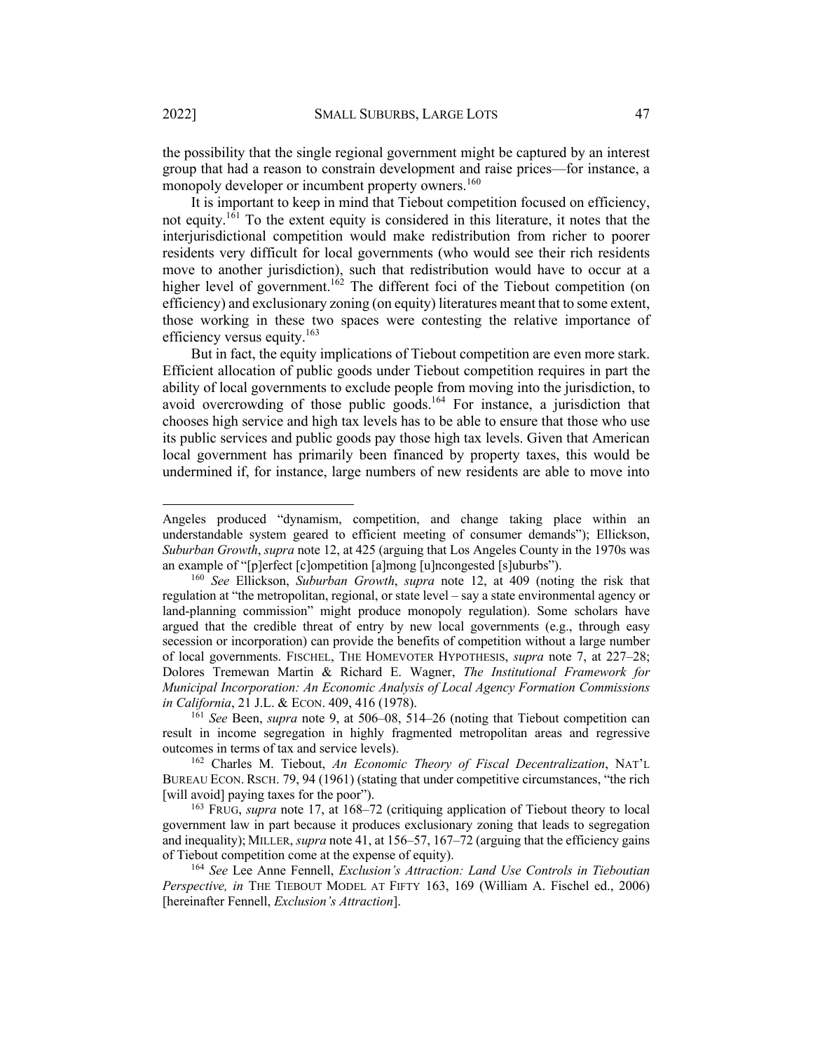the possibility that the single regional government might be captured by an interest group that had a reason to constrain development and raise prices—for instance, a monopoly developer or incumbent property owners.[160]

It is important to keep in mind that Tiebout competition focused on efficiency, not equity.[161] To the extent equity is considered in this literature, it notes that the interjurisdictional competition would make redistribution from richer to poorer residents very difficult for local governments (who would see their rich residents move to another jurisdiction), such that redistribution would have to occur at a higher level of government.[162] The different foci of the Tiebout competition (on efficiency) and exclusionary zoning (on equity) literatures meant that to some extent, those working in these two spaces were contesting the relative importance of efficiency versus equity.[163]

But in fact, the equity implications of Tiebout competition are even more stark. Efficient allocation of public goods under Tiebout competition requires in part the ability of local governments to exclude people from moving into the jurisdiction, to avoid overcrowding of those public goods.[164] For instance, a jurisdiction that chooses high service and high tax levels has to be able to ensure that those who use its public services and public goods pay those high tax levels. Given that American local government has primarily been financed by property taxes, this would be undermined if, for instance, large numbers of new residents are able to move into

---

Angeles produced "dynamism, competition, and change taking place within an understandable system geared to efficient meeting of consumer demands"); Ellickson, *Suburban Growth*, *supra* note 12, at 425 (arguing that Los Angeles County in the 1970s was an example of "[p]erfect [c]ompetition [a]mong [u]ncongested [s]uburbs").

[160] *See* Ellickson, *Suburban Growth*, *supra* note 12, at 409 (noting the risk that regulation at "the metropolitan, regional, or state level – say a state environmental agency or land-planning commission" might produce monopoly regulation). Some scholars have argued that the credible threat of entry by new local governments (e.g., through easy secession or incorporation) can provide the benefits of competition without a large number of local governments. FISCHEL, THE HOMEVOTER HYPOTHESIS, *supra* note 7, at 227–28; Dolores Tremewan Martin & Richard E. Wagner, *The Institutional Framework for Municipal Incorporation: An Economic Analysis of Local Agency Formation Commissions in California*, 21 J.L. & ECON. 409, 416 (1978).

[161] *See* Been, *supra* note 9, at 506–08, 514–26 (noting that Tiebout competition can result in income segregation in highly fragmented metropolitan areas and regressive outcomes in terms of tax and service levels).

[162] Charles M. Tiebout, *An Economic Theory of Fiscal Decentralization*, NAT'L BUREAU ECON. RSCH. 79, 94 (1961) (stating that under competitive circumstances, "the rich [will avoid] paying taxes for the poor").

[163] FRUG, *supra* note 17, at 168–72 (critiquing application of Tiebout theory to local government law in part because it produces exclusionary zoning that leads to segregation and inequality); MILLER, *supra* note 41, at 156–57, 167–72 (arguing that the efficiency gains of Tiebout competition come at the expense of equity).

[164] *See* Lee Anne Fennell, *Exclusion's Attraction: Land Use Controls in Tieboutian Perspective, in* THE TIEBOUT MODEL AT FIFTY 163, 169 (William A. Fischel ed., 2006) [hereinafter Fennell, *Exclusion's Attraction*].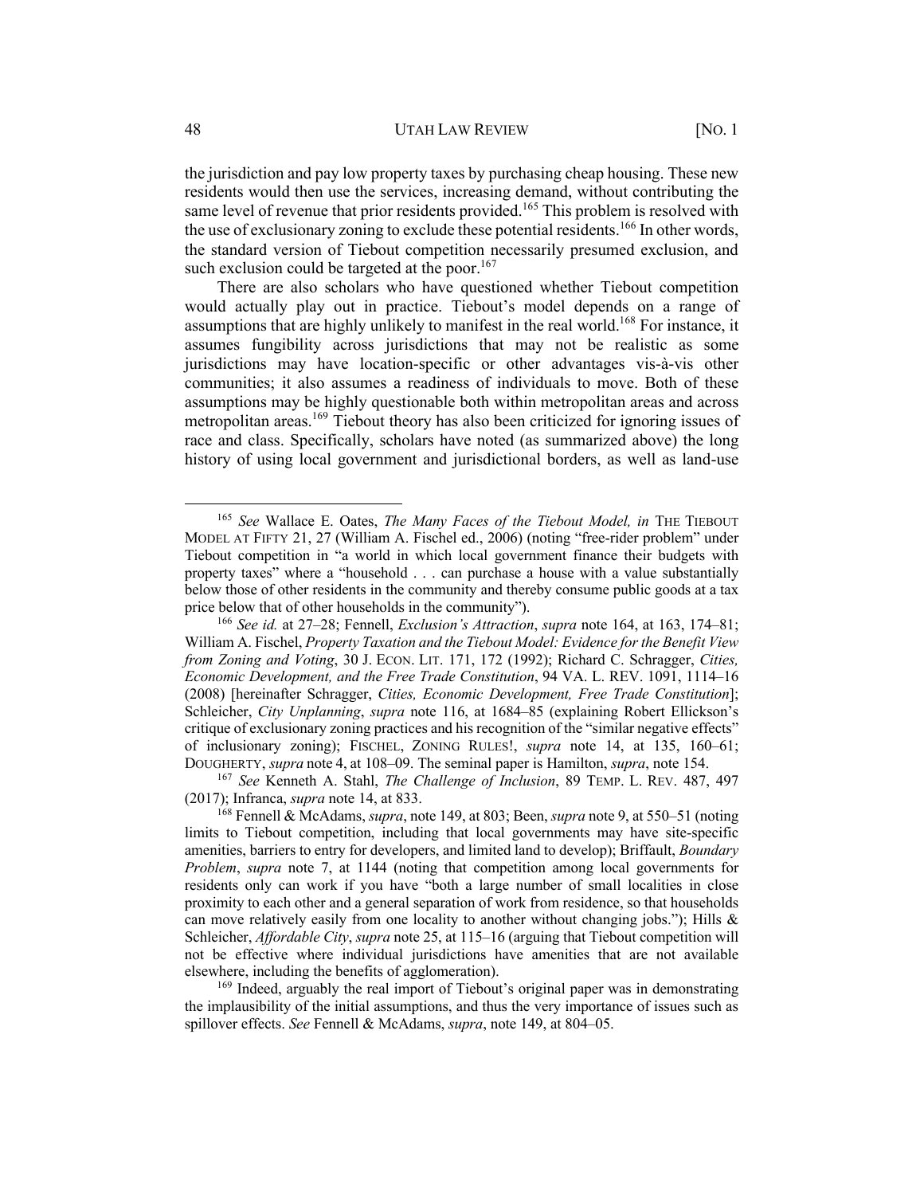the jurisdiction and pay low property taxes by purchasing cheap housing. These new residents would then use the services, increasing demand, without contributing the same level of revenue that prior residents provided.[165] This problem is resolved with the use of exclusionary zoning to exclude these potential residents.[166] In other words, the standard version of Tiebout competition necessarily presumed exclusion, and such exclusion could be targeted at the poor.[167]

There are also scholars who have questioned whether Tiebout competition would actually play out in practice. Tiebout's model depends on a range of assumptions that are highly unlikely to manifest in the real world.[168] For instance, it assumes fungibility across jurisdictions that may not be realistic as some jurisdictions may have location-specific or other advantages vis-à-vis other communities; it also assumes a readiness of individuals to move. Both of these assumptions may be highly questionable both within metropolitan areas and across metropolitan areas.[169] Tiebout theory has also been criticized for ignoring issues of race and class. Specifically, scholars have noted (as summarized above) the long history of using local government and jurisdictional borders, as well as land-use

---

[165] *See* Wallace E. Oates, *The Many Faces of the Tiebout Model, in* THE TIEBOUT MODEL AT FIFTY 21, 27 (William A. Fischel ed., 2006) (noting "free-rider problem" under Tiebout competition in "a world in which local government finance their budgets with property taxes" where a "household . . . can purchase a house with a value substantially below those of other residents in the community and thereby consume public goods at a tax price below that of other households in the community").

[166] *See id.* at 27–28; Fennell, *Exclusion's Attraction*, *supra* note 164, at 163, 174–81; William A. Fischel, *Property Taxation and the Tiebout Model: Evidence for the Benefit View from Zoning and Voting*, 30 J. ECON. LIT. 171, 172 (1992); Richard C. Schragger, *Cities, Economic Development, and the Free Trade Constitution*, 94 VA. L. REV. 1091, 1114–16 (2008) [hereinafter Schragger, *Cities, Economic Development, Free Trade Constitution*]; Schleicher, *City Unplanning*, *supra* note 116, at 1684–85 (explaining Robert Ellickson's critique of exclusionary zoning practices and his recognition of the "similar negative effects" of inclusionary zoning); FISCHEL, ZONING RULES!, *supra* note 14, at 135, 160–61; DOUGHERTY, *supra* note 4, at 108–09. The seminal paper is Hamilton, *supra*, note 154.

[167] *See* Kenneth A. Stahl, *The Challenge of Inclusion*, 89 TEMP. L. REV. 487, 497 (2017); Infranca, *supra* note 14, at 833.

[168] Fennell & McAdams, *supra*, note 149, at 803; Been, *supra* note 9, at 550–51 (noting limits to Tiebout competition, including that local governments may have site-specific amenities, barriers to entry for developers, and limited land to develop); Briffault, *Boundary Problem*, *supra* note 7, at 1144 (noting that competition among local governments for residents only can work if you have "both a large number of small localities in close proximity to each other and a general separation of work from residence, so that households can move relatively easily from one locality to another without changing jobs."); Hills & Schleicher, *Affordable City*, *supra* note 25, at 115–16 (arguing that Tiebout competition will not be effective where individual jurisdictions have amenities that are not available elsewhere, including the benefits of agglomeration).

[169] Indeed, arguably the real import of Tiebout's original paper was in demonstrating the implausibility of the initial assumptions, and thus the very importance of issues such as spillover effects. *See* Fennell & McAdams, *supra*, note 149, at 804–05.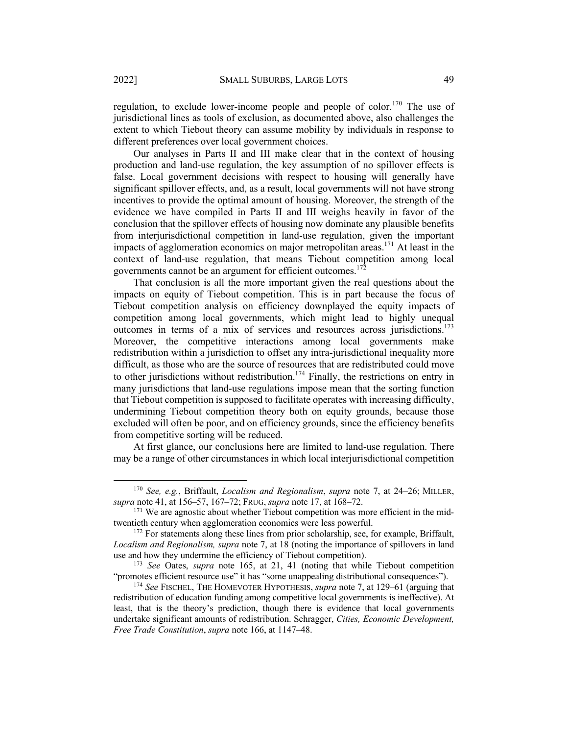regulation, to exclude lower-income people and people of color.[170] The use of jurisdictional lines as tools of exclusion, as documented above, also challenges the extent to which Tiebout theory can assume mobility by individuals in response to different preferences over local government choices.

Our analyses in Parts II and III make clear that in the context of housing production and land-use regulation, the key assumption of no spillover effects is false. Local government decisions with respect to housing will generally have significant spillover effects, and, as a result, local governments will not have strong incentives to provide the optimal amount of housing. Moreover, the strength of the evidence we have compiled in Parts II and III weighs heavily in favor of the conclusion that the spillover effects of housing now dominate any plausible benefits from interjurisdictional competition in land-use regulation, given the important impacts of agglomeration economics on major metropolitan areas.[171] At least in the context of land-use regulation, that means Tiebout competition among local governments cannot be an argument for efficient outcomes.[172]

That conclusion is all the more important given the real questions about the impacts on equity of Tiebout competition. This is in part because the focus of Tiebout competition analysis on efficiency downplayed the equity impacts of competition among local governments, which might lead to highly unequal outcomes in terms of a mix of services and resources across jurisdictions.[173] Moreover, the competitive interactions among local governments make redistribution within a jurisdiction to offset any intra-jurisdictional inequality more difficult, as those who are the source of resources that are redistributed could move to other jurisdictions without redistribution.[174] Finally, the restrictions on entry in many jurisdictions that land-use regulations impose mean that the sorting function that Tiebout competition is supposed to facilitate operates with increasing difficulty, undermining Tiebout competition theory both on equity grounds, because those excluded will often be poor, and on efficiency grounds, since the efficiency benefits from competitive sorting will be reduced.

At first glance, our conclusions here are limited to land-use regulation. There may be a range of other circumstances in which local interjurisdictional competition

---

[170] *See, e.g.*, Briffault, *Localism and Regionalism*, *supra* note 7, at 24–26; MILLER, *supra* note 41, at 156–57, 167–72; FRUG, *supra* note 17, at 168–72.

[171] We are agnostic about whether Tiebout competition was more efficient in the mid-twentieth century when agglomeration economics were less powerful.

[172] For statements along these lines from prior scholarship, see, for example, Briffault, *Localism and Regionalism, supra* note 7, at 18 (noting the importance of spillovers in land use and how they undermine the efficiency of Tiebout competition).

[173] *See* Oates, *supra* note 165, at 21, 41 (noting that while Tiebout competition "promotes efficient resource use" it has "some unappealing distributional consequences").

[174] *See* FISCHEL, THE HOMEVOTER HYPOTHESIS, *supra* note 7, at 129–61 (arguing that redistribution of education funding among competitive local governments is ineffective). At least, that is the theory's prediction, though there is evidence that local governments undertake significant amounts of redistribution. Schragger, *Cities, Economic Development, Free Trade Constitution*, *supra* note 166, at 1147–48.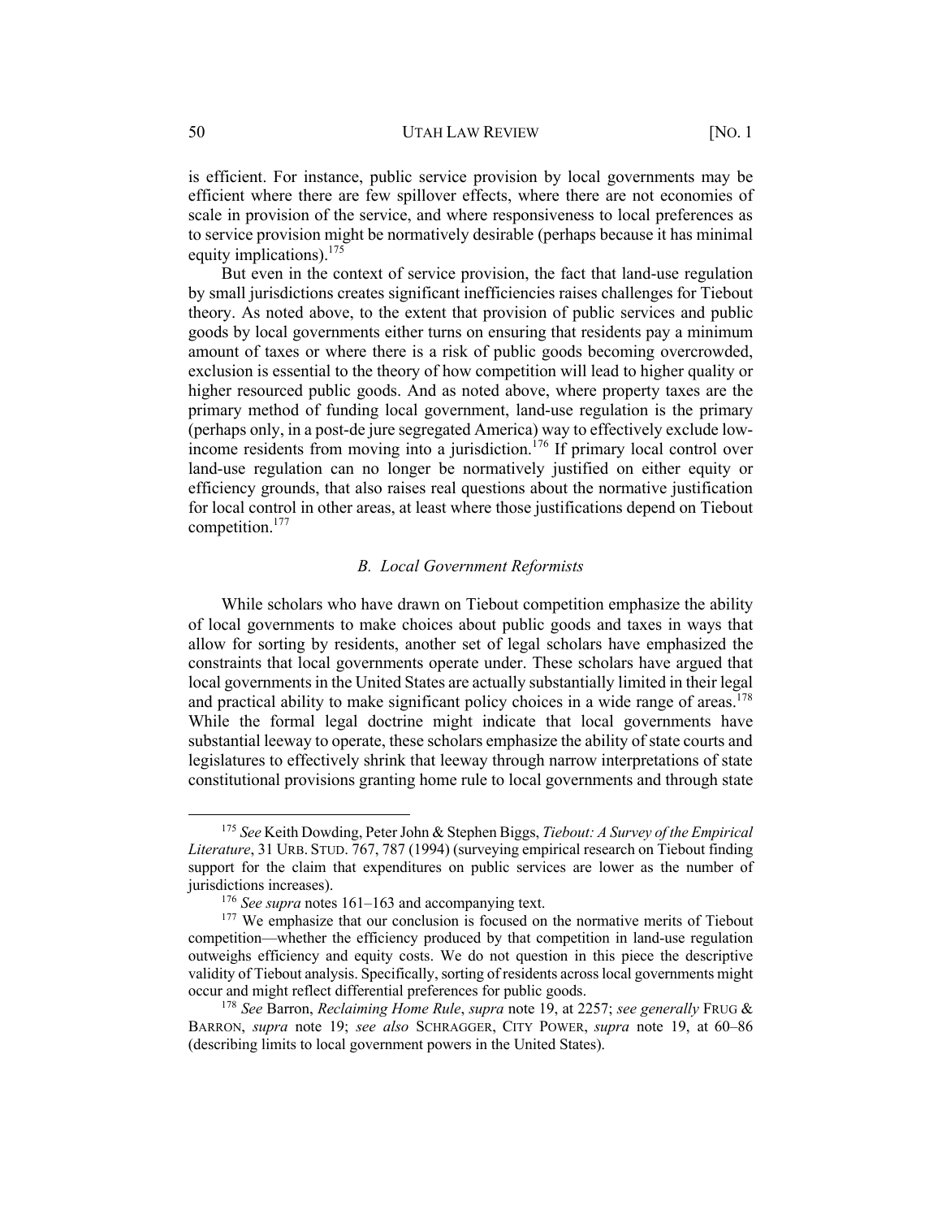is efficient. For instance, public service provision by local governments may be efficient where there are few spillover effects, where there are not economies of scale in provision of the service, and where responsiveness to local preferences as to service provision might be normatively desirable (perhaps because it has minimal equity implications).[175]

But even in the context of service provision, the fact that land-use regulation by small jurisdictions creates significant inefficiencies raises challenges for Tiebout theory. As noted above, to the extent that provision of public services and public goods by local governments either turns on ensuring that residents pay a minimum amount of taxes or where there is a risk of public goods becoming overcrowded, exclusion is essential to the theory of how competition will lead to higher quality or higher resourced public goods. And as noted above, where property taxes are the primary method of funding local government, land-use regulation is the primary (perhaps only, in a post-de jure segregated America) way to effectively exclude low-income residents from moving into a jurisdiction.[176] If primary local control over land-use regulation can no longer be normatively justified on either equity or efficiency grounds, that also raises real questions about the normative justification for local control in other areas, at least where those justifications depend on Tiebout competition.[177]

### *B. Local Government Reformists*

While scholars who have drawn on Tiebout competition emphasize the ability of local governments to make choices about public goods and taxes in ways that allow for sorting by residents, another set of legal scholars have emphasized the constraints that local governments operate under. These scholars have argued that local governments in the United States are actually substantially limited in their legal and practical ability to make significant policy choices in a wide range of areas.[178] While the formal legal doctrine might indicate that local governments have substantial leeway to operate, these scholars emphasize the ability of state courts and legislatures to effectively shrink that leeway through narrow interpretations of state constitutional provisions granting home rule to local governments and through state

---

[175] *See* Keith Dowding, Peter John & Stephen Biggs, *Tiebout: A Survey of the Empirical Literature*, 31 URB. STUD. 767, 787 (1994) (surveying empirical research on Tiebout finding support for the claim that expenditures on public services are lower as the number of jurisdictions increases).

[176] *See supra* notes 161–163 and accompanying text.

[177] We emphasize that our conclusion is focused on the normative merits of Tiebout competition—whether the efficiency produced by that competition in land-use regulation outweighs efficiency and equity costs. We do not question in this piece the descriptive validity of Tiebout analysis. Specifically, sorting of residents across local governments might occur and might reflect differential preferences for public goods.

[178] *See* Barron, *Reclaiming Home Rule*, *supra* note 19, at 2257; *see generally* FRUG & BARRON, *supra* note 19; *see also* SCHRAGGER, CITY POWER, *supra* note 19, at 60–86 (describing limits to local government powers in the United States).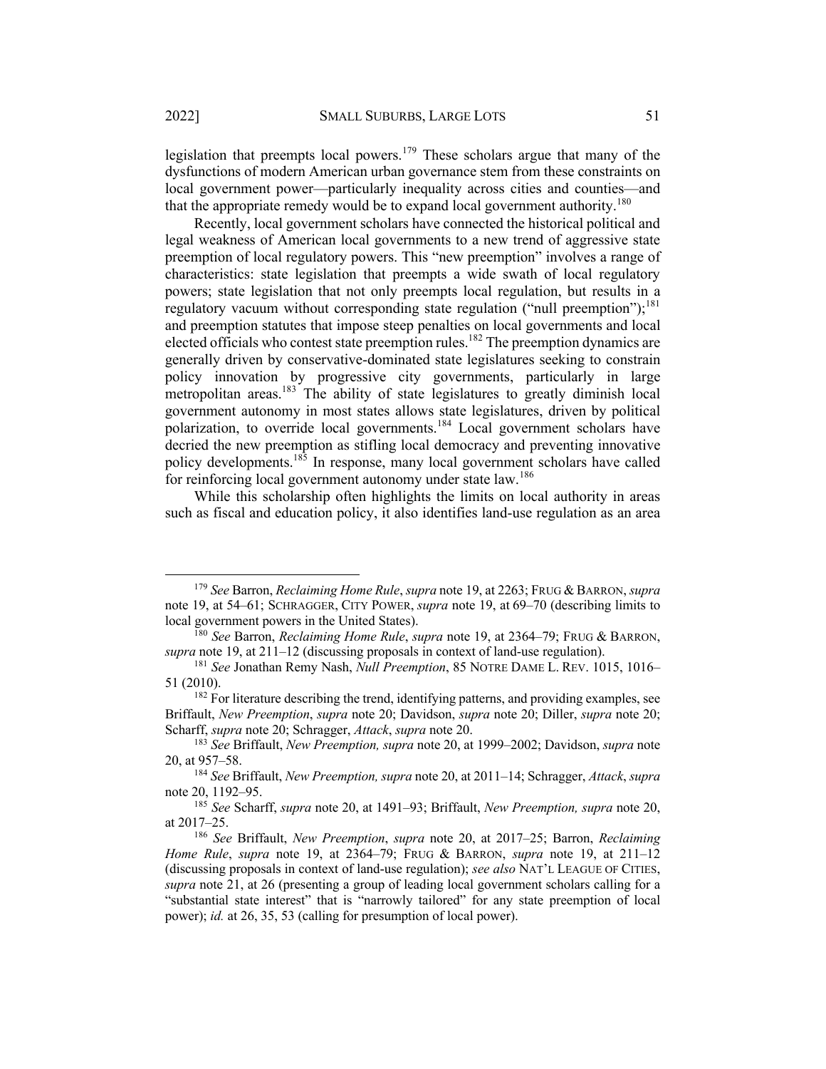legislation that preempts local powers.[179] These scholars argue that many of the dysfunctions of modern American urban governance stem from these constraints on local government power—particularly inequality across cities and counties—and that the appropriate remedy would be to expand local government authority.[180]

Recently, local government scholars have connected the historical political and legal weakness of American local governments to a new trend of aggressive state preemption of local regulatory powers. This "new preemption" involves a range of characteristics: state legislation that preempts a wide swath of local regulatory powers; state legislation that not only preempts local regulation, but results in a regulatory vacuum without corresponding state regulation ("null preemption");[181] and preemption statutes that impose steep penalties on local governments and local elected officials who contest state preemption rules.[182] The preemption dynamics are generally driven by conservative-dominated state legislatures seeking to constrain policy innovation by progressive city governments, particularly in large metropolitan areas.[183] The ability of state legislatures to greatly diminish local government autonomy in most states allows state legislatures, driven by political polarization, to override local governments.[184] Local government scholars have decried the new preemption as stifling local democracy and preventing innovative policy developments.[185] In response, many local government scholars have called for reinforcing local government autonomy under state law.[186]

While this scholarship often highlights the limits on local authority in areas such as fiscal and education policy, it also identifies land-use regulation as an area

---

[179] *See* Barron, *Reclaiming Home Rule*, *supra* note 19, at 2263; FRUG & BARRON, *supra* note 19, at 54–61; SCHRAGGER, CITY POWER, *supra* note 19, at 69–70 (describing limits to local government powers in the United States).

[180] *See* Barron, *Reclaiming Home Rule*, *supra* note 19, at 2364–79; FRUG & BARRON, *supra* note 19, at 211–12 (discussing proposals in context of land-use regulation).

[181] *See* Jonathan Remy Nash, *Null Preemption*, 85 NOTRE DAME L. REV. 1015, 1016–51 (2010).

[182] For literature describing the trend, identifying patterns, and providing examples, see Briffault, *New Preemption*, *supra* note 20; Davidson, *supra* note 20; Diller, *supra* note 20; Scharff, *supra* note 20; Schragger, *Attack*, *supra* note 20.

[183] *See* Briffault, *New Preemption, supra* note 20, at 1999–2002; Davidson, *supra* note 20, at 957–58.

[184] *See* Briffault, *New Preemption, supra* note 20, at 2011–14; Schragger, *Attack*, *supra* note 20, 1192–95.

[185] *See* Scharff, *supra* note 20, at 1491–93; Briffault, *New Preemption, supra* note 20, at 2017–25.

[186] *See* Briffault, *New Preemption*, *supra* note 20, at 2017–25; Barron, *Reclaiming Home Rule*, *supra* note 19, at 2364–79; FRUG & BARRON, *supra* note 19, at 211–12 (discussing proposals in context of land-use regulation); *see also* NAT'L LEAGUE OF CITIES, *supra* note 21, at 26 (presenting a group of leading local government scholars calling for a "substantial state interest" that is "narrowly tailored" for any state preemption of local power); *id.* at 26, 35, 53 (calling for presumption of local power).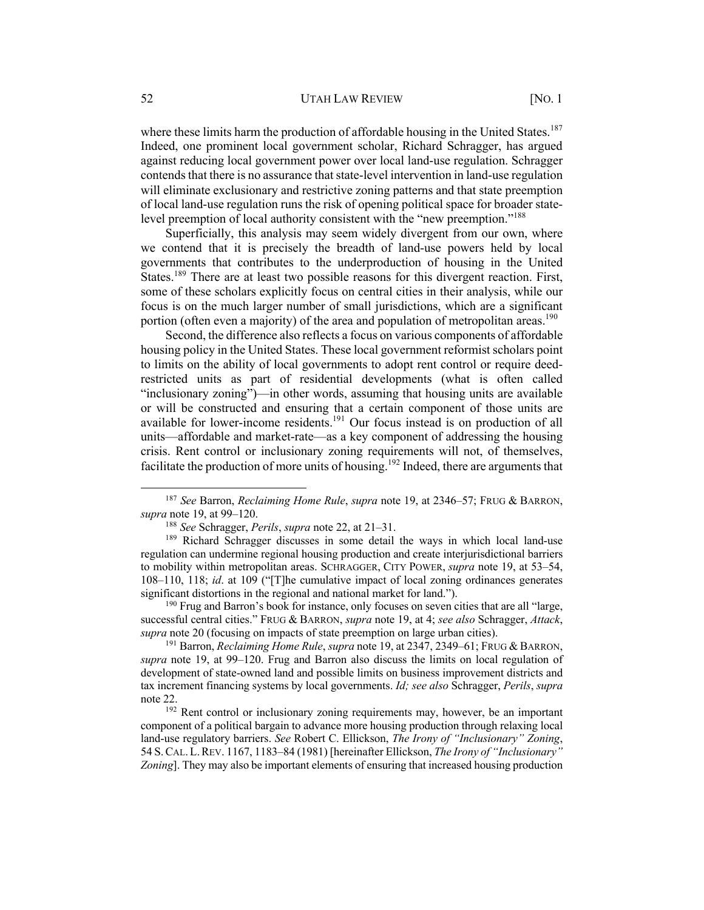where these limits harm the production of affordable housing in the United States.[187] Indeed, one prominent local government scholar, Richard Schragger, has argued against reducing local government power over local land-use regulation. Schragger contends that there is no assurance that state-level intervention in land-use regulation will eliminate exclusionary and restrictive zoning patterns and that state preemption of local land-use regulation runs the risk of opening political space for broader state-level preemption of local authority consistent with the "new preemption."[188]

Superficially, this analysis may seem widely divergent from our own, where we contend that it is precisely the breadth of land-use powers held by local governments that contributes to the underproduction of housing in the United States.[189] There are at least two possible reasons for this divergent reaction. First, some of these scholars explicitly focus on central cities in their analysis, while our focus is on the much larger number of small jurisdictions, which are a significant portion (often even a majority) of the area and population of metropolitan areas.[190]

Second, the difference also reflects a focus on various components of affordable housing policy in the United States. These local government reformist scholars point to limits on the ability of local governments to adopt rent control or require deed-restricted units as part of residential developments (what is often called "inclusionary zoning")—in other words, assuming that housing units are available or will be constructed and ensuring that a certain component of those units are available for lower-income residents.[191] Our focus instead is on production of all units—affordable and market-rate—as a key component of addressing the housing crisis. Rent control or inclusionary zoning requirements will not, of themselves, facilitate the production of more units of housing.[192] Indeed, there are arguments that

---

[187] *See* Barron, *Reclaiming Home Rule*, *supra* note 19, at 2346–57; FRUG & BARRON, *supra* note 19, at 99–120.

[188] *See* Schragger, *Perils*, *supra* note 22, at 21–31.

[189] Richard Schragger discusses in some detail the ways in which local land-use regulation can undermine regional housing production and create interjurisdictional barriers to mobility within metropolitan areas. SCHRAGGER, CITY POWER, *supra* note 19, at 53–54, 108–110, 118; *id*. at 109 ("[T]he cumulative impact of local zoning ordinances generates significant distortions in the regional and national market for land.").

[190] Frug and Barron's book for instance, only focuses on seven cities that are all "large, successful central cities." FRUG & BARRON, *supra* note 19, at 4; *see also* Schragger, *Attack*, *supra* note 20 (focusing on impacts of state preemption on large urban cities).

[191] Barron, *Reclaiming Home Rule*, *supra* note 19, at 2347, 2349–61; FRUG & BARRON, *supra* note 19, at 99–120. Frug and Barron also discuss the limits on local regulation of development of state-owned land and possible limits on business improvement districts and tax increment financing systems by local governments. *Id; see also* Schragger, *Perils*, *supra* note 22.

[192] Rent control or inclusionary zoning requirements may, however, be an important component of a political bargain to advance more housing production through relaxing local land-use regulatory barriers. *See* Robert C. Ellickson, *The Irony of "Inclusionary" Zoning*, 54 S. CAL. L. REV. 1167, 1183–84 (1981) [hereinafter Ellickson, *The Irony of "Inclusionary" Zoning*]. They may also be important elements of ensuring that increased housing production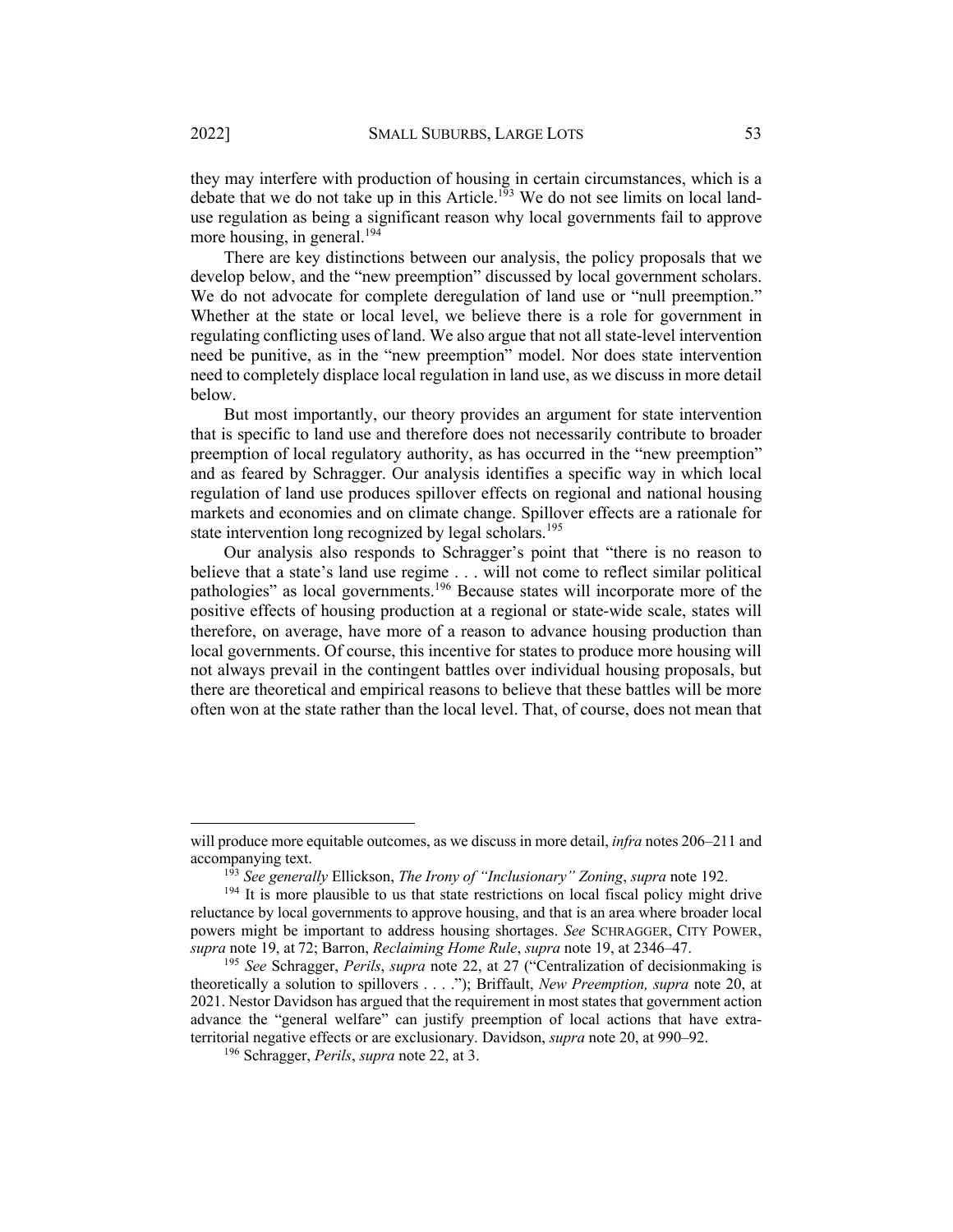they may interfere with production of housing in certain circumstances, which is a debate that we do not take up in this Article.[193] We do not see limits on local land-use regulation as being a significant reason why local governments fail to approve more housing, in general.[194]

There are key distinctions between our analysis, the policy proposals that we develop below, and the "new preemption" discussed by local government scholars. We do not advocate for complete deregulation of land use or "null preemption." Whether at the state or local level, we believe there is a role for government in regulating conflicting uses of land. We also argue that not all state-level intervention need be punitive, as in the "new preemption" model. Nor does state intervention need to completely displace local regulation in land use, as we discuss in more detail below.

But most importantly, our theory provides an argument for state intervention that is specific to land use and therefore does not necessarily contribute to broader preemption of local regulatory authority, as has occurred in the "new preemption" and as feared by Schragger. Our analysis identifies a specific way in which local regulation of land use produces spillover effects on regional and national housing markets and economies and on climate change. Spillover effects are a rationale for state intervention long recognized by legal scholars.[195]

Our analysis also responds to Schragger's point that "there is no reason to believe that a state's land use regime . . . will not come to reflect similar political pathologies" as local governments.[196] Because states will incorporate more of the positive effects of housing production at a regional or state-wide scale, states will therefore, on average, have more of a reason to advance housing production than local governments. Of course, this incentive for states to produce more housing will not always prevail in the contingent battles over individual housing proposals, but there are theoretical and empirical reasons to believe that these battles will be more often won at the state rather than the local level. That, of course, does not mean that

---

will produce more equitable outcomes, as we discuss in more detail, *infra* notes 206–211 and accompanying text.

[193] *See generally* Ellickson, *The Irony of "Inclusionary" Zoning*, *supra* note 192.

[194] It is more plausible to us that state restrictions on local fiscal policy might drive reluctance by local governments to approve housing, and that is an area where broader local powers might be important to address housing shortages. *See* SCHRAGGER, CITY POWER, *supra* note 19, at 72; Barron, *Reclaiming Home Rule*, *supra* note 19, at 2346–47.

[195] *See* Schragger, *Perils*, *supra* note 22, at 27 ("Centralization of decisionmaking is theoretically a solution to spillovers . . . ."); Briffault, *New Preemption, supra* note 20, at 2021. Nestor Davidson has argued that the requirement in most states that government action advance the "general welfare" can justify preemption of local actions that have extra-territorial negative effects or are exclusionary. Davidson, *supra* note 20, at 990–92.

[196] Schragger, *Perils*, *supra* note 22, at 3.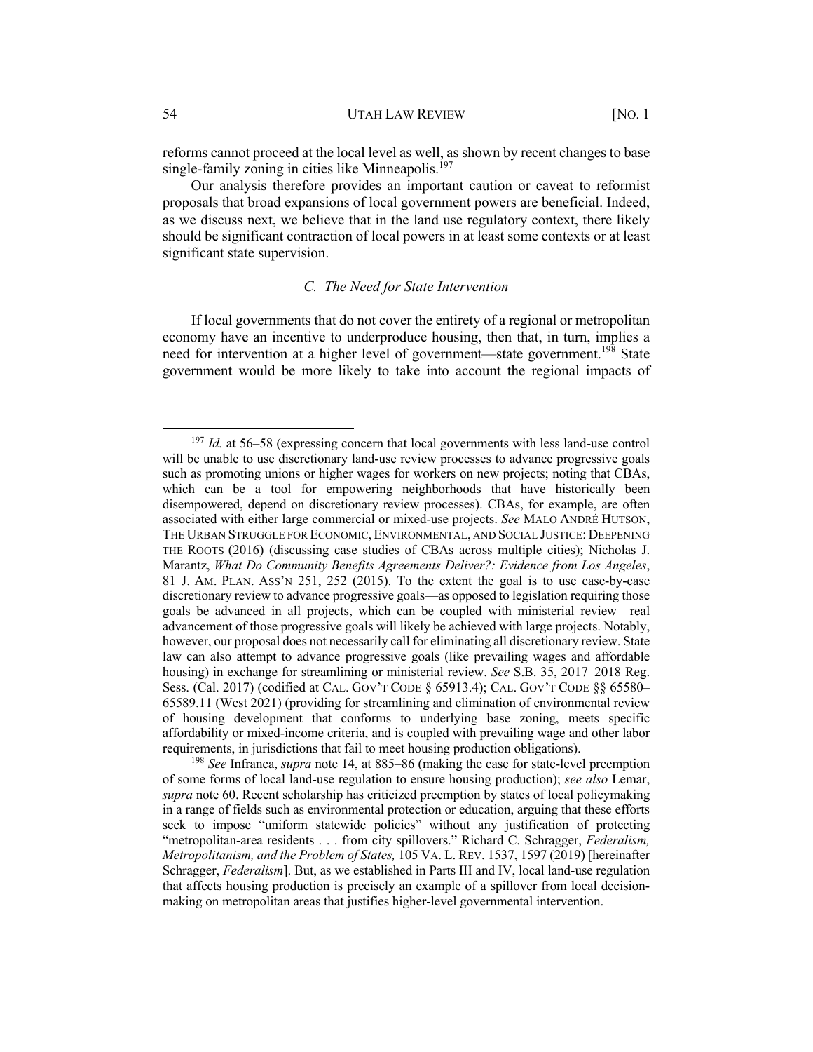reforms cannot proceed at the local level as well, as shown by recent changes to base single-family zoning in cities like Minneapolis.[197]

Our analysis therefore provides an important caution or caveat to reformist proposals that broad expansions of local government powers are beneficial. Indeed, as we discuss next, we believe that in the land use regulatory context, there likely should be significant contraction of local powers in at least some contexts or at least significant state supervision.

### *C. The Need for State Intervention*

If local governments that do not cover the entirety of a regional or metropolitan economy have an incentive to underproduce housing, then that, in turn, implies a need for intervention at a higher level of government—state government.[198] State government would be more likely to take into account the regional impacts of

---

[197] *Id.* at 56–58 (expressing concern that local governments with less land-use control will be unable to use discretionary land-use review processes to advance progressive goals such as promoting unions or higher wages for workers on new projects; noting that CBAs, which can be a tool for empowering neighborhoods that have historically been disempowered, depend on discretionary review processes). CBAs, for example, are often associated with either large commercial or mixed-use projects. *See* MALO ANDRÉ HUTSON, THE URBAN STRUGGLE FOR ECONOMIC, ENVIRONMENTAL, AND SOCIAL JUSTICE: DEEPENING THE ROOTS (2016) (discussing case studies of CBAs across multiple cities); Nicholas J. Marantz, *What Do Community Benefits Agreements Deliver?: Evidence from Los Angeles*, 81 J. AM. PLAN. ASS'N 251, 252 (2015). To the extent the goal is to use case-by-case discretionary review to advance progressive goals—as opposed to legislation requiring those goals be advanced in all projects, which can be coupled with ministerial review—real advancement of those progressive goals will likely be achieved with large projects. Notably, however, our proposal does not necessarily call for eliminating all discretionary review. State law can also attempt to advance progressive goals (like prevailing wages and affordable housing) in exchange for streamlining or ministerial review. *See* S.B. 35, 2017–2018 Reg. Sess. (Cal. 2017) (codified at CAL. GOV'T CODE § 65913.4); CAL. GOV'T CODE §§ 65580–65589.11 (West 2021) (providing for streamlining and elimination of environmental review of housing development that conforms to underlying base zoning, meets specific affordability or mixed-income criteria, and is coupled with prevailing wage and other labor requirements, in jurisdictions that fail to meet housing production obligations).

[198] *See* Infranca, *supra* note 14, at 885–86 (making the case for state-level preemption of some forms of local land-use regulation to ensure housing production); *see also* Lemar, *supra* note 60. Recent scholarship has criticized preemption by states of local policymaking in a range of fields such as environmental protection or education, arguing that these efforts seek to impose "uniform statewide policies" without any justification of protecting "metropolitan-area residents . . . from city spillovers." Richard C. Schragger, *Federalism, Metropolitanism, and the Problem of States,* 105 VA. L. REV. 1537, 1597 (2019) [hereinafter Schragger, *Federalism*]. But, as we established in Parts III and IV, local land-use regulation that affects housing production is precisely an example of a spillover from local decision-making on metropolitan areas that justifies higher-level governmental intervention.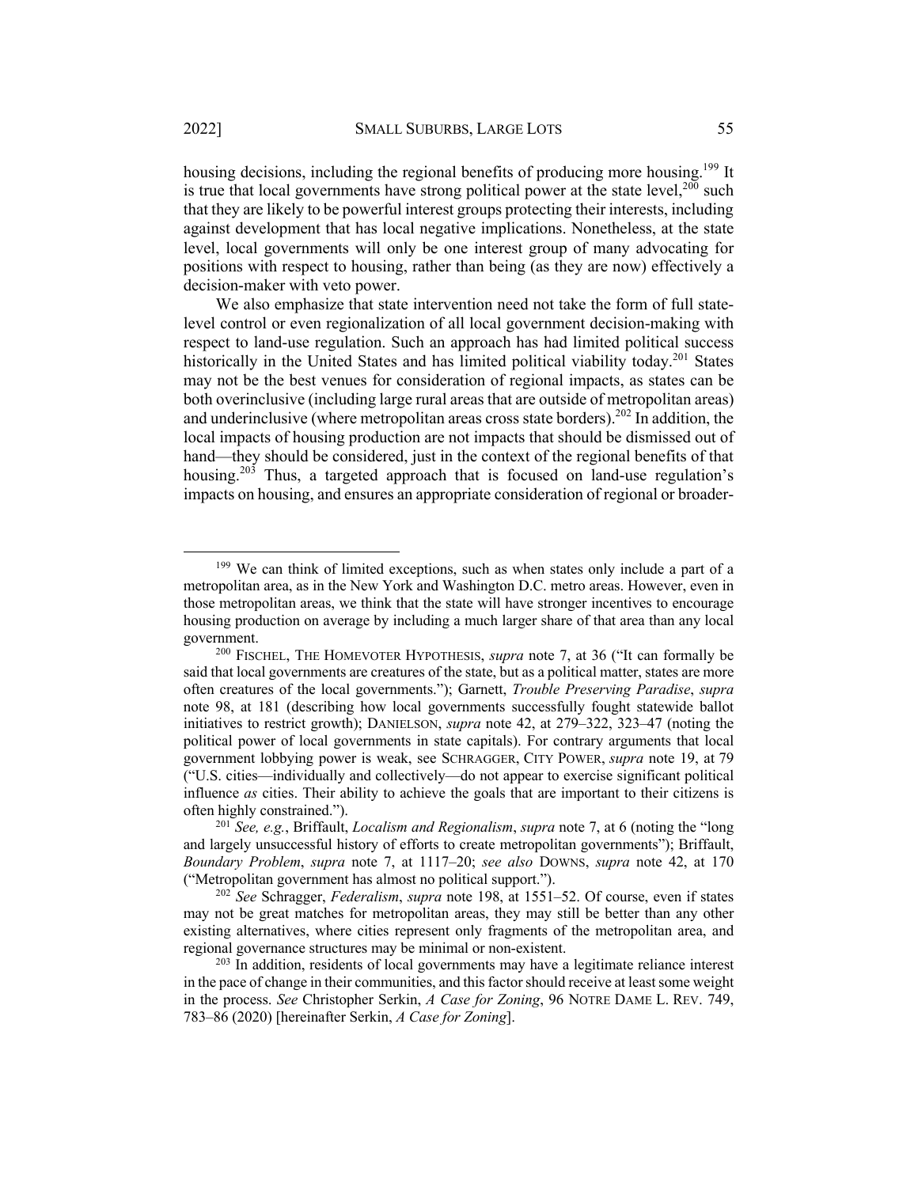housing decisions, including the regional benefits of producing more housing.[199] It is true that local governments have strong political power at the state level,[200] such that they are likely to be powerful interest groups protecting their interests, including against development that has local negative implications. Nonetheless, at the state level, local governments will only be one interest group of many advocating for positions with respect to housing, rather than being (as they are now) effectively a decision-maker with veto power.

We also emphasize that state intervention need not take the form of full state-level control or even regionalization of all local government decision-making with respect to land-use regulation. Such an approach has had limited political success historically in the United States and has limited political viability today.[201] States may not be the best venues for consideration of regional impacts, as states can be both overinclusive (including large rural areas that are outside of metropolitan areas) and underinclusive (where metropolitan areas cross state borders).[202] In addition, the local impacts of housing production are not impacts that should be dismissed out of hand—they should be considered, just in the context of the regional benefits of that housing.[203] Thus, a targeted approach that is focused on land-use regulation's impacts on housing, and ensures an appropriate consideration of regional or broader-

---

[199] We can think of limited exceptions, such as when states only include a part of a metropolitan area, as in the New York and Washington D.C. metro areas. However, even in those metropolitan areas, we think that the state will have stronger incentives to encourage housing production on average by including a much larger share of that area than any local government.

[200] FISCHEL, THE HOMEVOTER HYPOTHESIS, *supra* note 7, at 36 ("It can formally be said that local governments are creatures of the state, but as a political matter, states are more often creatures of the local governments."); Garnett, *Trouble Preserving Paradise*, *supra* note 98, at 181 (describing how local governments successfully fought statewide ballot initiatives to restrict growth); DANIELSON, *supra* note 42, at 279–322, 323–47 (noting the political power of local governments in state capitals). For contrary arguments that local government lobbying power is weak, see SCHRAGGER, CITY POWER, *supra* note 19, at 79 ("U.S. cities—individually and collectively—do not appear to exercise significant political influence *as* cities. Their ability to achieve the goals that are important to their citizens is often highly constrained.").

[201] *See, e.g.*, Briffault, *Localism and Regionalism*, *supra* note 7, at 6 (noting the "long and largely unsuccessful history of efforts to create metropolitan governments"); Briffault, *Boundary Problem*, *supra* note 7, at 1117–20; *see also* DOWNS, *supra* note 42, at 170 ("Metropolitan government has almost no political support.").

[202] *See* Schragger, *Federalism*, *supra* note 198, at 1551–52. Of course, even if states may not be great matches for metropolitan areas, they may still be better than any other existing alternatives, where cities represent only fragments of the metropolitan area, and regional governance structures may be minimal or non-existent.

[203] In addition, residents of local governments may have a legitimate reliance interest in the pace of change in their communities, and this factor should receive at least some weight in the process. *See* Christopher Serkin, *A Case for Zoning*, 96 NOTRE DAME L. REV. 749, 783–86 (2020) [hereinafter Serkin, *A Case for Zoning*].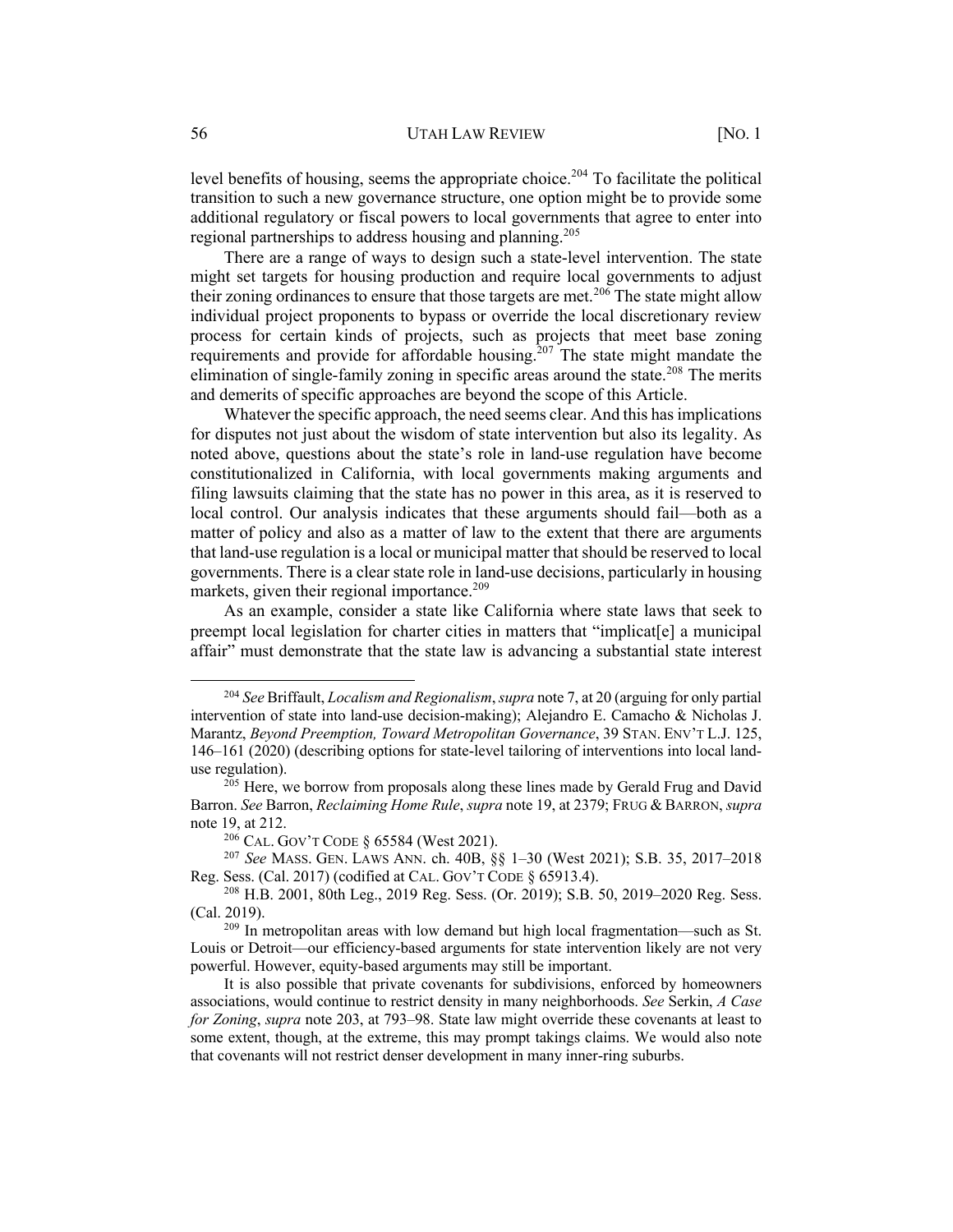level benefits of housing, seems the appropriate choice.[204] To facilitate the political transition to such a new governance structure, one option might be to provide some additional regulatory or fiscal powers to local governments that agree to enter into regional partnerships to address housing and planning.[205]

There are a range of ways to design such a state-level intervention. The state might set targets for housing production and require local governments to adjust their zoning ordinances to ensure that those targets are met.[206] The state might allow individual project proponents to bypass or override the local discretionary review process for certain kinds of projects, such as projects that meet base zoning requirements and provide for affordable housing.[207] The state might mandate the elimination of single-family zoning in specific areas around the state.[208] The merits and demerits of specific approaches are beyond the scope of this Article.

Whatever the specific approach, the need seems clear. And this has implications for disputes not just about the wisdom of state intervention but also its legality. As noted above, questions about the state's role in land-use regulation have become constitutionalized in California, with local governments making arguments and filing lawsuits claiming that the state has no power in this area, as it is reserved to local control. Our analysis indicates that these arguments should fail—both as a matter of policy and also as a matter of law to the extent that there are arguments that land-use regulation is a local or municipal matter that should be reserved to local governments. There is a clear state role in land-use decisions, particularly in housing markets, given their regional importance.[209]

As an example, consider a state like California where state laws that seek to preempt local legislation for charter cities in matters that "implicat[e] a municipal affair" must demonstrate that the state law is advancing a substantial state interest

---

[204] *See* Briffault, *Localism and Regionalism*, *supra* note 7, at 20 (arguing for only partial intervention of state into land-use decision-making); Alejandro E. Camacho & Nicholas J. Marantz, *Beyond Preemption, Toward Metropolitan Governance*, 39 STAN. ENV'T L.J. 125, 146–161 (2020) (describing options for state-level tailoring of interventions into local land-use regulation).

[205] Here, we borrow from proposals along these lines made by Gerald Frug and David Barron. *See* Barron, *Reclaiming Home Rule*, *supra* note 19, at 2379; FRUG & BARRON, *supra* note 19, at 212.

[206] CAL. GOV'T CODE § 65584 (West 2021).

[207] *See* MASS. GEN. LAWS ANN. ch. 40B, §§ 1–30 (West 2021); S.B. 35, 2017–2018 Reg. Sess. (Cal. 2017) (codified at CAL. GOV'T CODE § 65913.4).

[208] H.B. 2001, 80th Leg., 2019 Reg. Sess. (Or. 2019); S.B. 50, 2019–2020 Reg. Sess. (Cal. 2019).

[209] In metropolitan areas with low demand but high local fragmentation—such as St. Louis or Detroit—our efficiency-based arguments for state intervention likely are not very powerful. However, equity-based arguments may still be important.

It is also possible that private covenants for subdivisions, enforced by homeowners associations, would continue to restrict density in many neighborhoods. *See* Serkin, *A Case for Zoning*, *supra* note 203, at 793–98. State law might override these covenants at least to some extent, though, at the extreme, this may prompt takings claims. We would also note that covenants will not restrict denser development in many inner-ring suburbs.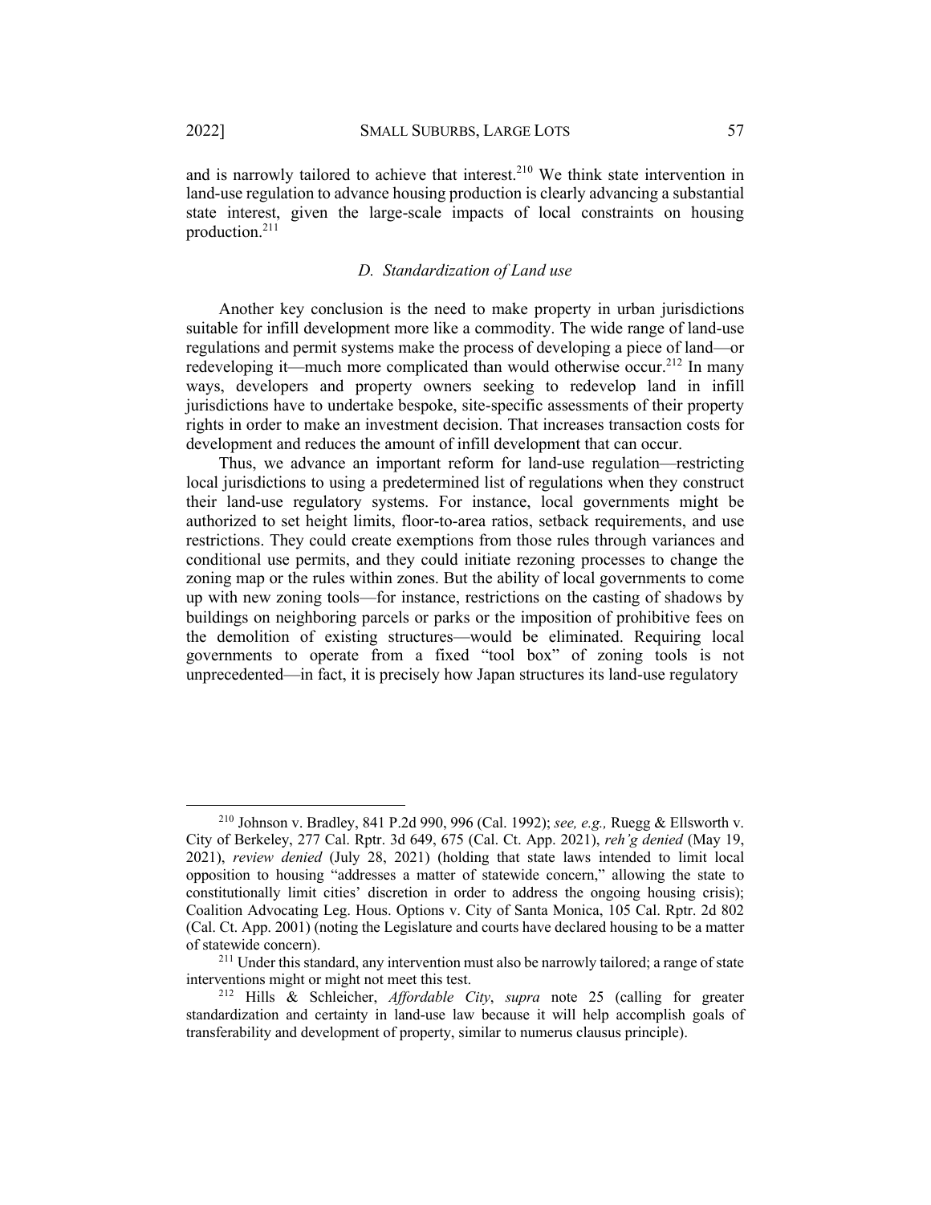and is narrowly tailored to achieve that interest.[210] We think state intervention in land-use regulation to advance housing production is clearly advancing a substantial state interest, given the large-scale impacts of local constraints on housing production.[211]

### *D. Standardization of Land use*

Another key conclusion is the need to make property in urban jurisdictions suitable for infill development more like a commodity. The wide range of land-use regulations and permit systems make the process of developing a piece of land—or redeveloping it—much more complicated than would otherwise occur.[212] In many ways, developers and property owners seeking to redevelop land in infill jurisdictions have to undertake bespoke, site-specific assessments of their property rights in order to make an investment decision. That increases transaction costs for development and reduces the amount of infill development that can occur.

Thus, we advance an important reform for land-use regulation—restricting local jurisdictions to using a predetermined list of regulations when they construct their land-use regulatory systems. For instance, local governments might be authorized to set height limits, floor-to-area ratios, setback requirements, and use restrictions. They could create exemptions from those rules through variances and conditional use permits, and they could initiate rezoning processes to change the zoning map or the rules within zones. But the ability of local governments to come up with new zoning tools—for instance, restrictions on the casting of shadows by buildings on neighboring parcels or parks or the imposition of prohibitive fees on the demolition of existing structures—would be eliminated. Requiring local governments to operate from a fixed "tool box" of zoning tools is not unprecedented—in fact, it is precisely how Japan structures its land-use regulatory

---

[210] Johnson v. Bradley, 841 P.2d 990, 996 (Cal. 1992); *see, e.g.,* Ruegg & Ellsworth v. City of Berkeley, 277 Cal. Rptr. 3d 649, 675 (Cal. Ct. App. 2021), *reh'g denied* (May 19, 2021), *review denied* (July 28, 2021) (holding that state laws intended to limit local opposition to housing "addresses a matter of statewide concern," allowing the state to constitutionally limit cities' discretion in order to address the ongoing housing crisis); Coalition Advocating Leg. Hous. Options v. City of Santa Monica, 105 Cal. Rptr. 2d 802 (Cal. Ct. App. 2001) (noting the Legislature and courts have declared housing to be a matter of statewide concern).

[211] Under this standard, any intervention must also be narrowly tailored; a range of state interventions might or might not meet this test.

[212] Hills & Schleicher, *Affordable City*, *supra* note 25 (calling for greater standardization and certainty in land-use law because it will help accomplish goals of transferability and development of property, similar to numerus clausus principle).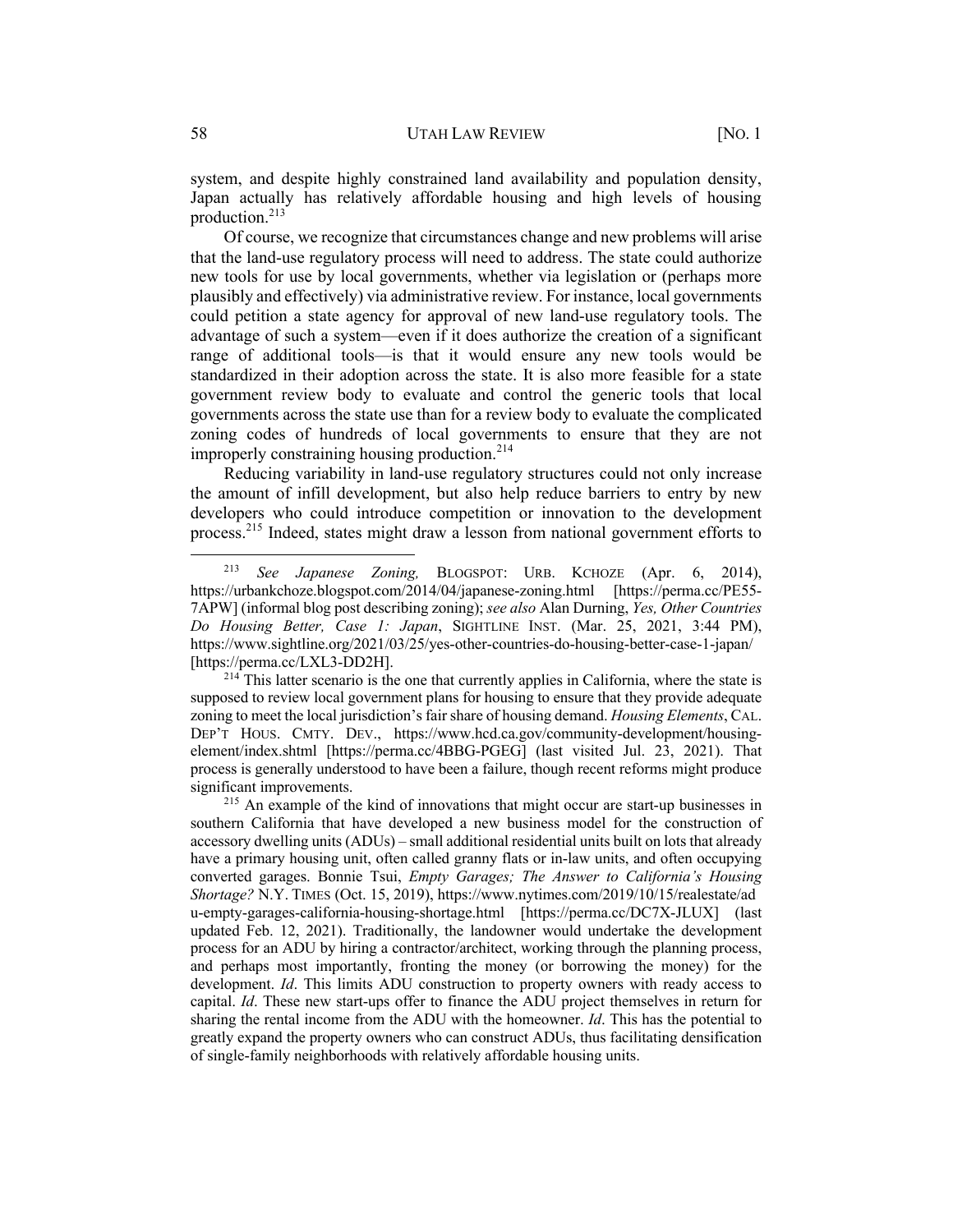system, and despite highly constrained land availability and population density, Japan actually has relatively affordable housing and high levels of housing production.[213]

Of course, we recognize that circumstances change and new problems will arise that the land-use regulatory process will need to address. The state could authorize new tools for use by local governments, whether via legislation or (perhaps more plausibly and effectively) via administrative review. For instance, local governments could petition a state agency for approval of new land-use regulatory tools. The advantage of such a system—even if it does authorize the creation of a significant range of additional tools—is that it would ensure any new tools would be standardized in their adoption across the state. It is also more feasible for a state government review body to evaluate and control the generic tools that local governments across the state use than for a review body to evaluate the complicated zoning codes of hundreds of local governments to ensure that they are not improperly constraining housing production.[214]

Reducing variability in land-use regulatory structures could not only increase the amount of infill development, but also help reduce barriers to entry by new developers who could introduce competition or innovation to the development process.[215] Indeed, states might draw a lesson from national government efforts to

---

[213] *See Japanese Zoning,* BLOGSPOT: URB. KCHOZE (Apr. 6, 2014), https://urbankchoze.blogspot.com/2014/04/japanese-zoning.html [https://perma.cc/PE55-7APW] (informal blog post describing zoning); *see also* Alan Durning, *Yes, Other Countries Do Housing Better, Case 1: Japan*, SIGHTLINE INST. (Mar. 25, 2021, 3:44 PM), https://www.sightline.org/2021/03/25/yes-other-countries-do-housing-better-case-1-japan/ [https://perma.cc/LXL3-DD2H].

[214] This latter scenario is the one that currently applies in California, where the state is supposed to review local government plans for housing to ensure that they provide adequate zoning to meet the local jurisdiction's fair share of housing demand. *Housing Elements*, CAL. DEP'T HOUS. CMTY. DEV., https://www.hcd.ca.gov/community-development/housing-element/index.shtml [https://perma.cc/4BBG-PGEG] (last visited Jul. 23, 2021). That process is generally understood to have been a failure, though recent reforms might produce significant improvements.

[215] An example of the kind of innovations that might occur are start-up businesses in southern California that have developed a new business model for the construction of accessory dwelling units (ADUs) – small additional residential units built on lots that already have a primary housing unit, often called granny flats or in-law units, and often occupying converted garages. Bonnie Tsui, *Empty Garages; The Answer to California's Housing Shortage?* N.Y. TIMES (Oct. 15, 2019), https://www.nytimes.com/2019/10/15/realestate/adu-empty-garages-california-housing-shortage.html [https://perma.cc/DC7X-JLUX] (last updated Feb. 12, 2021). Traditionally, the landowner would undertake the development process for an ADU by hiring a contractor/architect, working through the planning process, and perhaps most importantly, fronting the money (or borrowing the money) for the development. *Id*. This limits ADU construction to property owners with ready access to capital. *Id*. These new start-ups offer to finance the ADU project themselves in return for sharing the rental income from the ADU with the homeowner. *Id*. This has the potential to greatly expand the property owners who can construct ADUs, thus facilitating densification of single-family neighborhoods with relatively affordable housing units.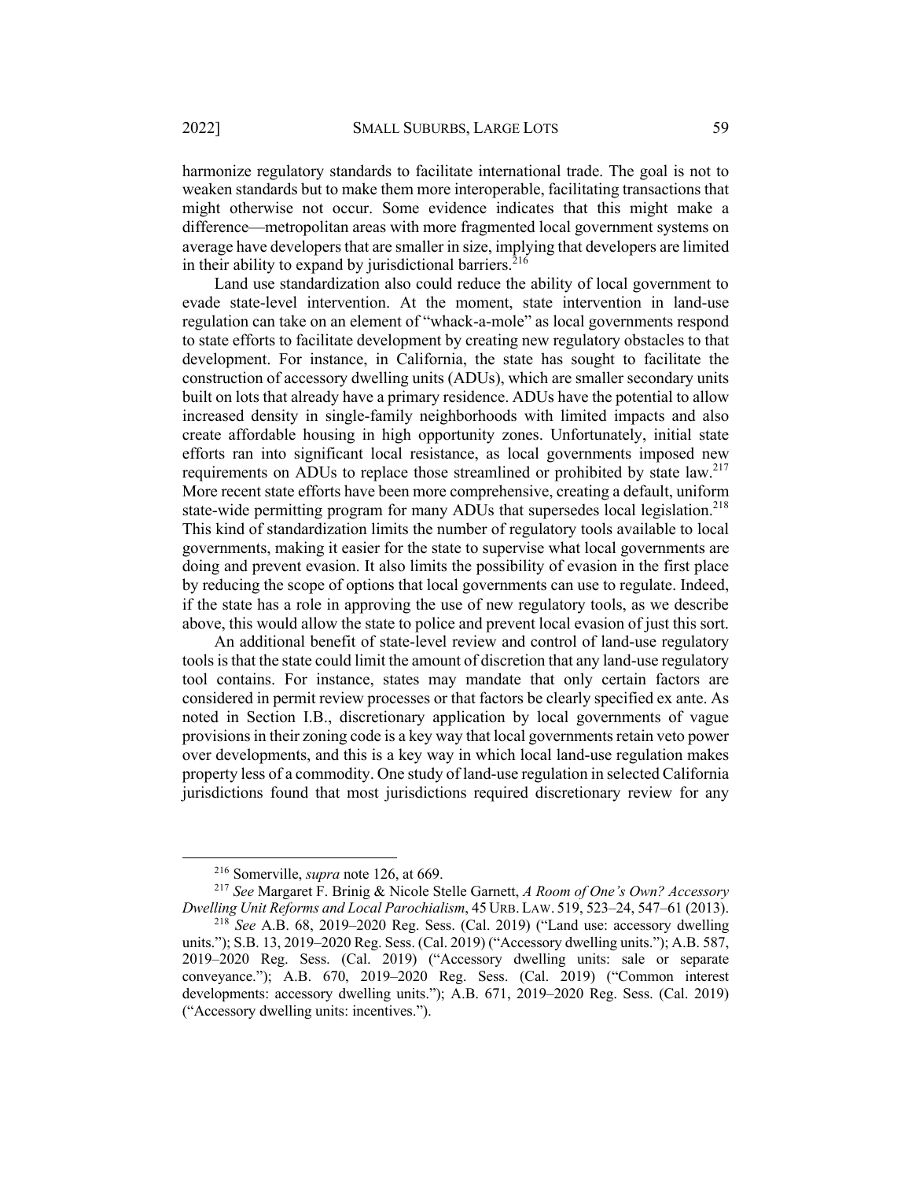harmonize regulatory standards to facilitate international trade. The goal is not to weaken standards but to make them more interoperable, facilitating transactions that might otherwise not occur. Some evidence indicates that this might make a difference—metropolitan areas with more fragmented local government systems on average have developers that are smaller in size, implying that developers are limited in their ability to expand by jurisdictional barriers.[216]

Land use standardization also could reduce the ability of local government to evade state-level intervention. At the moment, state intervention in land-use regulation can take on an element of "whack-a-mole" as local governments respond to state efforts to facilitate development by creating new regulatory obstacles to that development. For instance, in California, the state has sought to facilitate the construction of accessory dwelling units (ADUs), which are smaller secondary units built on lots that already have a primary residence. ADUs have the potential to allow increased density in single-family neighborhoods with limited impacts and also create affordable housing in high opportunity zones. Unfortunately, initial state efforts ran into significant local resistance, as local governments imposed new requirements on ADUs to replace those streamlined or prohibited by state law.[217] More recent state efforts have been more comprehensive, creating a default, uniform state-wide permitting program for many ADUs that supersedes local legislation.[218] This kind of standardization limits the number of regulatory tools available to local governments, making it easier for the state to supervise what local governments are doing and prevent evasion. It also limits the possibility of evasion in the first place by reducing the scope of options that local governments can use to regulate. Indeed, if the state has a role in approving the use of new regulatory tools, as we describe above, this would allow the state to police and prevent local evasion of just this sort.

An additional benefit of state-level review and control of land-use regulatory tools is that the state could limit the amount of discretion that any land-use regulatory tool contains. For instance, states may mandate that only certain factors are considered in permit review processes or that factors be clearly specified ex ante. As noted in Section I.B., discretionary application by local governments of vague provisions in their zoning code is a key way that local governments retain veto power over developments, and this is a key way in which local land-use regulation makes property less of a commodity. One study of land-use regulation in selected California jurisdictions found that most jurisdictions required discretionary review for any

---

[216] Somerville, *supra* note 126, at 669.

[217] *See* Margaret F. Brinig & Nicole Stelle Garnett, *A Room of One's Own? Accessory Dwelling Unit Reforms and Local Parochialism*, 45 URB. LAW. 519, 523–24, 547–61 (2013).

[218] *See* A.B. 68, 2019–2020 Reg. Sess. (Cal. 2019) ("Land use: accessory dwelling units."); S.B. 13, 2019–2020 Reg. Sess. (Cal. 2019) ("Accessory dwelling units."); A.B. 587, 2019–2020 Reg. Sess. (Cal. 2019) ("Accessory dwelling units: sale or separate conveyance."); A.B. 670, 2019–2020 Reg. Sess. (Cal. 2019) ("Common interest developments: accessory dwelling units."); A.B. 671, 2019–2020 Reg. Sess. (Cal. 2019) ("Accessory dwelling units: incentives.").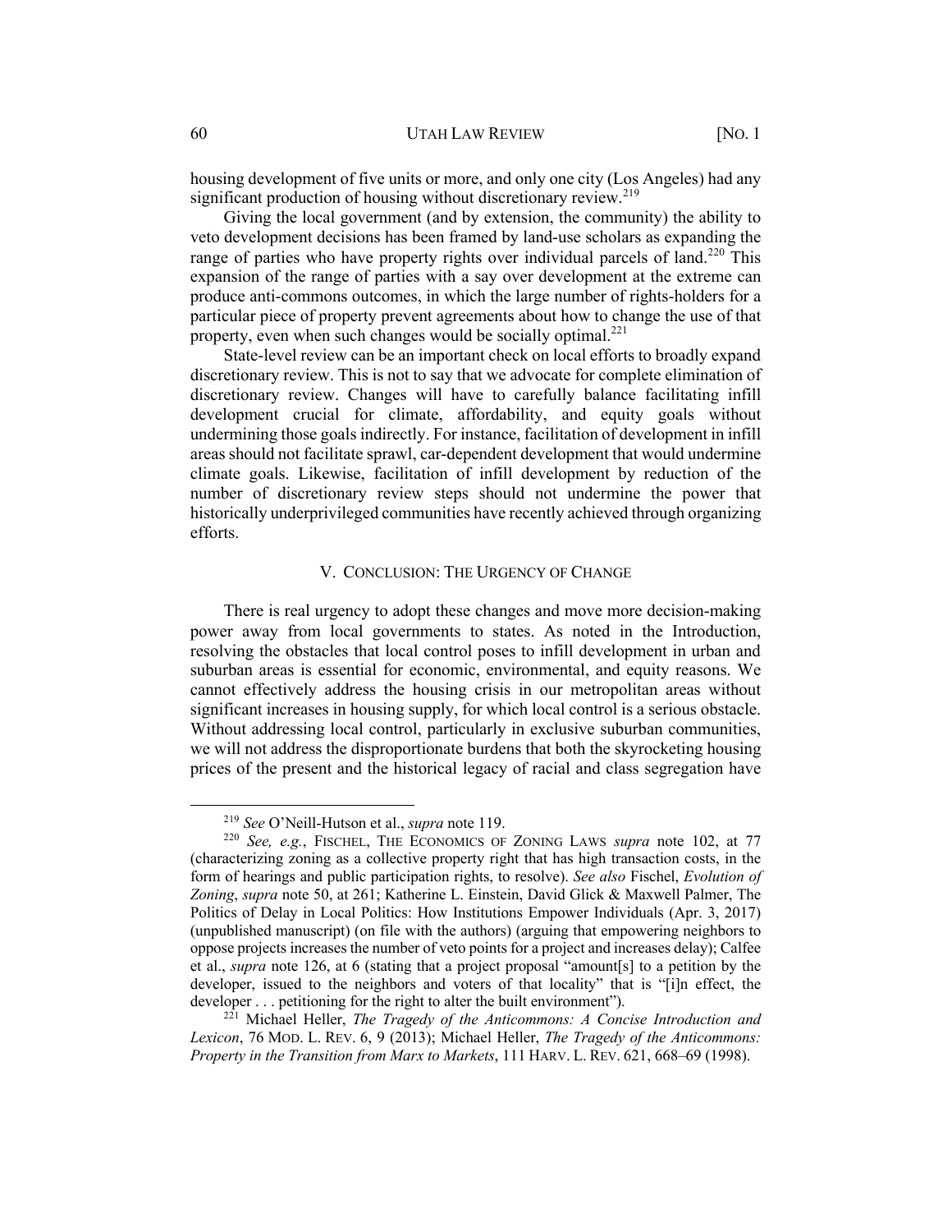housing development of five units or more, and only one city (Los Angeles) had any significant production of housing without discretionary review.[219]

Giving the local government (and by extension, the community) the ability to veto development decisions has been framed by land-use scholars as expanding the range of parties who have property rights over individual parcels of land.[220] This expansion of the range of parties with a say over development at the extreme can produce anti-commons outcomes, in which the large number of rights-holders for a particular piece of property prevent agreements about how to change the use of that property, even when such changes would be socially optimal.[221]

State-level review can be an important check on local efforts to broadly expand discretionary review. This is not to say that we advocate for complete elimination of discretionary review. Changes will have to carefully balance facilitating infill development crucial for climate, affordability, and equity goals without undermining those goals indirectly. For instance, facilitation of development in infill areas should not facilitate sprawl, car-dependent development that would undermine climate goals. Likewise, facilitation of infill development by reduction of the number of discretionary review steps should not undermine the power that historically underprivileged communities have recently achieved through organizing efforts.

## V. CONCLUSION: THE URGENCY OF CHANGE

There is real urgency to adopt these changes and move more decision-making power away from local governments to states. As noted in the Introduction, resolving the obstacles that local control poses to infill development in urban and suburban areas is essential for economic, environmental, and equity reasons. We cannot effectively address the housing crisis in our metropolitan areas without significant increases in housing supply, for which local control is a serious obstacle. Without addressing local control, particularly in exclusive suburban communities, we will not address the disproportionate burdens that both the skyrocketing housing prices of the present and the historical legacy of racial and class segregation have

---

[219] *See* O'Neill-Hutson et al., *supra* note 119.

[220] *See, e.g.*, FISCHEL, THE ECONOMICS OF ZONING LAWS *supra* note 102, at 77 (characterizing zoning as a collective property right that has high transaction costs, in the form of hearings and public participation rights, to resolve). *See also* Fischel, *Evolution of Zoning*, *supra* note 50, at 261; Katherine L. Einstein, David Glick & Maxwell Palmer, The Politics of Delay in Local Politics: How Institutions Empower Individuals (Apr. 3, 2017) (unpublished manuscript) (on file with the authors) (arguing that empowering neighbors to oppose projects increases the number of veto points for a project and increases delay); Calfee et al., *supra* note 126, at 6 (stating that a project proposal "amount[s] to a petition by the developer, issued to the neighbors and voters of that locality" that is "[i]n effect, the developer . . . petitioning for the right to alter the built environment").

[221] Michael Heller, *The Tragedy of the Anticommons: A Concise Introduction and Lexicon*, 76 MOD. L. REV. 6, 9 (2013); Michael Heller, *The Tragedy of the Anticommons: Property in the Transition from Marx to Markets*, 111 HARV. L. REV. 621, 668–69 (1998).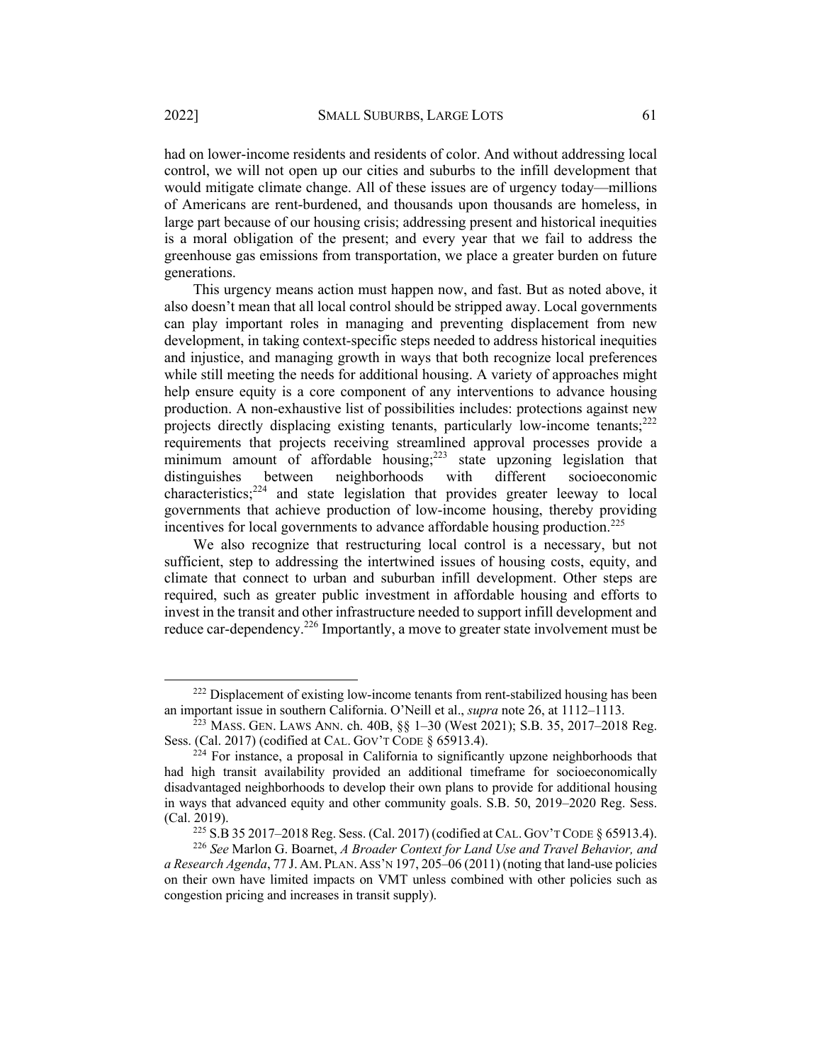had on lower-income residents and residents of color. And without addressing local control, we will not open up our cities and suburbs to the infill development that would mitigate climate change. All of these issues are of urgency today—millions of Americans are rent-burdened, and thousands upon thousands are homeless, in large part because of our housing crisis; addressing present and historical inequities is a moral obligation of the present; and every year that we fail to address the greenhouse gas emissions from transportation, we place a greater burden on future generations.

This urgency means action must happen now, and fast. But as noted above, it also doesn't mean that all local control should be stripped away. Local governments can play important roles in managing and preventing displacement from new development, in taking context-specific steps needed to address historical inequities and injustice, and managing growth in ways that both recognize local preferences while still meeting the needs for additional housing. A variety of approaches might help ensure equity is a core component of any interventions to advance housing production. A non-exhaustive list of possibilities includes: protections against new projects directly displacing existing tenants, particularly low-income tenants;[222] requirements that projects receiving streamlined approval processes provide a minimum amount of affordable housing;[223] state upzoning legislation that distinguishes between neighborhoods with different socioeconomic characteristics;[224] and state legislation that provides greater leeway to local governments that achieve production of low-income housing, thereby providing incentives for local governments to advance affordable housing production.[225]

We also recognize that restructuring local control is a necessary, but not sufficient, step to addressing the intertwined issues of housing costs, equity, and climate that connect to urban and suburban infill development. Other steps are required, such as greater public investment in affordable housing and efforts to invest in the transit and other infrastructure needed to support infill development and reduce car-dependency.[226] Importantly, a move to greater state involvement must be

---

[222] Displacement of existing low-income tenants from rent-stabilized housing has been an important issue in southern California. O'Neill et al., *supra* note 26, at 1112–1113.

[223] MASS. GEN. LAWS ANN. ch. 40B, §§ 1–30 (West 2021); S.B. 35, 2017–2018 Reg. Sess. (Cal. 2017) (codified at CAL. GOV'T CODE § 65913.4).

[224] For instance, a proposal in California to significantly upzone neighborhoods that had high transit availability provided an additional timeframe for socioeconomically disadvantaged neighborhoods to develop their own plans to provide for additional housing in ways that advanced equity and other community goals. S.B. 50, 2019–2020 Reg. Sess. (Cal. 2019).

[225] S.B 35 2017–2018 Reg. Sess. (Cal. 2017) (codified at CAL. GOV'T CODE § 65913.4).

[226] *See* Marlon G. Boarnet, *A Broader Context for Land Use and Travel Behavior, and a Research Agenda*, 77 J. AM. PLAN. ASS'N 197, 205–06 (2011) (noting that land-use policies on their own have limited impacts on VMT unless combined with other policies such as congestion pricing and increases in transit supply).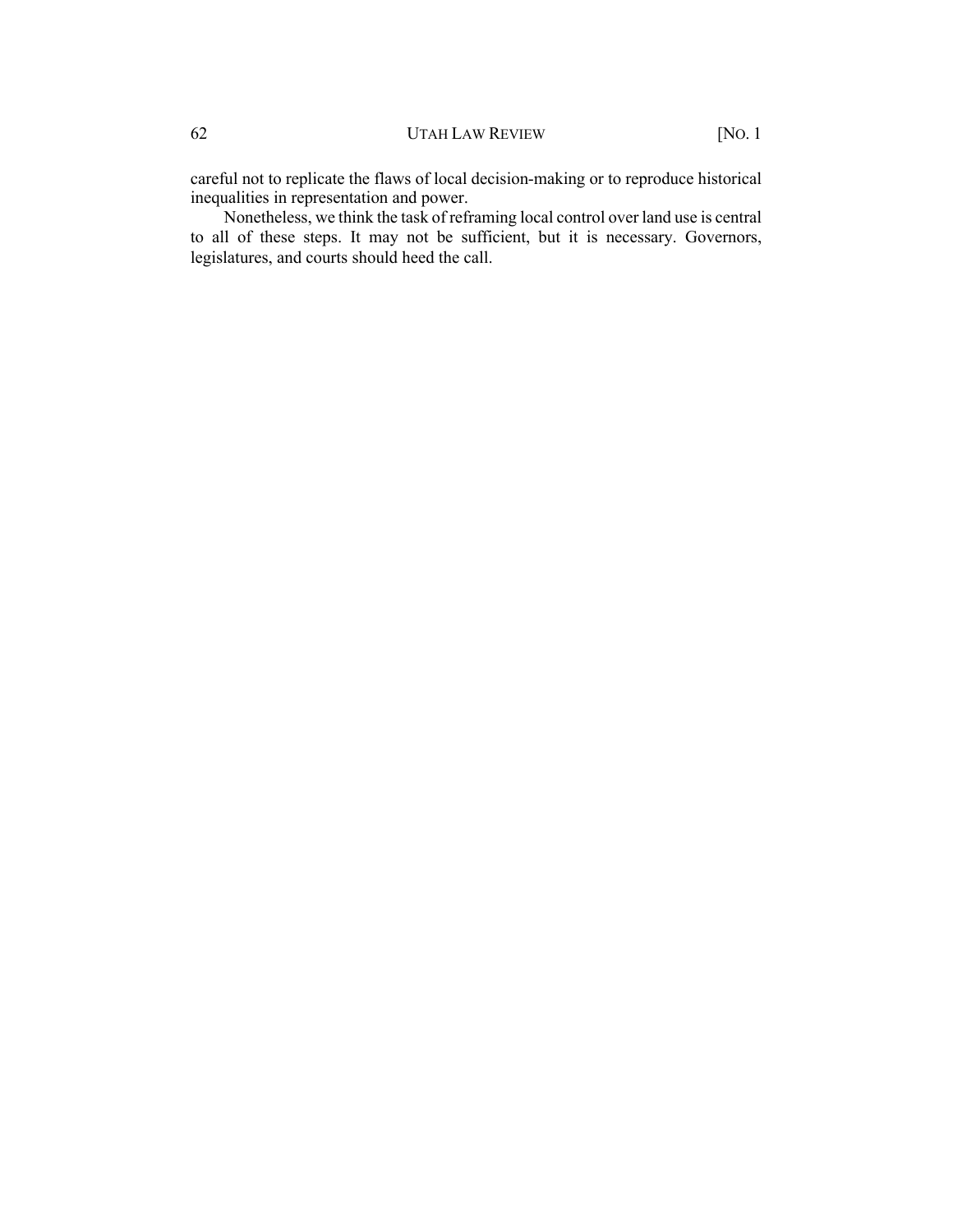careful not to replicate the flaws of local decision-making or to reproduce historical inequalities in representation and power.

Nonetheless, we think the task of reframing local control over land use is central to all of these steps. It may not be sufficient, but it is necessary. Governors, legislatures, and courts should heed the call.